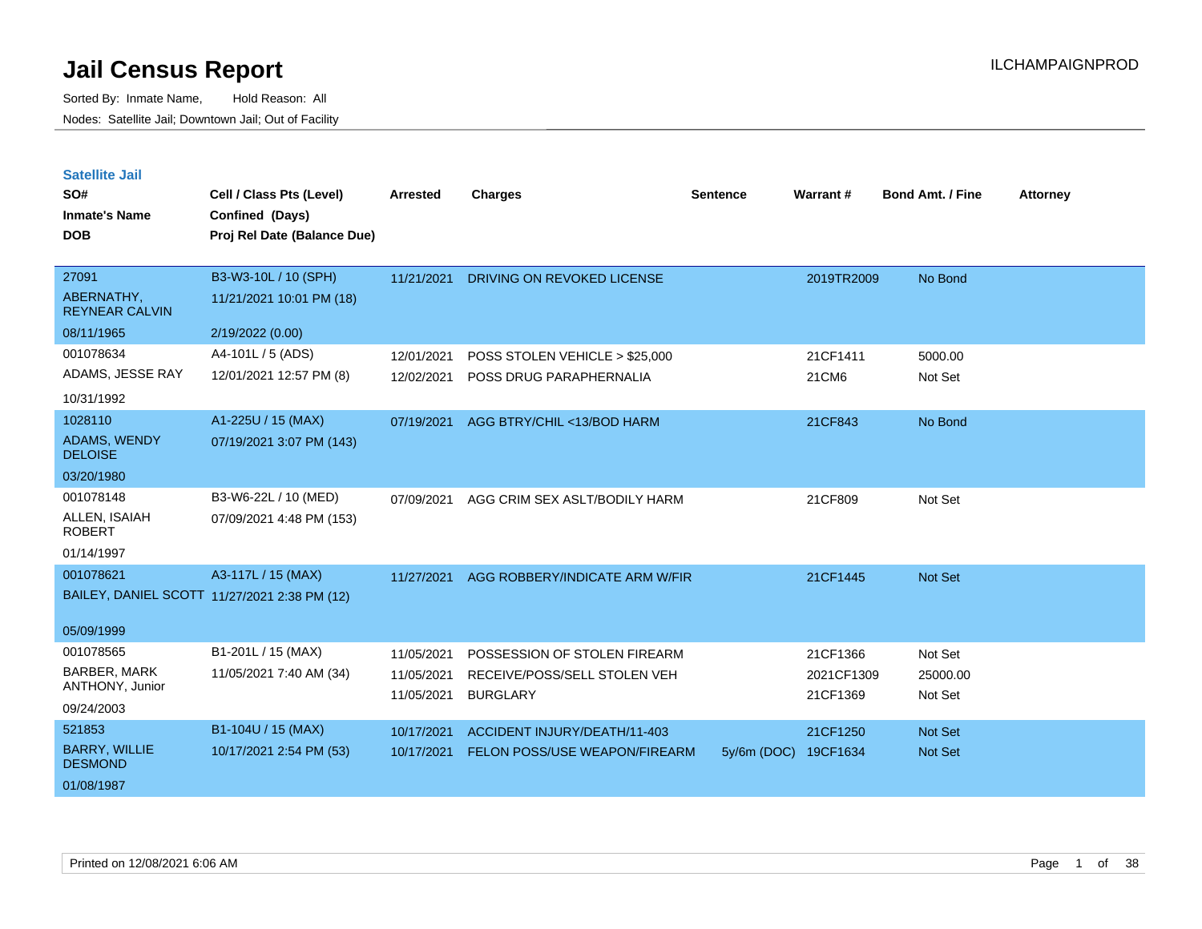# Jail Census Report

ILCHAMPAIGNPROD

Sorted By: Inmate Name, Hold Reason: All

Nodes: Satellite Jail; Downtown Jail; Out of Facility

## Satellite Jail

| SO# / Inmate's Name / DOB | Cell / Class Pts (Level) / Confined (Days) / Proj Rel Date (Balance Due) | Arrested | Charges | Sentence | Warrant # | Bond Amt. / Fine | Attorney |
|---|---|---|---|---|---|---|---|
| 27091<br>ABERNATHY, REYNEAR CALVIN<br>08/11/1965 | B3-W3-10L / 10 (SPH)<br>11/21/2021 10:01 PM (18)<br>2/19/2022 (0.00) | 11/21/2021 | DRIVING ON REVOKED LICENSE | | 2019TR2009 | No Bond | |
| 001078634<br>ADAMS, JESSE RAY<br>10/31/1992 | A4-101L / 5 (ADS)<br>12/01/2021 12:57 PM (8) | 12/01/2021 | POSS STOLEN VEHICLE > $25,000 | | 21CF1411 | 5000.00 | |
| | | 12/02/2021 | POSS DRUG PARAPHERNALIA | | 21CM6 | Not Set | |
| 1028110<br>ADAMS, WENDY DELOISE<br>03/20/1980 | A1-225U / 15 (MAX)<br>07/19/2021 3:07 PM (143) | 07/19/2021 | AGG BTRY/CHIL <13/BOD HARM | | 21CF843 | No Bond | |
| 001078148<br>ALLEN, ISAIAH ROBERT<br>01/14/1997 | B3-W6-22L / 10 (MED)<br>07/09/2021 4:48 PM (153) | 07/09/2021 | AGG CRIM SEX ASLT/BODILY HARM | | 21CF809 | Not Set | |
| 001078621<br>BAILEY, DANIEL SCOTT<br>05/09/1999 | A3-117L / 15 (MAX)<br>11/27/2021 2:38 PM (12) | 11/27/2021 | AGG ROBBERY/INDICATE ARM W/FIR | | 21CF1445 | Not Set | |
| 001078565<br>BARBER, MARK ANTHONY, Junior<br>09/24/2003 | B1-201L / 15 (MAX)<br>11/05/2021 7:40 AM (34) | 11/05/2021 | POSSESSION OF STOLEN FIREARM | | 21CF1366 | Not Set | |
| | | 11/05/2021 | RECEIVE/POSS/SELL STOLEN VEH | | 2021CF1309 | 25000.00 | |
| | | 11/05/2021 | BURGLARY | | 21CF1369 | Not Set | |
| 521853<br>BARRY, WILLIE DESMOND<br>01/08/1987 | B1-104U / 15 (MAX)<br>10/17/2021 2:54 PM (53) | 10/17/2021 | ACCIDENT INJURY/DEATH/11-403 | | 21CF1250 | Not Set | |
| | | 10/17/2021 | FELON POSS/USE WEAPON/FIREARM | 5y/6m (DOC) | 19CF1634 | Not Set | |

Printed on 12/08/2021 6:06 AM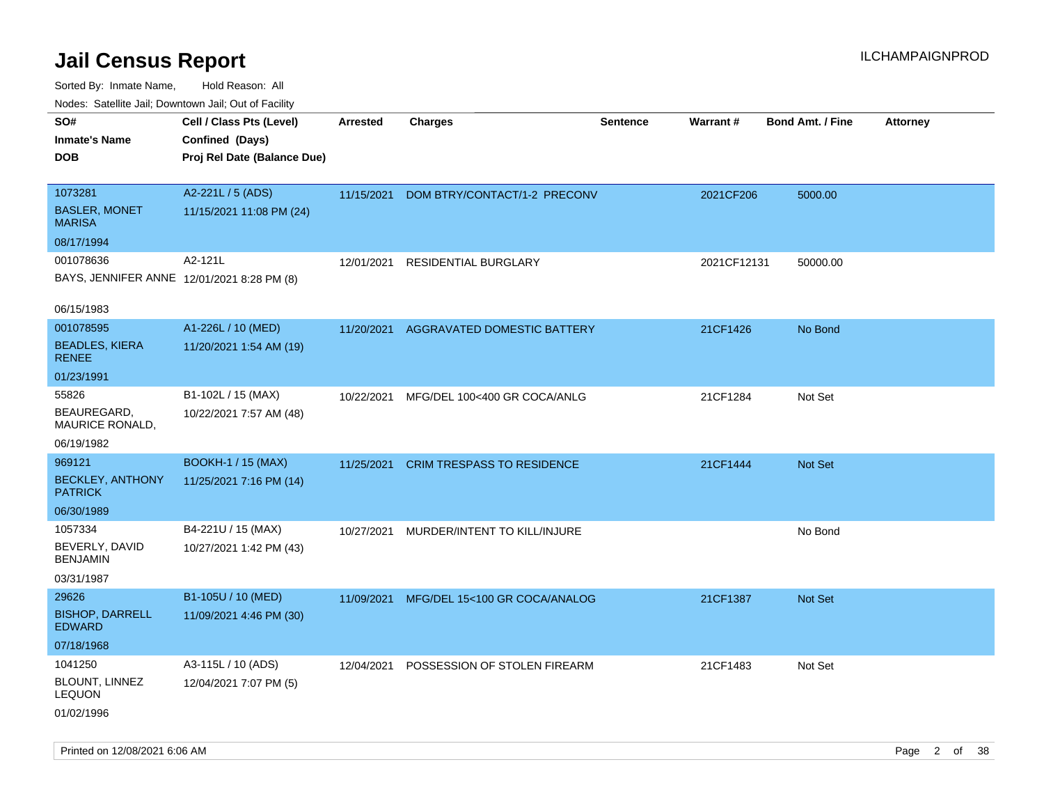# Jail Census Report

ILCHAMPAIGNPROD

Sorted By: Inmate Name, Hold Reason: All

Nodes: Satellite Jail; Downtown Jail; Out of Facility

| SO# / Inmate's Name / DOB | Cell / Class Pts (Level) / Confined (Days) / Proj Rel Date (Balance Due) | Arrested | Charges | Sentence | Warrant # | Bond Amt. / Fine | Attorney |
|---|---|---|---|---|---|---|---|
| 1073281 BASLER, MONET MARISA 08/17/1994 | A2-221L / 5 (ADS) 11/15/2021 11:08 PM (24) | 11/15/2021 | DOM BTRY/CONTACT/1-2 PRECONV | | 2021CF206 | 5000.00 | |
| 001078636 BAYS, JENNIFER ANNE 06/15/1983 | A2-121L 12/01/2021 8:28 PM (8) | 12/01/2021 | RESIDENTIAL BURGLARY | | 2021CF12131 | 50000.00 | |
| 001078595 BEADLES, KIERA RENEE 01/23/1991 | A1-226L / 10 (MED) 11/20/2021 1:54 AM (19) | 11/20/2021 | AGGRAVATED DOMESTIC BATTERY | | 21CF1426 | No Bond | |
| 55826 BEAUREGARD, MAURICE RONALD, 06/19/1982 | B1-102L / 15 (MAX) 10/22/2021 7:57 AM (48) | 10/22/2021 | MFG/DEL 100<400 GR COCA/ANLG | | 21CF1284 | Not Set | |
| 969121 BECKLEY, ANTHONY PATRICK 06/30/1989 | BOOKH-1 / 15 (MAX) 11/25/2021 7:16 PM (14) | 11/25/2021 | CRIM TRESPASS TO RESIDENCE | | 21CF1444 | Not Set | |
| 1057334 BEVERLY, DAVID BENJAMIN 03/31/1987 | B4-221U / 15 (MAX) 10/27/2021 1:42 PM (43) | 10/27/2021 | MURDER/INTENT TO KILL/INJURE | | | No Bond | |
| 29626 BISHOP, DARRELL EDWARD 07/18/1968 | B1-105U / 10 (MED) 11/09/2021 4:46 PM (30) | 11/09/2021 | MFG/DEL 15<100 GR COCA/ANALOG | | 21CF1387 | Not Set | |
| 1041250 BLOUNT, LINNEZ LEQUON 01/02/1996 | A3-115L / 10 (ADS) 12/04/2021 7:07 PM (5) | 12/04/2021 | POSSESSION OF STOLEN FIREARM | | 21CF1483 | Not Set | |

Printed on 12/08/2021 6:06 AM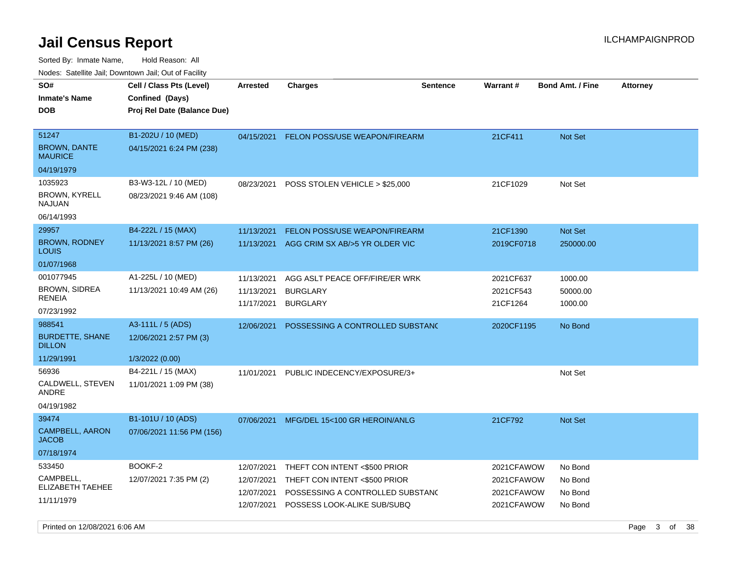# Jail Census Report

ILCHAMPAIGNPROD

Sorted By: Inmate Name, Hold Reason: All

Nodes: Satellite Jail; Downtown Jail; Out of Facility

| SO# / Inmate's Name / DOB | Cell / Class Pts (Level) / Confined (Days) / Proj Rel Date (Balance Due) | Arrested | Charges | Sentence | Warrant # | Bond Amt. / Fine | Attorney |
|---|---|---|---|---|---|---|---|
| 51247<br>BROWN, DANTE MAURICE<br>04/19/1979 | B1-202U / 10 (MED)<br>04/15/2021 6:24 PM (238) | 04/15/2021 | FELON POSS/USE WEAPON/FIREARM | | 21CF411 | Not Set | |
| 1035923<br>BROWN, KYRELL NAJUAN<br>06/14/1993 | B3-W3-12L / 10 (MED)<br>08/23/2021 9:46 AM (108) | 08/23/2021 | POSS STOLEN VEHICLE > $25,000 | | 21CF1029 | Not Set | |
| 29957<br>BROWN, RODNEY LOUIS<br>01/07/1968 | B4-222L / 15 (MAX)<br>11/13/2021 8:57 PM (26) | 11/13/2021<br>11/13/2021 | FELON POSS/USE WEAPON/FIREARM<br>AGG CRIM SX AB/>5 YR OLDER VIC | | 21CF1390<br>2019CF0718 | Not Set<br>250000.00 | |
| 001077945<br>BROWN, SIDREA RENEIA<br>07/23/1992 | A1-225L / 10 (MED)<br>11/13/2021 10:49 AM (26) | 11/13/2021<br>11/13/2021<br>11/17/2021 | AGG ASLT PEACE OFF/FIRE/ER WRK<br>BURGLARY<br>BURGLARY | | 2021CF637<br>2021CF543<br>21CF1264 | 1000.00<br>50000.00<br>1000.00 | |
| 988541<br>BURDETTE, SHANE DILLON<br>11/29/1991 | A3-111L / 5 (ADS)<br>12/06/2021 2:57 PM (3)<br>1/3/2022 (0.00) | 12/06/2021 | POSSESSING A CONTROLLED SUBSTANC | | 2020CF1195 | No Bond | |
| 56936<br>CALDWELL, STEVEN ANDRE<br>04/19/1982 | B4-221L / 15 (MAX)<br>11/01/2021 1:09 PM (38) | 11/01/2021 | PUBLIC INDECENCY/EXPOSURE/3+ | | | Not Set | |
| 39474<br>CAMPBELL, AARON JACOB<br>07/18/1974 | B1-101U / 10 (ADS)<br>07/06/2021 11:56 PM (156) | 07/06/2021 | MFG/DEL 15<100 GR HEROIN/ANLG | | 21CF792 | Not Set | |
| 533450<br>CAMPBELL, ELIZABETH TAEHEE<br>11/11/1979 | BOOKF-2<br>12/07/2021 7:35 PM (2) | 12/07/2021<br>12/07/2021<br>12/07/2021<br>12/07/2021 | THEFT CON INTENT <$500 PRIOR<br>THEFT CON INTENT <$500 PRIOR<br>POSSESSING A CONTROLLED SUBSTANC<br>POSSESS LOOK-ALIKE SUB/SUBQ | | 2021CFAWOW<br>2021CFAWOW<br>2021CFAWOW<br>2021CFAWOW | No Bond<br>No Bond<br>No Bond<br>No Bond | |

Printed on 12/08/2021 6:06 AM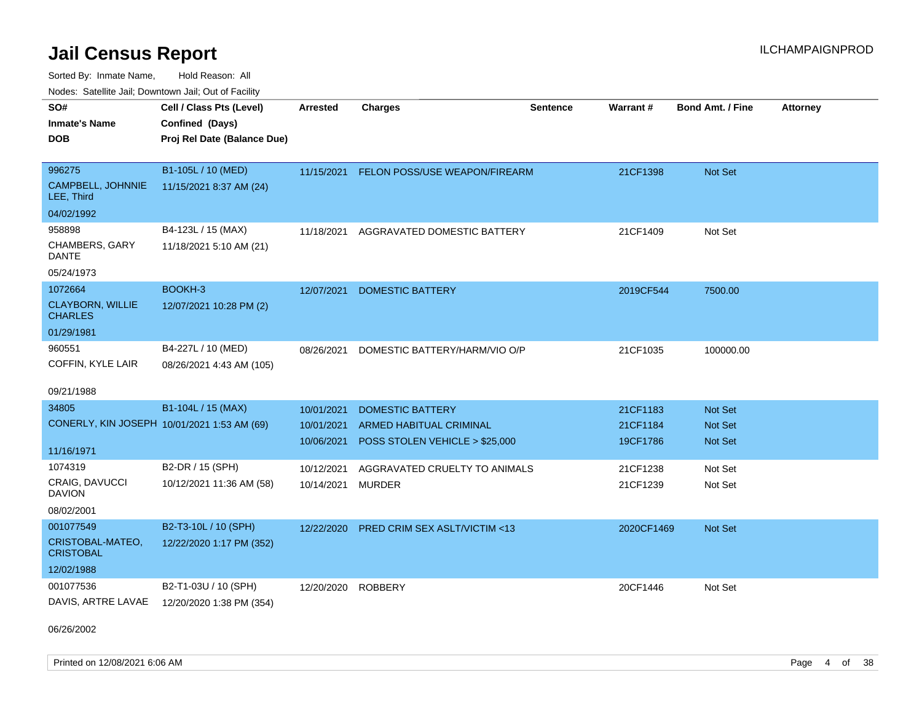# Jail Census Report

Sorted By: Inmate Name, Hold Reason: All

Nodes: Satellite Jail; Downtown Jail; Out of Facility

| SO# / Inmate's Name / DOB | Cell / Class Pts (Level) / Confined (Days) / Proj Rel Date (Balance Due) | Arrested | Charges | Sentence | Warrant # | Bond Amt. / Fine | Attorney |
|---|---|---|---|---|---|---|---|
| 996275<br>CAMPBELL, JOHNNIE LEE, Third<br>04/02/1992 | B1-105L / 10 (MED)<br>11/15/2021 8:37 AM (24) | 11/15/2021 | FELON POSS/USE WEAPON/FIREARM | | 21CF1398 | Not Set | |
| 958898<br>CHAMBERS, GARY DANTE<br>05/24/1973 | B4-123L / 15 (MAX)<br>11/18/2021 5:10 AM (21) | 11/18/2021 | AGGRAVATED DOMESTIC BATTERY | | 21CF1409 | Not Set | |
| 1072664<br>CLAYBORN, WILLIE CHARLES<br>01/29/1981 | BOOKH-3<br>12/07/2021 10:28 PM (2) | 12/07/2021 | DOMESTIC BATTERY | | 2019CF544 | 7500.00 | |
| 960551<br>COFFIN, KYLE LAIR<br>09/21/1988 | B4-227L / 10 (MED)<br>08/26/2021 4:43 AM (105) | 08/26/2021 | DOMESTIC BATTERY/HARM/VIO O/P | | 21CF1035 | 100000.00 | |
| 34805<br>CONERLY, KIN JOSEPH<br>11/16/1971 | B1-104L / 15 (MAX)<br>10/01/2021 1:53 AM (69) | 10/01/2021 | DOMESTIC BATTERY | | 21CF1183 | Not Set | |
| | | 10/01/2021 | ARMED HABITUAL CRIMINAL | | 21CF1184 | Not Set | |
| | | 10/06/2021 | POSS STOLEN VEHICLE > $25,000 | | 19CF1786 | Not Set | |
| 1074319<br>CRAIG, DAVUCCI DAVION<br>08/02/2001 | B2-DR / 15 (SPH)<br>10/12/2021 11:36 AM (58) | 10/12/2021 | AGGRAVATED CRUELTY TO ANIMALS | | 21CF1238 | Not Set | |
| | | 10/14/2021 | MURDER | | 21CF1239 | Not Set | |
| 001077549<br>CRISTOBAL-MATEO, CRISTOBAL<br>12/02/1988 | B2-T3-10L / 10 (SPH)<br>12/22/2020 1:17 PM (352) | 12/22/2020 | PRED CRIM SEX ASLT/VICTIM <13 | | 2020CF1469 | Not Set | |
| 001077536<br>DAVIS, ARTRE LAVAE<br>06/26/2002 | B2-T1-03U / 10 (SPH)<br>12/20/2020 1:38 PM (354) | 12/20/2020 | ROBBERY | | 20CF1446 | Not Set | |

Printed on 12/08/2021 6:06 AM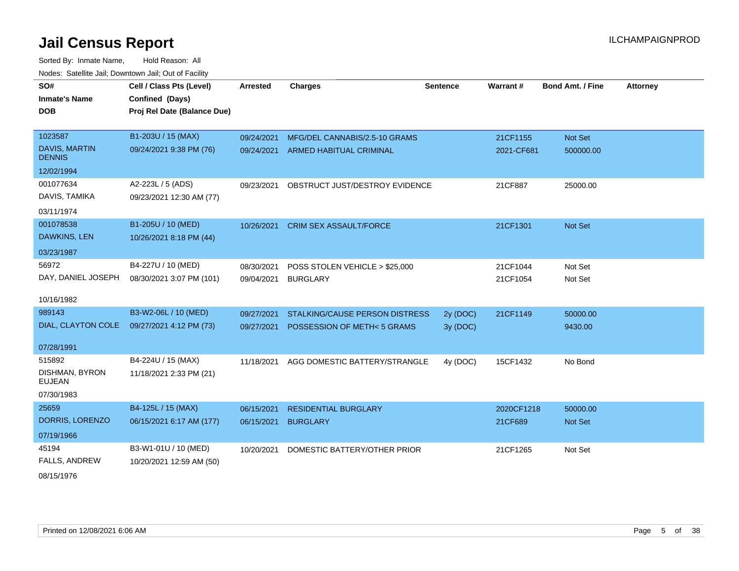# Jail Census Report

ILCHAMPAIGNPROD

Sorted By: Inmate Name, Hold Reason: All

Nodes: Satellite Jail; Downtown Jail; Out of Facility

| SO# / Inmate's Name / DOB | Cell / Class Pts (Level) / Confined (Days) / Proj Rel Date (Balance Due) | Arrested | Charges | Sentence | Warrant # | Bond Amt. / Fine | Attorney |
|---|---|---|---|---|---|---|---|
| 1023587 DAVIS, MARTIN DENNIS 12/02/1994 | B1-203U / 15 (MAX) 09/24/2021 9:38 PM (76) | 09/24/2021 | MFG/DEL CANNABIS/2.5-10 GRAMS | | 21CF1155 | Not Set | |
| | | 09/24/2021 | ARMED HABITUAL CRIMINAL | | 2021-CF681 | 500000.00 | |
| 001077634 DAVIS, TAMIKA 03/11/1974 | A2-223L / 5 (ADS) 09/23/2021 12:30 AM (77) | 09/23/2021 | OBSTRUCT JUST/DESTROY EVIDENCE | | 21CF887 | 25000.00 | |
| 001078538 DAWKINS, LEN 03/23/1987 | B1-205U / 10 (MED) 10/26/2021 8:18 PM (44) | 10/26/2021 | CRIM SEX ASSAULT/FORCE | | 21CF1301 | Not Set | |
| 56972 DAY, DANIEL JOSEPH 10/16/1982 | B4-227U / 10 (MED) 08/30/2021 3:07 PM (101) | 08/30/2021 | POSS STOLEN VEHICLE > $25,000 | | 21CF1044 | Not Set | |
| | | 09/04/2021 | BURGLARY | | 21CF1054 | Not Set | |
| 989143 DIAL, CLAYTON COLE 07/28/1991 | B3-W2-06L / 10 (MED) 09/27/2021 4:12 PM (73) | 09/27/2021 | STALKING/CAUSE PERSON DISTRESS | 2y (DOC) | 21CF1149 | 50000.00 | |
| | | 09/27/2021 | POSSESSION OF METH< 5 GRAMS | 3y (DOC) | | 9430.00 | |
| 515892 DISHMAN, BYRON EUJEAN 07/30/1983 | B4-224U / 15 (MAX) 11/18/2021 2:33 PM (21) | 11/18/2021 | AGG DOMESTIC BATTERY/STRANGLE | 4y (DOC) | 15CF1432 | No Bond | |
| 25659 DORRIS, LORENZO 07/19/1966 | B4-125L / 15 (MAX) 06/15/2021 6:17 AM (177) | 06/15/2021 | RESIDENTIAL BURGLARY | | 2020CF1218 | 50000.00 | |
| | | 06/15/2021 | BURGLARY | | 21CF689 | Not Set | |
| 45194 FALLS, ANDREW 08/15/1976 | B3-W1-01U / 10 (MED) 10/20/2021 12:59 AM (50) | 10/20/2021 | DOMESTIC BATTERY/OTHER PRIOR | | 21CF1265 | Not Set | |

Printed on 12/08/2021 6:06 AM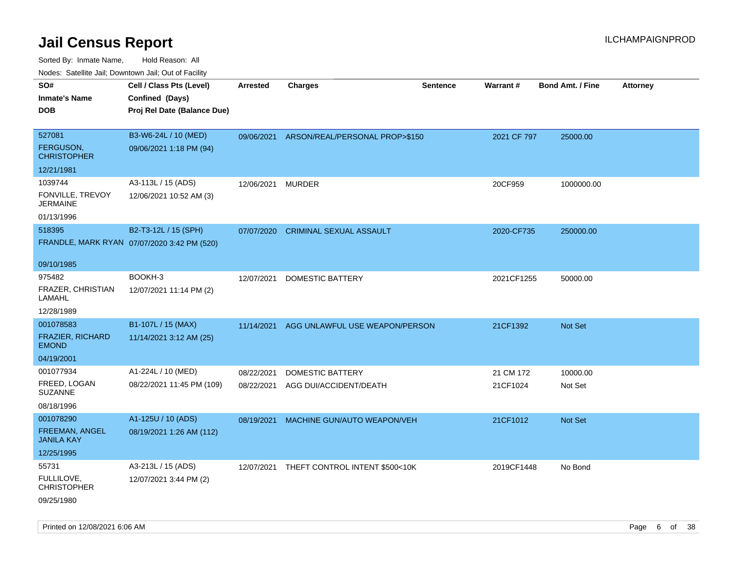# Jail Census Report

ILCHAMPAIGNPROD

Sorted By: Inmate Name, Hold Reason: All

Nodes: Satellite Jail; Downtown Jail; Out of Facility

| SO# / Inmate's Name / DOB | Cell / Class Pts (Level) / Confined (Days) / Proj Rel Date (Balance Due) | Arrested | Charges | Sentence | Warrant # | Bond Amt. / Fine | Attorney |
|---|---|---|---|---|---|---|---|
| 527081<br>FERGUSON, CHRISTOPHER<br>12/21/1981 | B3-W6-24L / 10 (MED)<br>09/06/2021 1:18 PM (94) | 09/06/2021 | ARSON/REAL/PERSONAL PROP>$150 | | 2021 CF 797 | 25000.00 | |
| 1039744<br>FONVILLE, TREVOY JERMAINE<br>01/13/1996 | A3-113L / 15 (ADS)<br>12/06/2021 10:52 AM (3) | 12/06/2021 | MURDER | | 20CF959 | 1000000.00 | |
| 518395<br>FRANDLE, MARK RYAN<br>09/10/1985 | B2-T3-12L / 15 (SPH)<br>07/07/2020 3:42 PM (520) | 07/07/2020 | CRIMINAL SEXUAL ASSAULT | | 2020-CF735 | 250000.00 | |
| 975482<br>FRAZER, CHRISTIAN LAMAHL<br>12/28/1989 | BOOKH-3<br>12/07/2021 11:14 PM (2) | 12/07/2021 | DOMESTIC BATTERY | | 2021CF1255 | 50000.00 | |
| 001078583<br>FRAZIER, RICHARD EMOND<br>04/19/2001 | B1-107L / 15 (MAX)<br>11/14/2021 3:12 AM (25) | 11/14/2021 | AGG UNLAWFUL USE WEAPON/PERSON | | 21CF1392 | Not Set | |
| 001077934<br>FREED, LOGAN SUZANNE<br>08/18/1996 | A1-224L / 10 (MED)<br>08/22/2021 11:45 PM (109) | 08/22/2021<br>08/22/2021 | DOMESTIC BATTERY<br>AGG DUI/ACCIDENT/DEATH | | 21 CM 172<br>21CF1024 | 10000.00<br>Not Set | |
| 001078290<br>FREEMAN, ANGEL JANILA KAY<br>12/25/1995 | A1-125U / 10 (ADS)<br>08/19/2021 1:26 AM (112) | 08/19/2021 | MACHINE GUN/AUTO WEAPON/VEH | | 21CF1012 | Not Set | |
| 55731<br>FULLILOVE, CHRISTOPHER<br>09/25/1980 | A3-213L / 15 (ADS)<br>12/07/2021 3:44 PM (2) | 12/07/2021 | THEFT CONTROL INTENT $500<10K | | 2019CF1448 | No Bond | |

Printed on 12/08/2021 6:06 AM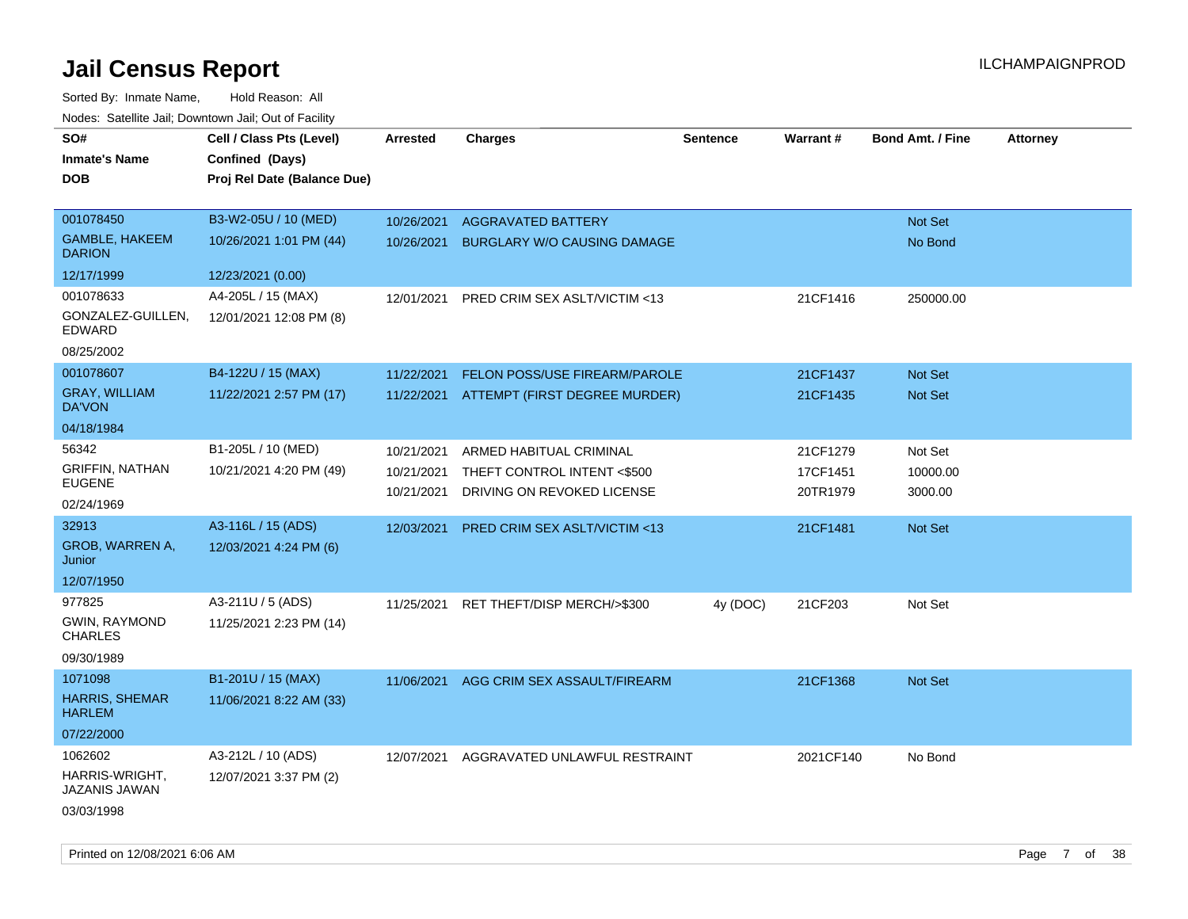# Jail Census Report

ILCHAMPAIGNPROD

Sorted By: Inmate Name, Hold Reason: All

Nodes: Satellite Jail; Downtown Jail; Out of Facility

| SO# / Inmate's Name / DOB | Cell / Class Pts (Level) / Confined (Days) / Proj Rel Date (Balance Due) | Arrested | Charges | Sentence | Warrant # | Bond Amt. / Fine | Attorney |
|---|---|---|---|---|---|---|---|
| 001078450<br>GAMBLE, HAKEEM DARION<br>12/17/1999 | B3-W2-05U / 10 (MED)<br>10/26/2021 1:01 PM (44)<br>12/23/2021 (0.00) | 10/26/2021<br>10/26/2021 | AGGRAVATED BATTERY<br>BURGLARY W/O CAUSING DAMAGE | | | Not Set<br>No Bond | |
| 001078633<br>GONZALEZ-GUILLEN, EDWARD<br>08/25/2002 | A4-205L / 15 (MAX)<br>12/01/2021 12:08 PM (8) | 12/01/2021 | PRED CRIM SEX ASLT/VICTIM <13 | | 21CF1416 | 250000.00 | |
| 001078607<br>GRAY, WILLIAM DA'VON<br>04/18/1984 | B4-122U / 15 (MAX)<br>11/22/2021 2:57 PM (17) | 11/22/2021<br>11/22/2021 | FELON POSS/USE FIREARM/PAROLE<br>ATTEMPT (FIRST DEGREE MURDER) | | 21CF1437<br>21CF1435 | Not Set<br>Not Set | |
| 56342<br>GRIFFIN, NATHAN EUGENE<br>02/24/1969 | B1-205L / 10 (MED)<br>10/21/2021 4:20 PM (49) | 10/21/2021<br>10/21/2021<br>10/21/2021 | ARMED HABITUAL CRIMINAL<br>THEFT CONTROL INTENT <$500<br>DRIVING ON REVOKED LICENSE | | 21CF1279<br>17CF1451<br>20TR1979 | Not Set<br>10000.00<br>3000.00 | |
| 32913<br>GROB, WARREN A, Junior<br>12/07/1950 | A3-116L / 15 (ADS)<br>12/03/2021 4:24 PM (6) | 12/03/2021 | PRED CRIM SEX ASLT/VICTIM <13 | | 21CF1481 | Not Set | |
| 977825<br>GWIN, RAYMOND CHARLES<br>09/30/1989 | A3-211U / 5 (ADS)<br>11/25/2021 2:23 PM (14) | 11/25/2021 | RET THEFT/DISP MERCH/>$300 | 4y (DOC) | 21CF203 | Not Set | |
| 1071098<br>HARRIS, SHEMAR HARLEM<br>07/22/2000 | B1-201U / 15 (MAX)<br>11/06/2021 8:22 AM (33) | 11/06/2021 | AGG CRIM SEX ASSAULT/FIREARM | | 21CF1368 | Not Set | |
| 1062602<br>HARRIS-WRIGHT, JAZANIS JAWAN<br>03/03/1998 | A3-212L / 10 (ADS)<br>12/07/2021 3:37 PM (2) | 12/07/2021 | AGGRAVATED UNLAWFUL RESTRAINT | | 2021CF140 | No Bond | |

Printed on 12/08/2021 6:06 AM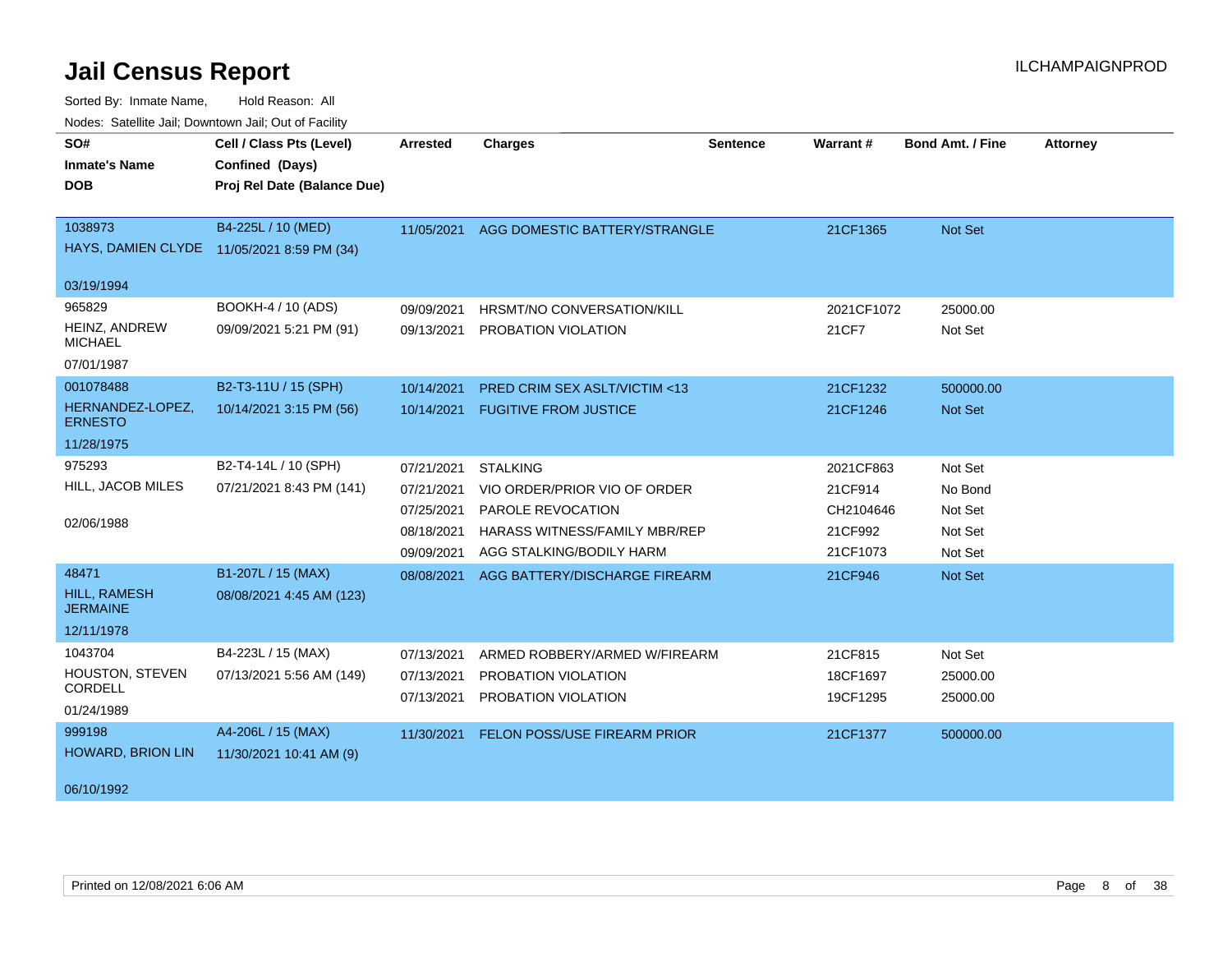# Jail Census Report

ILCHAMPAIGNPROD

Sorted By: Inmate Name, Hold Reason: All

Nodes: Satellite Jail; Downtown Jail; Out of Facility

| SO# / Inmate's Name / DOB | Cell / Class Pts (Level) / Confined (Days) / Proj Rel Date (Balance Due) | Arrested | Charges | Sentence | Warrant # | Bond Amt. / Fine | Attorney |
|---|---|---|---|---|---|---|---|
| 1038973<br>HAYS, DAMIEN CLYDE<br>03/19/1994 | B4-225L / 10 (MED)<br>11/05/2021 8:59 PM (34) | 11/05/2021 | AGG DOMESTIC BATTERY/STRANGLE | | 21CF1365 | Not Set | |
| 965829<br>HEINZ, ANDREW MICHAEL<br>07/01/1987 | BOOKH-4 / 10 (ADS)<br>09/09/2021 5:21 PM (91) | 09/09/2021 | HRSMT/NO CONVERSATION/KILL | | 2021CF1072 | 25000.00 | |
| | | 09/13/2021 | PROBATION VIOLATION | | 21CF7 | Not Set | |
| 001078488<br>HERNANDEZ-LOPEZ, ERNESTO<br>11/28/1975 | B2-T3-11U / 15 (SPH)<br>10/14/2021 3:15 PM (56) | 10/14/2021 | PRED CRIM SEX ASLT/VICTIM <13 | | 21CF1232 | 500000.00 | |
| | | 10/14/2021 | FUGITIVE FROM JUSTICE | | 21CF1246 | Not Set | |
| 975293<br>HILL, JACOB MILES<br>02/06/1988 | B2-T4-14L / 10 (SPH)<br>07/21/2021 8:43 PM (141) | 07/21/2021 | STALKING | | 2021CF863 | Not Set | |
| | | 07/21/2021 | VIO ORDER/PRIOR VIO OF ORDER | | 21CF914 | No Bond | |
| | | 07/25/2021 | PAROLE REVOCATION | | CH2104646 | Not Set | |
| | | 08/18/2021 | HARASS WITNESS/FAMILY MBR/REP | | 21CF992 | Not Set | |
| | | 09/09/2021 | AGG STALKING/BODILY HARM | | 21CF1073 | Not Set | |
| 48471<br>HILL, RAMESH JERMAINE<br>12/11/1978 | B1-207L / 15 (MAX)<br>08/08/2021 4:45 AM (123) | 08/08/2021 | AGG BATTERY/DISCHARGE FIREARM | | 21CF946 | Not Set | |
| 1043704<br>HOUSTON, STEVEN CORDELL<br>01/24/1989 | B4-223L / 15 (MAX)<br>07/13/2021 5:56 AM (149) | 07/13/2021 | ARMED ROBBERY/ARMED W/FIREARM | | 21CF815 | Not Set | |
| | | 07/13/2021 | PROBATION VIOLATION | | 18CF1697 | 25000.00 | |
| | | 07/13/2021 | PROBATION VIOLATION | | 19CF1295 | 25000.00 | |
| 999198<br>HOWARD, BRION LIN<br>06/10/1992 | A4-206L / 15 (MAX)<br>11/30/2021 10:41 AM (9) | 11/30/2021 | FELON POSS/USE FIREARM PRIOR | | 21CF1377 | 500000.00 | |

Printed on 12/08/2021 6:06 AM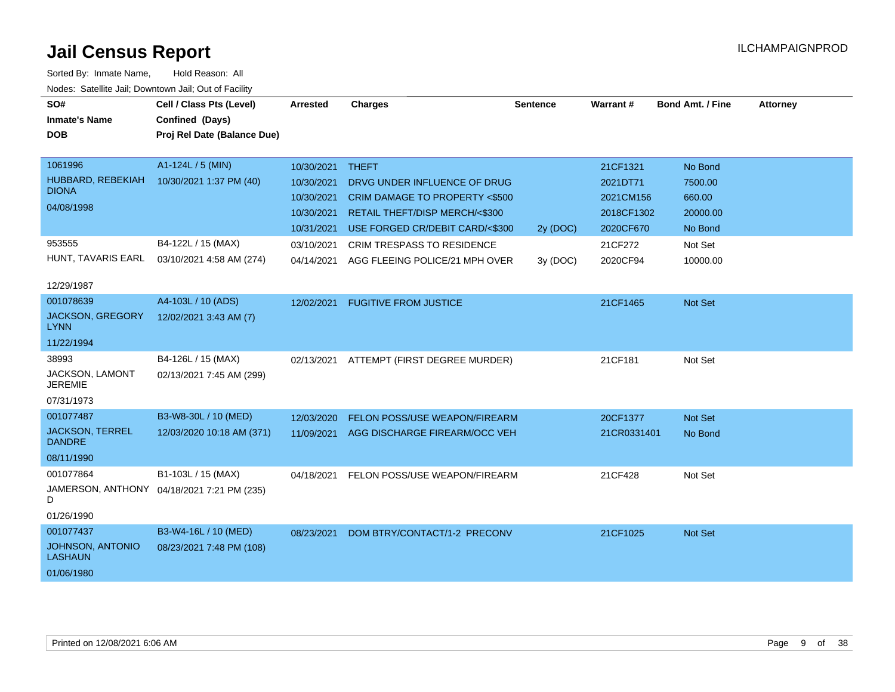# Jail Census Report

ILCHAMPAIGNPROD

Sorted By: Inmate Name, Hold Reason: All

Nodes: Satellite Jail; Downtown Jail; Out of Facility

| SO# / Inmate's Name / DOB | Cell / Class Pts (Level) / Confined (Days) / Proj Rel Date (Balance Due) | Arrested | Charges | Sentence | Warrant # | Bond Amt. / Fine | Attorney |
|---|---|---|---|---|---|---|---|
| 1061996<br>HUBBARD, REBEKIAH DIONA<br>04/08/1998 | A1-124L / 5 (MIN)<br>10/30/2021 1:37 PM (40) | 10/30/2021 | THEFT | | 21CF1321 | No Bond | |
| | | 10/30/2021 | DRVG UNDER INFLUENCE OF DRUG | | 2021DT71 | 7500.00 | |
| | | 10/30/2021 | CRIM DAMAGE TO PROPERTY <$500 | | 2021CM156 | 660.00 | |
| | | 10/30/2021 | RETAIL THEFT/DISP MERCH/<$300 | | 2018CF1302 | 20000.00 | |
| | | 10/31/2021 | USE FORGED CR/DEBIT CARD/<$300 | 2y (DOC) | 2020CF670 | No Bond | |
| 953555<br>HUNT, TAVARIS EARL<br>12/29/1987 | B4-122L / 15 (MAX)<br>03/10/2021 4:58 AM (274) | 03/10/2021 | CRIM TRESPASS TO RESIDENCE | | 21CF272 | Not Set | |
| | | 04/14/2021 | AGG FLEEING POLICE/21 MPH OVER | 3y (DOC) | 2020CF94 | 10000.00 | |
| 001078639<br>JACKSON, GREGORY LYNN<br>11/22/1994 | A4-103L / 10 (ADS)<br>12/02/2021 3:43 AM (7) | 12/02/2021 | FUGITIVE FROM JUSTICE | | 21CF1465 | Not Set | |
| 38993<br>JACKSON, LAMONT JEREMIE<br>07/31/1973 | B4-126L / 15 (MAX)<br>02/13/2021 7:45 AM (299) | 02/13/2021 | ATTEMPT (FIRST DEGREE MURDER) | | 21CF181 | Not Set | |
| 001077487<br>JACKSON, TERREL DANDRE<br>08/11/1990 | B3-W8-30L / 10 (MED)<br>12/03/2020 10:18 AM (371) | 12/03/2020 | FELON POSS/USE WEAPON/FIREARM | | 20CF1377 | Not Set | |
| | | 11/09/2021 | AGG DISCHARGE FIREARM/OCC VEH | | 21CR0331401 | No Bond | |
| 001077864<br>JAMERSON, ANTHONY D<br>01/26/1990 | B1-103L / 15 (MAX)<br>04/18/2021 7:21 PM (235) | 04/18/2021 | FELON POSS/USE WEAPON/FIREARM | | 21CF428 | Not Set | |
| 001077437<br>JOHNSON, ANTONIO LASHAUN<br>01/06/1980 | B3-W4-16L / 10 (MED)<br>08/23/2021 7:48 PM (108) | 08/23/2021 | DOM BTRY/CONTACT/1-2 PRECONV | | 21CF1025 | Not Set | |

Printed on 12/08/2021 6:06 AM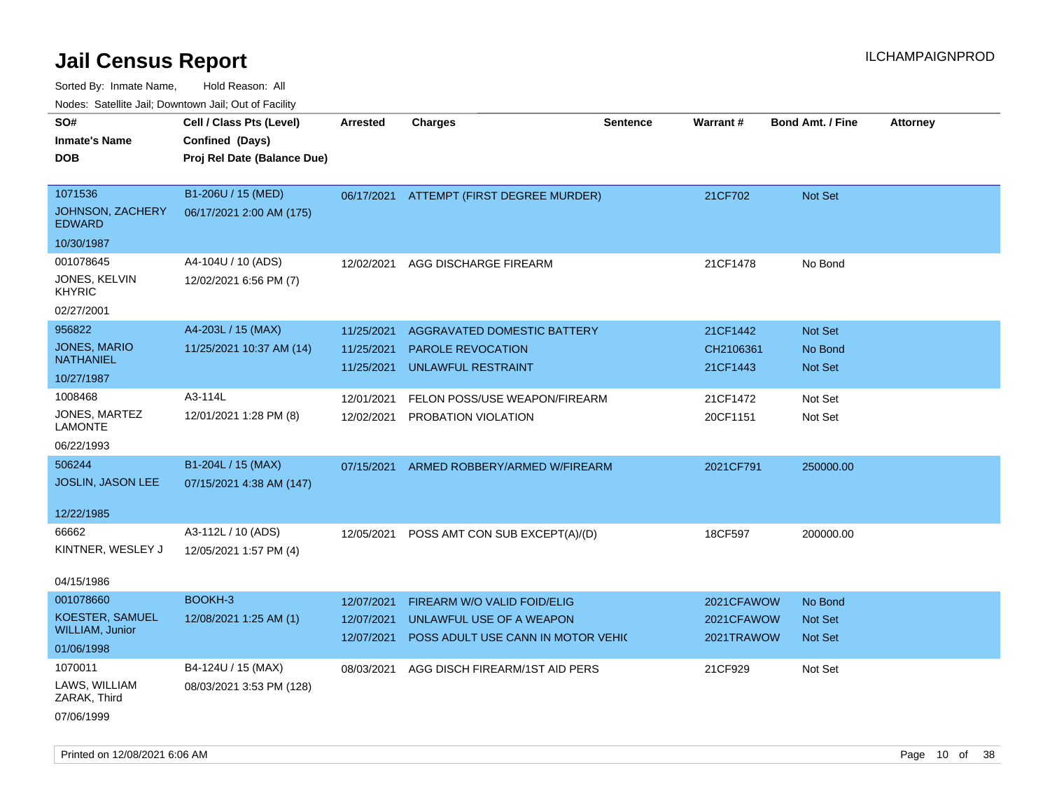# Jail Census Report

Sorted By: Inmate Name, Hold Reason: All

Nodes: Satellite Jail; Downtown Jail; Out of Facility

| SO# / Inmate's Name / DOB | Cell / Class Pts (Level) / Confined (Days) / Proj Rel Date (Balance Due) | Arrested | Charges | Sentence | Warrant # | Bond Amt. / Fine | Attorney |
|---|---|---|---|---|---|---|---|
| 1071536<br>JOHNSON, ZACHERY EDWARD<br>10/30/1987 | B1-206U / 15 (MED)<br>06/17/2021 2:00 AM (175) | 06/17/2021 | ATTEMPT (FIRST DEGREE MURDER) | | 21CF702 | Not Set | |
| 001078645<br>JONES, KELVIN KHYRIC<br>02/27/2001 | A4-104U / 10 (ADS)<br>12/02/2021 6:56 PM (7) | 12/02/2021 | AGG DISCHARGE FIREARM | | 21CF1478 | No Bond | |
| 956822<br>JONES, MARIO NATHANIEL<br>10/27/1987 | A4-203L / 15 (MAX)<br>11/25/2021 10:37 AM (14) | 11/25/2021<br>11/25/2021<br>11/25/2021 | AGGRAVATED DOMESTIC BATTERY<br>PAROLE REVOCATION<br>UNLAWFUL RESTRAINT | | 21CF1442<br>CH2106361<br>21CF1443 | Not Set<br>No Bond<br>Not Set | |
| 1008468<br>JONES, MARTEZ LAMONTE<br>06/22/1993 | A3-114L<br>12/01/2021 1:28 PM (8) | 12/01/2021<br>12/02/2021 | FELON POSS/USE WEAPON/FIREARM<br>PROBATION VIOLATION | | 21CF1472<br>20CF1151 | Not Set<br>Not Set | |
| 506244<br>JOSLIN, JASON LEE<br>12/22/1985 | B1-204L / 15 (MAX)<br>07/15/2021 4:38 AM (147) | 07/15/2021 | ARMED ROBBERY/ARMED W/FIREARM | | 2021CF791 | 250000.00 | |
| 66662<br>KINTNER, WESLEY J<br>04/15/1986 | A3-112L / 10 (ADS)<br>12/05/2021 1:57 PM (4) | 12/05/2021 | POSS AMT CON SUB EXCEPT(A)/(D) | | 18CF597 | 200000.00 | |
| 001078660<br>KOESTER, SAMUEL WILLIAM, Junior<br>01/06/1998 | BOOKH-3<br>12/08/2021 1:25 AM (1) | 12/07/2021<br>12/07/2021<br>12/07/2021 | FIREARM W/O VALID FOID/ELIG<br>UNLAWFUL USE OF A WEAPON<br>POSS ADULT USE CANN IN MOTOR VEHIC | | 2021CFAWOW<br>2021CFAWOW<br>2021TRAWOW | No Bond<br>Not Set<br>Not Set | |
| 1070011<br>LAWS, WILLIAM ZARAK, Third<br>07/06/1999 | B4-124U / 15 (MAX)<br>08/03/2021 3:53 PM (128) | 08/03/2021 | AGG DISCH FIREARM/1ST AID PERS | | 21CF929 | Not Set | |

Printed on 12/08/2021 6:06 AM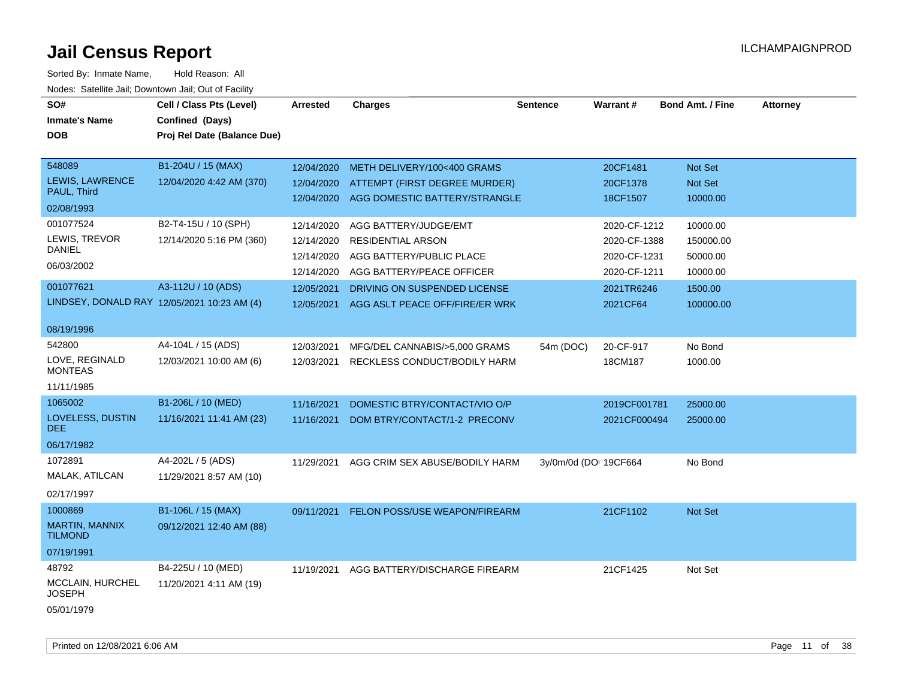# Jail Census Report

Sorted By: Inmate Name, Hold Reason: All

Nodes: Satellite Jail; Downtown Jail; Out of Facility

| SO# / Inmate's Name / DOB | Cell / Class Pts (Level) / Confined (Days) / Proj Rel Date (Balance Due) | Arrested | Charges | Sentence | Warrant # | Bond Amt. / Fine | Attorney |
|---|---|---|---|---|---|---|---|
| 548089<br>LEWIS, LAWRENCE PAUL, Third<br>02/08/1993 | B1-204U / 15 (MAX)<br>12/04/2020 4:42 AM (370) | 12/04/2020 | METH DELIVERY/100<400 GRAMS | | 20CF1481 | Not Set | |
| | | 12/04/2020 | ATTEMPT (FIRST DEGREE MURDER) | | 20CF1378 | Not Set | |
| | | 12/04/2020 | AGG DOMESTIC BATTERY/STRANGLE | | 18CF1507 | 10000.00 | |
| 001077524<br>LEWIS, TREVOR DANIEL<br>06/03/2002 | B2-T4-15U / 10 (SPH)<br>12/14/2020 5:16 PM (360) | 12/14/2020 | AGG BATTERY/JUDGE/EMT | | 2020-CF-1212 | 10000.00 | |
| | | 12/14/2020 | RESIDENTIAL ARSON | | 2020-CF-1388 | 150000.00 | |
| | | 12/14/2020 | AGG BATTERY/PUBLIC PLACE | | 2020-CF-1231 | 50000.00 | |
| | | 12/14/2020 | AGG BATTERY/PEACE OFFICER | | 2020-CF-1211 | 10000.00 | |
| 001077621<br>LINDSEY, DONALD RAY<br>08/19/1996 | A3-112U / 10 (ADS)<br>12/05/2021 10:23 AM (4) | 12/05/2021 | DRIVING ON SUSPENDED LICENSE | | 2021TR6246 | 1500.00 | |
| | | 12/05/2021 | AGG ASLT PEACE OFF/FIRE/ER WRK | | 2021CF64 | 100000.00 | |
| 542800<br>LOVE, REGINALD MONTEAS<br>11/11/1985 | A4-104L / 15 (ADS)<br>12/03/2021 10:00 AM (6) | 12/03/2021 | MFG/DEL CANNABIS/>5,000 GRAMS | 54m (DOC) | 20-CF-917 | No Bond | |
| | | 12/03/2021 | RECKLESS CONDUCT/BODILY HARM | | 18CM187 | 1000.00 | |
| 1065002<br>LOVELESS, DUSTIN DEE<br>06/17/1982 | B1-206L / 10 (MED)<br>11/16/2021 11:41 AM (23) | 11/16/2021 | DOMESTIC BTRY/CONTACT/VIO O/P | | 2019CF001781 | 25000.00 | |
| | | 11/16/2021 | DOM BTRY/CONTACT/1-2 PRECONV | | 2021CF000494 | 25000.00 | |
| 1072891<br>MALAK, ATILCAN<br>02/17/1997 | A4-202L / 5 (ADS)<br>11/29/2021 8:57 AM (10) | 11/29/2021 | AGG CRIM SEX ABUSE/BODILY HARM | 3y/0m/0d (DO | 19CF664 | No Bond | |
| 1000869<br>MARTIN, MANNIX TILMOND<br>07/19/1991 | B1-106L / 15 (MAX)<br>09/12/2021 12:40 AM (88) | 09/11/2021 | FELON POSS/USE WEAPON/FIREARM | | 21CF1102 | Not Set | |
| 48792<br>MCCLAIN, HURCHEL JOSEPH<br>05/01/1979 | B4-225U / 10 (MED)<br>11/20/2021 4:11 AM (19) | 11/19/2021 | AGG BATTERY/DISCHARGE FIREARM | | 21CF1425 | Not Set | |

Printed on 12/08/2021 6:06 AM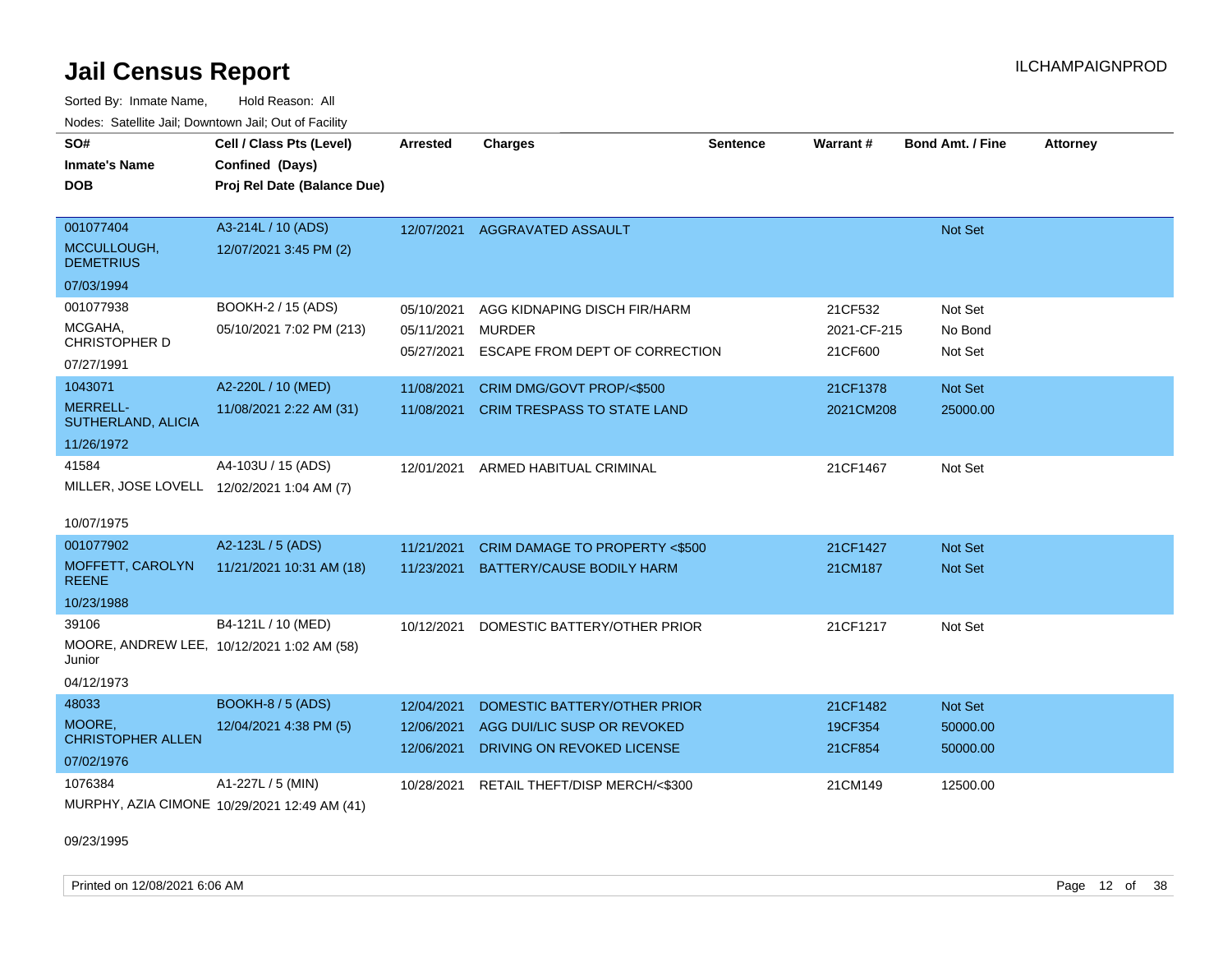# Jail Census Report

Sorted By: Inmate Name, Hold Reason: All

Nodes: Satellite Jail; Downtown Jail; Out of Facility

| SO# / Inmate's Name / DOB | Cell / Class Pts (Level) / Confined (Days) / Proj Rel Date (Balance Due) | Arrested | Charges | Sentence | Warrant # | Bond Amt. / Fine | Attorney |
|---|---|---|---|---|---|---|---|
| 001077404<br>MCCULLOUGH, DEMETRIUS<br>07/03/1994 | A3-214L / 10 (ADS)<br>12/07/2021 3:45 PM (2) | 12/07/2021 | AGGRAVATED ASSAULT | | | Not Set | |
| 001077938<br>MCGAHA, CHRISTOPHER D<br>07/27/1991 | BOOKH-2 / 15 (ADS)<br>05/10/2021 7:02 PM (213) | 05/10/2021<br>05/11/2021<br>05/27/2021 | AGG KIDNAPING DISCH FIR/HARM<br>MURDER<br>ESCAPE FROM DEPT OF CORRECTION | | 21CF532<br>2021-CF-215<br>21CF600 | Not Set<br>No Bond<br>Not Set | |
| 1043071<br>MERRELL-SUTHERLAND, ALICIA<br>11/26/1972 | A2-220L / 10 (MED)<br>11/08/2021 2:22 AM (31) | 11/08/2021<br>11/08/2021 | CRIM DMG/GOVT PROP/<$500<br>CRIM TRESPASS TO STATE LAND | | 21CF1378<br>2021CM208 | Not Set<br>25000.00 | |
| 41584<br>MILLER, JOSE LOVELL<br>10/07/1975 | A4-103U / 15 (ADS)<br>12/02/2021 1:04 AM (7) | 12/01/2021 | ARMED HABITUAL CRIMINAL | | 21CF1467 | Not Set | |
| 001077902<br>MOFFETT, CAROLYN REENE<br>10/23/1988 | A2-123L / 5 (ADS)<br>11/21/2021 10:31 AM (18) | 11/21/2021<br>11/23/2021 | CRIM DAMAGE TO PROPERTY <$500<br>BATTERY/CAUSE BODILY HARM | | 21CF1427<br>21CM187 | Not Set<br>Not Set | |
| 39106<br>MOORE, ANDREW LEE, Junior<br>04/12/1973 | B4-121L / 10 (MED)<br>10/12/2021 1:02 AM (58) | 10/12/2021 | DOMESTIC BATTERY/OTHER PRIOR | | 21CF1217 | Not Set | |
| 48033<br>MOORE, CHRISTOPHER ALLEN<br>07/02/1976 | BOOKH-8 / 5 (ADS)<br>12/04/2021 4:38 PM (5) | 12/04/2021<br>12/06/2021<br>12/06/2021 | DOMESTIC BATTERY/OTHER PRIOR<br>AGG DUI/LIC SUSP OR REVOKED<br>DRIVING ON REVOKED LICENSE | | 21CF1482<br>19CF354<br>21CF854 | Not Set<br>50000.00<br>50000.00 | |
| 1076384<br>MURPHY, AZIA CIMONE<br>09/23/1995 | A1-227L / 5 (MIN)<br>10/29/2021 12:49 AM (41) | 10/28/2021 | RETAIL THEFT/DISP MERCH/<$300 | | 21CM149 | 12500.00 | |

Printed on 12/08/2021 6:06 AM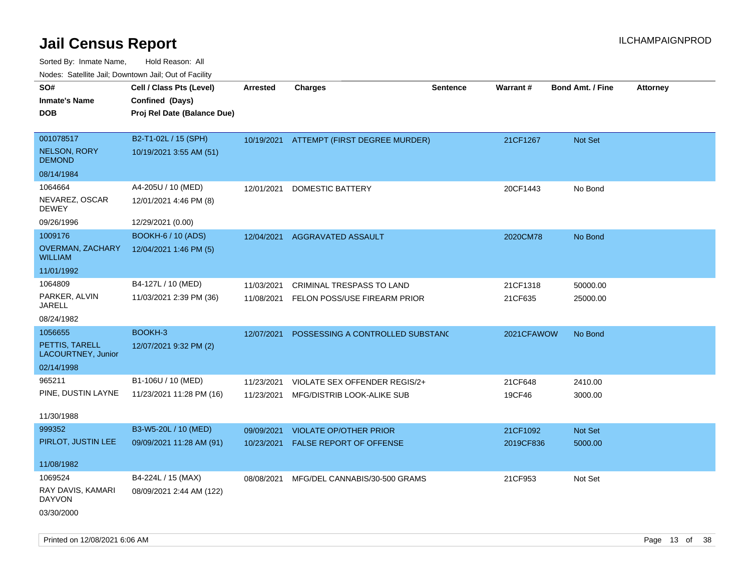# Jail Census Report

Sorted By: Inmate Name, Hold Reason: All

Nodes: Satellite Jail; Downtown Jail; Out of Facility

| SO# / Inmate's Name / DOB | Cell / Class Pts (Level) / Confined (Days) / Proj Rel Date (Balance Due) | Arrested | Charges | Sentence | Warrant # | Bond Amt. / Fine | Attorney |
|---|---|---|---|---|---|---|---|
| 001078517<br>NELSON, RORY DEMOND<br>08/14/1984 | B2-T1-02L / 15 (SPH)<br>10/19/2021 3:55 AM (51) | 10/19/2021 | ATTEMPT (FIRST DEGREE MURDER) | | 21CF1267 | Not Set | |
| 1064664<br>NEVAREZ, OSCAR DEWEY<br>09/26/1996 | A4-205U / 10 (MED)<br>12/01/2021 4:46 PM (8)<br>12/29/2021 (0.00) | 12/01/2021 | DOMESTIC BATTERY | | 20CF1443 | No Bond | |
| 1009176<br>OVERMAN, ZACHARY WILLIAM<br>11/01/1992 | BOOKH-6 / 10 (ADS)<br>12/04/2021 1:46 PM (5) | 12/04/2021 | AGGRAVATED ASSAULT | | 2020CM78 | No Bond | |
| 1064809<br>PARKER, ALVIN JARELL<br>08/24/1982 | B4-127L / 10 (MED)<br>11/03/2021 2:39 PM (36) | 11/03/2021<br>11/08/2021 | CRIMINAL TRESPASS TO LAND<br>FELON POSS/USE FIREARM PRIOR | | 21CF1318<br>21CF635 | 50000.00<br>25000.00 | |
| 1056655<br>PETTIS, TARELL LACOURTNEY, Junior<br>02/14/1998 | BOOKH-3<br>12/07/2021 9:32 PM (2) | 12/07/2021 | POSSESSING A CONTROLLED SUBSTANC | | 2021CFAWOW | No Bond | |
| 965211<br>PINE, DUSTIN LAYNE<br>11/30/1988 | B1-106U / 10 (MED)<br>11/23/2021 11:28 PM (16) | 11/23/2021<br>11/23/2021 | VIOLATE SEX OFFENDER REGIS/2+<br>MFG/DISTRIB LOOK-ALIKE SUB | | 21CF648<br>19CF46 | 2410.00<br>3000.00 | |
| 999352<br>PIRLOT, JUSTIN LEE<br>11/08/1982 | B3-W5-20L / 10 (MED)<br>09/09/2021 11:28 AM (91) | 09/09/2021<br>10/23/2021 | VIOLATE OP/OTHER PRIOR<br>FALSE REPORT OF OFFENSE | | 21CF1092<br>2019CF836 | Not Set<br>5000.00 | |
| 1069524<br>RAY DAVIS, KAMARI DAYVON<br>03/30/2000 | B4-224L / 15 (MAX)<br>08/09/2021 2:44 AM (122) | 08/08/2021 | MFG/DEL CANNABIS/30-500 GRAMS | | 21CF953 | Not Set | |

Printed on 12/08/2021 6:06 AM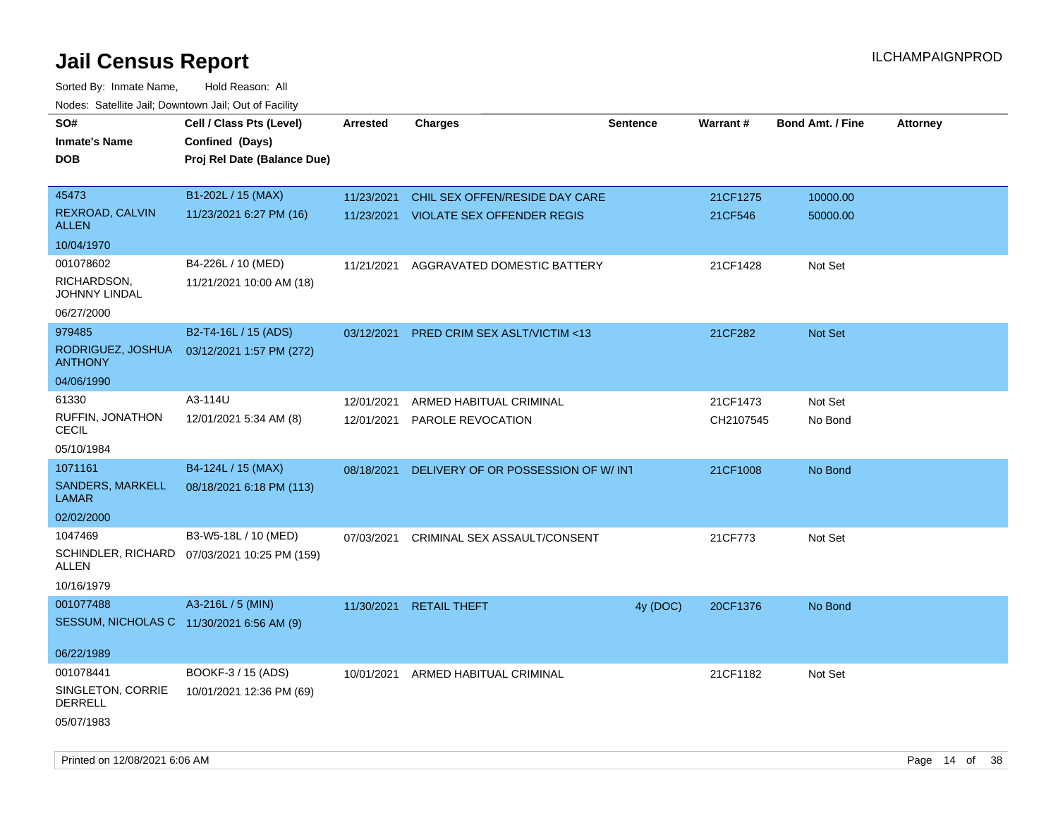# Jail Census Report

ILCHAMPAIGNPROD

Sorted By: Inmate Name, Hold Reason: All

Nodes: Satellite Jail; Downtown Jail; Out of Facility

| SO# / Inmate's Name / DOB | Cell / Class Pts (Level) / Confined (Days) / Proj Rel Date (Balance Due) | Arrested | Charges | Sentence | Warrant # | Bond Amt. / Fine | Attorney |
|---|---|---|---|---|---|---|---|
| 45473<br>REXROAD, CALVIN ALLEN<br>10/04/1970 | B1-202L / 15 (MAX)<br>11/23/2021 6:27 PM (16) | 11/23/2021<br>11/23/2021 | CHIL SEX OFFEN/RESIDE DAY CARE<br>VIOLATE SEX OFFENDER REGIS | | 21CF1275<br>21CF546 | 10000.00<br>50000.00 | |
| 001078602<br>RICHARDSON, JOHNNY LINDAL<br>06/27/2000 | B4-226L / 10 (MED)<br>11/21/2021 10:00 AM (18) | 11/21/2021 | AGGRAVATED DOMESTIC BATTERY | | 21CF1428 | Not Set | |
| 979485<br>RODRIGUEZ, JOSHUA ANTHONY<br>04/06/1990 | B2-T4-16L / 15 (ADS)<br>03/12/2021 1:57 PM (272) | 03/12/2021 | PRED CRIM SEX ASLT/VICTIM <13 | | 21CF282 | Not Set | |
| 61330<br>RUFFIN, JONATHON CECIL<br>05/10/1984 | A3-114U<br>12/01/2021 5:34 AM (8) | 12/01/2021<br>12/01/2021 | ARMED HABITUAL CRIMINAL<br>PAROLE REVOCATION | | 21CF1473<br>CH2107545 | Not Set<br>No Bond | |
| 1071161<br>SANDERS, MARKELL LAMAR<br>02/02/2000 | B4-124L / 15 (MAX)<br>08/18/2021 6:18 PM (113) | 08/18/2021 | DELIVERY OF OR POSSESSION OF W/ INT | | 21CF1008 | No Bond | |
| 1047469<br>SCHINDLER, RICHARD ALLEN<br>10/16/1979 | B3-W5-18L / 10 (MED)<br>07/03/2021 10:25 PM (159) | 07/03/2021 | CRIMINAL SEX ASSAULT/CONSENT | | 21CF773 | Not Set | |
| 001077488<br>SESSUM, NICHOLAS C<br>06/22/1989 | A3-216L / 5 (MIN)<br>11/30/2021 6:56 AM (9) | 11/30/2021 | RETAIL THEFT | 4y (DOC) | 20CF1376 | No Bond | |
| 001078441<br>SINGLETON, CORRIE DERRELL<br>05/07/1983 | BOOKF-3 / 15 (ADS)<br>10/01/2021 12:36 PM (69) | 10/01/2021 | ARMED HABITUAL CRIMINAL | | 21CF1182 | Not Set | |

Printed on 12/08/2021 6:06 AM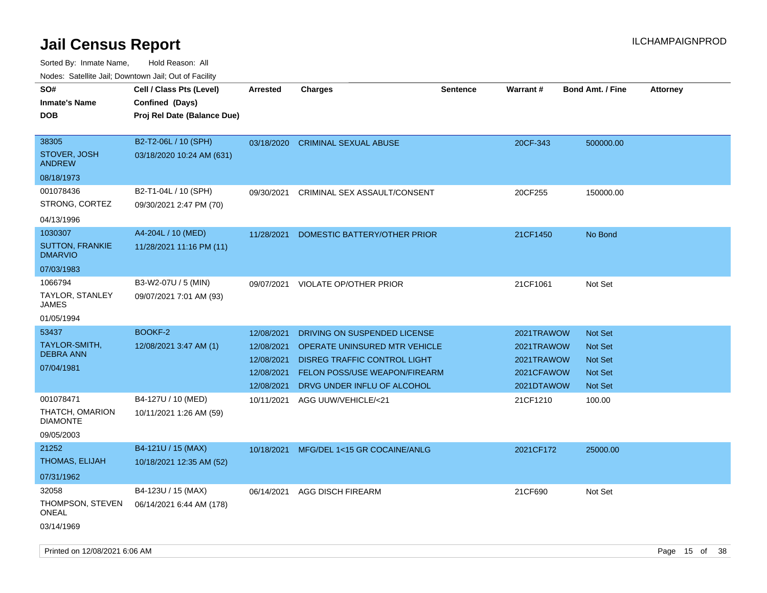# Jail Census Report

ILCHAMPAIGNPROD

Sorted By: Inmate Name, Hold Reason: All

Nodes: Satellite Jail; Downtown Jail; Out of Facility

| SO# / Inmate's Name / DOB | Cell / Class Pts (Level) / Confined (Days) / Proj Rel Date (Balance Due) | Arrested | Charges | Sentence | Warrant # | Bond Amt. / Fine | Attorney |
|---|---|---|---|---|---|---|---|
| 38305 STOVER, JOSH ANDREW 08/18/1973 | B2-T2-06L / 10 (SPH) 03/18/2020 10:24 AM (631) | 03/18/2020 | CRIMINAL SEXUAL ABUSE | | 20CF-343 | 500000.00 | |
| 001078436 STRONG, CORTEZ 04/13/1996 | B2-T1-04L / 10 (SPH) 09/30/2021 2:47 PM (70) | 09/30/2021 | CRIMINAL SEX ASSAULT/CONSENT | | 20CF255 | 150000.00 | |
| 1030307 SUTTON, FRANKIE DMARVIO 07/03/1983 | A4-204L / 10 (MED) 11/28/2021 11:16 PM (11) | 11/28/2021 | DOMESTIC BATTERY/OTHER PRIOR | | 21CF1450 | No Bond | |
| 1066794 TAYLOR, STANLEY JAMES 01/05/1994 | B3-W2-07U / 5 (MIN) 09/07/2021 7:01 AM (93) | 09/07/2021 | VIOLATE OP/OTHER PRIOR | | 21CF1061 | Not Set | |
| 53437 TAYLOR-SMITH, DEBRA ANN 07/04/1981 | BOOKF-2 12/08/2021 3:47 AM (1) | 12/08/2021 | DRIVING ON SUSPENDED LICENSE | | 2021TRAWOW | Not Set | |
| | | 12/08/2021 | OPERATE UNINSURED MTR VEHICLE | | 2021TRAWOW | Not Set | |
| | | 12/08/2021 | DISREG TRAFFIC CONTROL LIGHT | | 2021TRAWOW | Not Set | |
| | | 12/08/2021 | FELON POSS/USE WEAPON/FIREARM | | 2021CFAWOW | Not Set | |
| | | 12/08/2021 | DRVG UNDER INFLU OF ALCOHOL | | 2021DTAWOW | Not Set | |
| 001078471 THATCH, OMARION DIAMONTE 09/05/2003 | B4-127U / 10 (MED) 10/11/2021 1:26 AM (59) | 10/11/2021 | AGG UUW/VEHICLE/<21 | | 21CF1210 | 100.00 | |
| 21252 THOMAS, ELIJAH 07/31/1962 | B4-121U / 15 (MAX) 10/18/2021 12:35 AM (52) | 10/18/2021 | MFG/DEL 1<15 GR COCAINE/ANLG | | 2021CF172 | 25000.00 | |
| 32058 THOMPSON, STEVEN ONEAL 03/14/1969 | B4-123U / 15 (MAX) 06/14/2021 6:44 AM (178) | 06/14/2021 | AGG DISCH FIREARM | | 21CF690 | Not Set | |

Printed on 12/08/2021 6:06 AM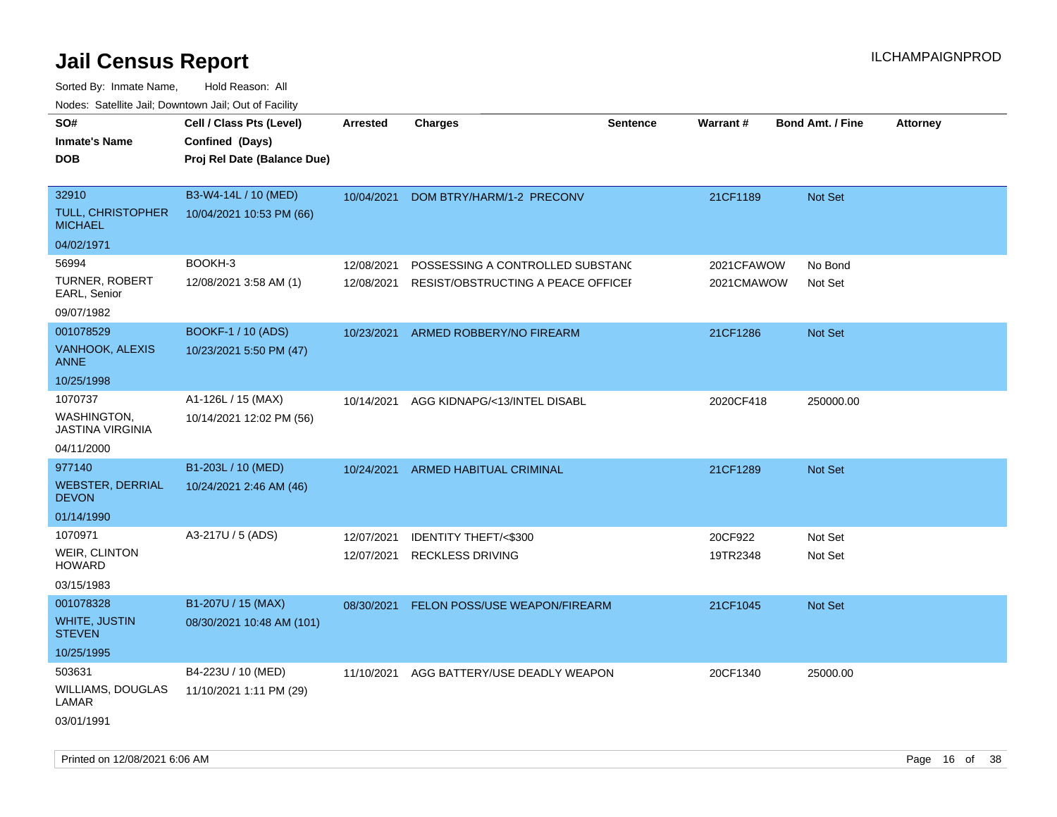# Jail Census Report

ILCHAMPAIGNPROD

Sorted By: Inmate Name, Hold Reason: All

Nodes: Satellite Jail; Downtown Jail; Out of Facility

| SO# / Inmate's Name / DOB | Cell / Class Pts (Level) / Confined (Days) / Proj Rel Date (Balance Due) | Arrested | Charges | Sentence | Warrant # | Bond Amt. / Fine | Attorney |
|---|---|---|---|---|---|---|---|
| 32910<br>TULL, CHRISTOPHER MICHAEL<br>04/02/1971 | B3-W4-14L / 10 (MED)<br>10/04/2021 10:53 PM (66) | 10/04/2021 | DOM BTRY/HARM/1-2 PRECONV | | 21CF1189 | Not Set | |
| 56994<br>TURNER, ROBERT EARL, Senior<br>09/07/1982 | BOOKH-3<br>12/08/2021 3:58 AM (1) | 12/08/2021<br>12/08/2021 | POSSESSING A CONTROLLED SUBSTANC<br>RESIST/OBSTRUCTING A PEACE OFFICEI | | 2021CFAWOW<br>2021CMAWOW | No Bond<br>Not Set | |
| 001078529<br>VANHOOK, ALEXIS ANNE<br>10/25/1998 | BOOKF-1 / 10 (ADS)<br>10/23/2021 5:50 PM (47) | 10/23/2021 | ARMED ROBBERY/NO FIREARM | | 21CF1286 | Not Set | |
| 1070737<br>WASHINGTON, JASTINA VIRGINIA<br>04/11/2000 | A1-126L / 15 (MAX)<br>10/14/2021 12:02 PM (56) | 10/14/2021 | AGG KIDNAPG/<13/INTEL DISABL | | 2020CF418 | 250000.00 | |
| 977140<br>WEBSTER, DERRIAL DEVON<br>01/14/1990 | B1-203L / 10 (MED)<br>10/24/2021 2:46 AM (46) | 10/24/2021 | ARMED HABITUAL CRIMINAL | | 21CF1289 | Not Set | |
| 1070971<br>WEIR, CLINTON HOWARD<br>03/15/1983 | A3-217U / 5 (ADS) | 12/07/2021<br>12/07/2021 | IDENTITY THEFT/<$300<br>RECKLESS DRIVING | | 20CF922<br>19TR2348 | Not Set<br>Not Set | |
| 001078328<br>WHITE, JUSTIN STEVEN<br>10/25/1995 | B1-207U / 15 (MAX)<br>08/30/2021 10:48 AM (101) | 08/30/2021 | FELON POSS/USE WEAPON/FIREARM | | 21CF1045 | Not Set | |
| 503631<br>WILLIAMS, DOUGLAS LAMAR<br>03/01/1991 | B4-223U / 10 (MED)<br>11/10/2021 1:11 PM (29) | 11/10/2021 | AGG BATTERY/USE DEADLY WEAPON | | 20CF1340 | 25000.00 | |

Printed on 12/08/2021 6:06 AM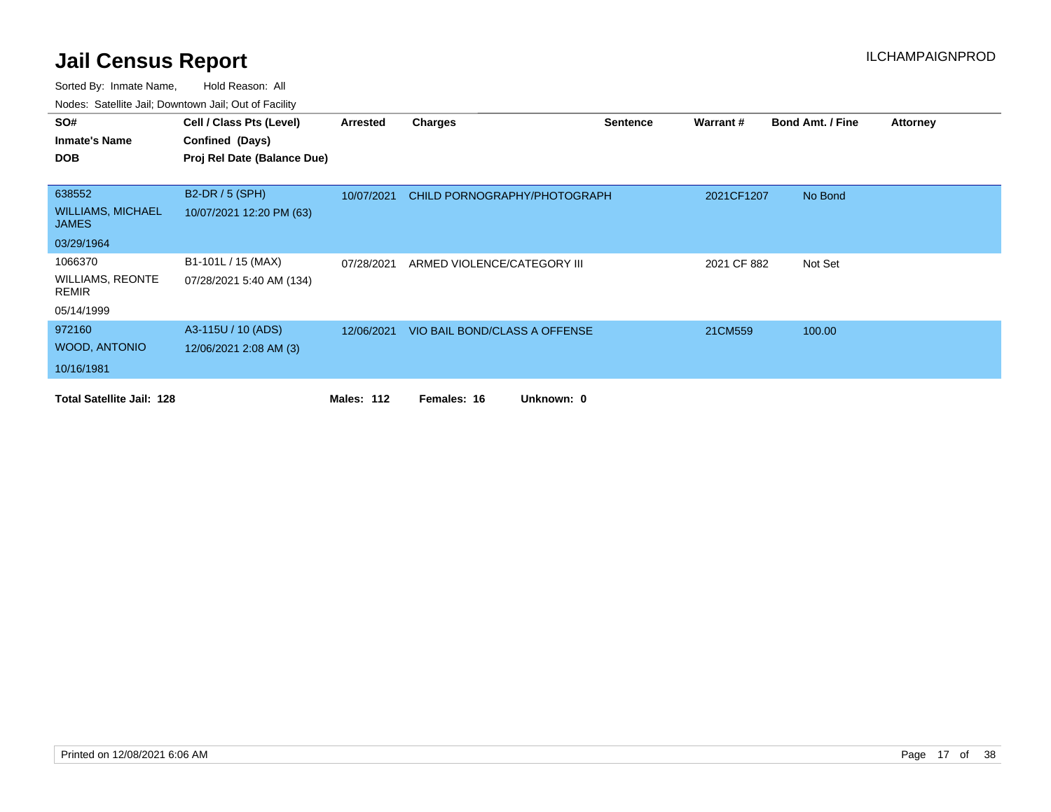# Jail Census Report

ILCHAMPAIGNPROD

Sorted By: Inmate Name, Hold Reason: All

Nodes: Satellite Jail; Downtown Jail; Out of Facility

| SO# / Inmate's Name / DOB | Cell / Class Pts (Level) / Confined (Days) / Proj Rel Date (Balance Due) | Arrested | Charges | Sentence | Warrant # | Bond Amt. / Fine | Attorney |
|---|---|---|---|---|---|---|---|
| 638552<br>WILLIAMS, MICHAEL JAMES<br>03/29/1964 | B2-DR / 5 (SPH)<br>10/07/2021 12:20 PM (63) | 10/07/2021 | CHILD PORNOGRAPHY/PHOTOGRAPH | | 2021CF1207 | No Bond | |
| 1066370<br>WILLIAMS, REONTE REMIR<br>05/14/1999 | B1-101L / 15 (MAX)<br>07/28/2021 5:40 AM (134) | 07/28/2021 | ARMED VIOLENCE/CATEGORY III | | 2021 CF 882 | Not Set | |
| 972160<br>WOOD, ANTONIO<br>10/16/1981 | A3-115U / 10 (ADS)<br>12/06/2021 2:08 AM (3) | 12/06/2021 | VIO BAIL BOND/CLASS A OFFENSE | | 21CM559 | 100.00 | |

**Total Satellite Jail: 128** **Males: 112** **Females: 16** **Unknown: 0**

Printed on 12/08/2021 6:06 AM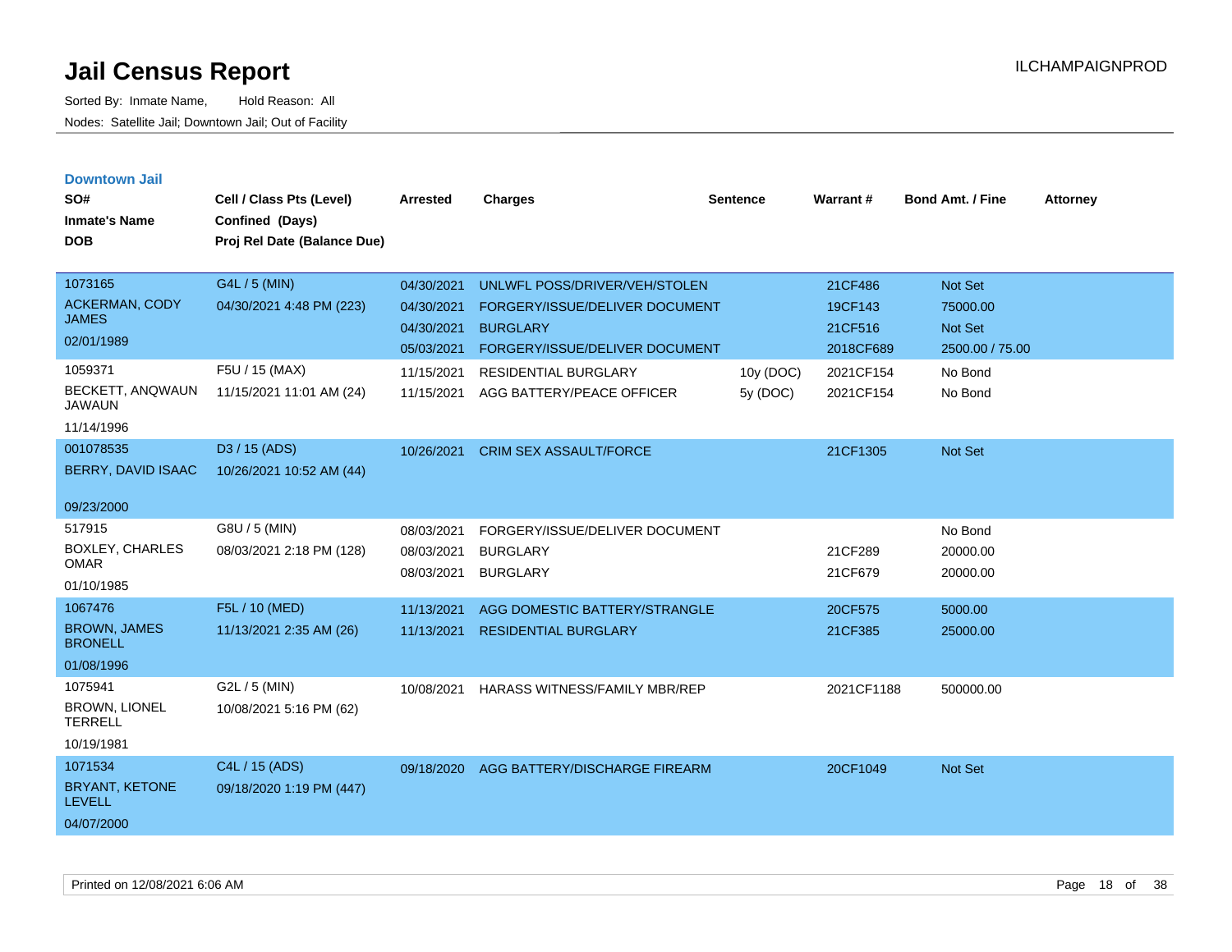# Jail Census Report

Sorted By: Inmate Name, Hold Reason: All

Nodes: Satellite Jail; Downtown Jail; Out of Facility

ILCHAMPAIGNPROD

## Downtown Jail

| SO# / Inmate's Name / DOB | Cell / Class Pts (Level) / Confined (Days) / Proj Rel Date (Balance Due) | Arrested | Charges | Sentence | Warrant # | Bond Amt. / Fine | Attorney |
|---|---|---|---|---|---|---|---|
| 1073165<br>ACKERMAN, CODY JAMES<br>02/01/1989 | G4L / 5 (MIN)<br>04/30/2021 4:48 PM (223) | 04/30/2021 | UNLWFL POSS/DRIVER/VEH/STOLEN | | 21CF486 | Not Set | |
| | | 04/30/2021 | FORGERY/ISSUE/DELIVER DOCUMENT | | 19CF143 | 75000.00 | |
| | | 04/30/2021 | BURGLARY | | 21CF516 | Not Set | |
| | | 05/03/2021 | FORGERY/ISSUE/DELIVER DOCUMENT | | 2018CF689 | 2500.00 / 75.00 | |
| 1059371<br>BECKETT, ANQWAUN JAWAUN<br>11/14/1996 | F5U / 15 (MAX)<br>11/15/2021 11:01 AM (24) | 11/15/2021 | RESIDENTIAL BURGLARY | 10y (DOC) | 2021CF154 | No Bond | |
| | | 11/15/2021 | AGG BATTERY/PEACE OFFICER | 5y (DOC) | 2021CF154 | No Bond | |
| 001078535<br>BERRY, DAVID ISAAC<br>09/23/2000 | D3 / 15 (ADS)<br>10/26/2021 10:52 AM (44) | 10/26/2021 | CRIM SEX ASSAULT/FORCE | | 21CF1305 | Not Set | |
| 517915<br>BOXLEY, CHARLES OMAR<br>01/10/1985 | G8U / 5 (MIN)<br>08/03/2021 2:18 PM (128) | 08/03/2021 | FORGERY/ISSUE/DELIVER DOCUMENT | | | No Bond | |
| | | 08/03/2021 | BURGLARY | | 21CF289 | 20000.00 | |
| | | 08/03/2021 | BURGLARY | | 21CF679 | 20000.00 | |
| 1067476<br>BROWN, JAMES BRONELL<br>01/08/1996 | F5L / 10 (MED)<br>11/13/2021 2:35 AM (26) | 11/13/2021 | AGG DOMESTIC BATTERY/STRANGLE | | 20CF575 | 5000.00 | |
| | | 11/13/2021 | RESIDENTIAL BURGLARY | | 21CF385 | 25000.00 | |
| 1075941<br>BROWN, LIONEL TERRELL<br>10/19/1981 | G2L / 5 (MIN)<br>10/08/2021 5:16 PM (62) | 10/08/2021 | HARASS WITNESS/FAMILY MBR/REP | | 2021CF1188 | 500000.00 | |
| 1071534<br>BRYANT, KETONE LEVELL<br>04/07/2000 | C4L / 15 (ADS)<br>09/18/2020 1:19 PM (447) | 09/18/2020 | AGG BATTERY/DISCHARGE FIREARM | | 20CF1049 | Not Set | |

Printed on 12/08/2021 6:06 AM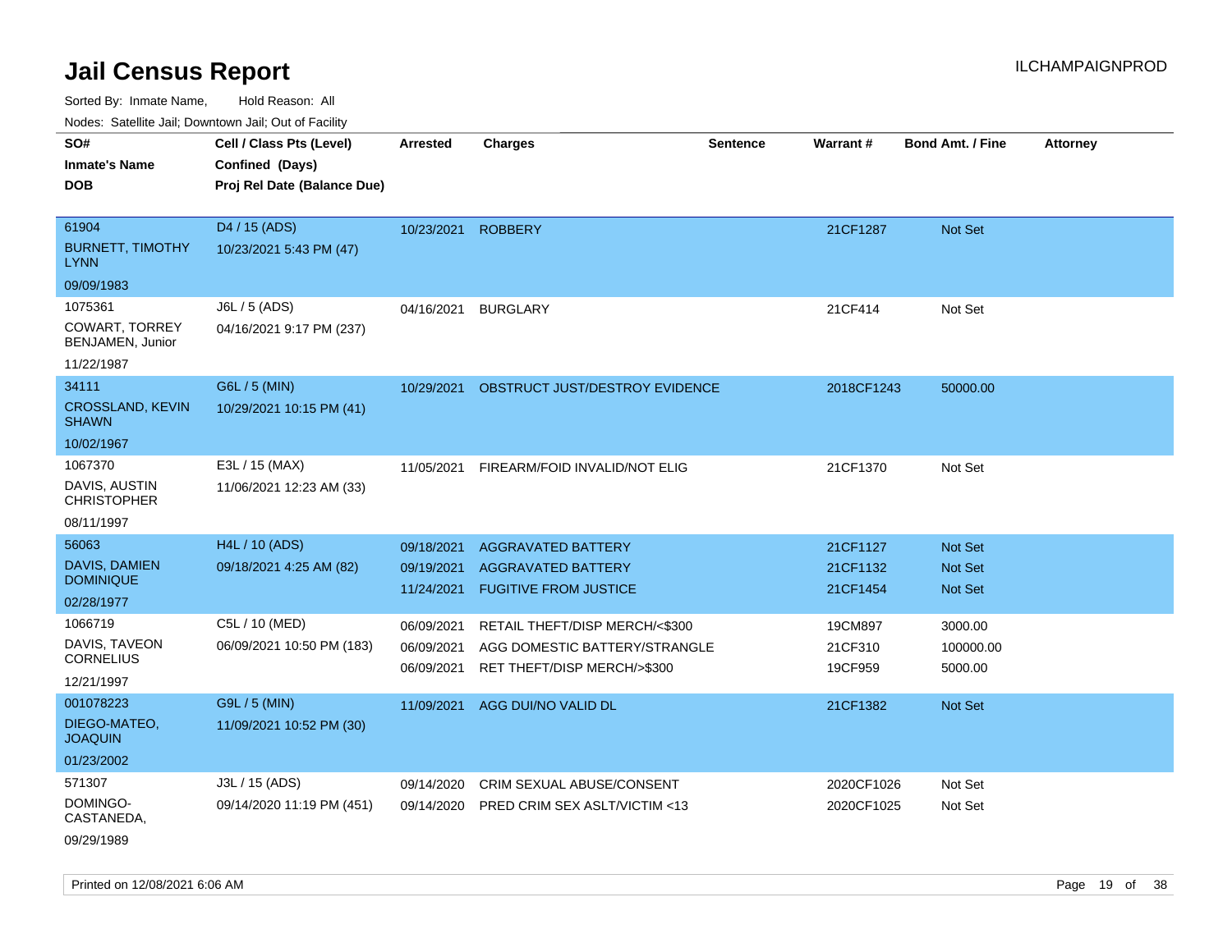# Jail Census Report

ILCHAMPAIGNPROD

Sorted By: Inmate Name, Hold Reason: All

Nodes: Satellite Jail; Downtown Jail; Out of Facility

| SO# / Inmate's Name / DOB | Cell / Class Pts (Level) / Confined (Days) / Proj Rel Date (Balance Due) | Arrested | Charges | Sentence | Warrant # | Bond Amt. / Fine | Attorney |
|---|---|---|---|---|---|---|---|
| 61904<br>BURNETT, TIMOTHY LYNN<br>09/09/1983 | D4 / 15 (ADS)<br>10/23/2021 5:43 PM (47) | 10/23/2021 | ROBBERY | | 21CF1287 | Not Set | |
| 1075361<br>COWART, TORREY BENJAMEN, Junior<br>11/22/1987 | J6L / 5 (ADS)<br>04/16/2021 9:17 PM (237) | 04/16/2021 | BURGLARY | | 21CF414 | Not Set | |
| 34111<br>CROSSLAND, KEVIN SHAWN<br>10/02/1967 | G6L / 5 (MIN)<br>10/29/2021 10:15 PM (41) | 10/29/2021 | OBSTRUCT JUST/DESTROY EVIDENCE | | 2018CF1243 | 50000.00 | |
| 1067370<br>DAVIS, AUSTIN CHRISTOPHER<br>08/11/1997 | E3L / 15 (MAX)<br>11/06/2021 12:23 AM (33) | 11/05/2021 | FIREARM/FOID INVALID/NOT ELIG | | 21CF1370 | Not Set | |
| 56063<br>DAVIS, DAMIEN DOMINIQUE<br>02/28/1977 | H4L / 10 (ADS)<br>09/18/2021 4:25 AM (82) | 09/18/2021<br>09/19/2021<br>11/24/2021 | AGGRAVATED BATTERY<br>AGGRAVATED BATTERY<br>FUGITIVE FROM JUSTICE | | 21CF1127<br>21CF1132<br>21CF1454 | Not Set<br>Not Set<br>Not Set | |
| 1066719<br>DAVIS, TAVEON CORNELIUS<br>12/21/1997 | C5L / 10 (MED)<br>06/09/2021 10:50 PM (183) | 06/09/2021<br>06/09/2021<br>06/09/2021 | RETAIL THEFT/DISP MERCH/<$300<br>AGG DOMESTIC BATTERY/STRANGLE<br>RET THEFT/DISP MERCH/>$300 | | 19CM897<br>21CF310<br>19CF959 | 3000.00<br>100000.00<br>5000.00 | |
| 001078223<br>DIEGO-MATEO, JOAQUIN<br>01/23/2002 | G9L / 5 (MIN)<br>11/09/2021 10:52 PM (30) | 11/09/2021 | AGG DUI/NO VALID DL | | 21CF1382 | Not Set | |
| 571307<br>DOMINGO-CASTANEDA,<br>09/29/1989 | J3L / 15 (ADS)<br>09/14/2020 11:19 PM (451) | 09/14/2020<br>09/14/2020 | CRIM SEXUAL ABUSE/CONSENT<br>PRED CRIM SEX ASLT/VICTIM <13 | | 2020CF1026<br>2020CF1025 | Not Set<br>Not Set | |

Printed on 12/08/2021 6:06 AM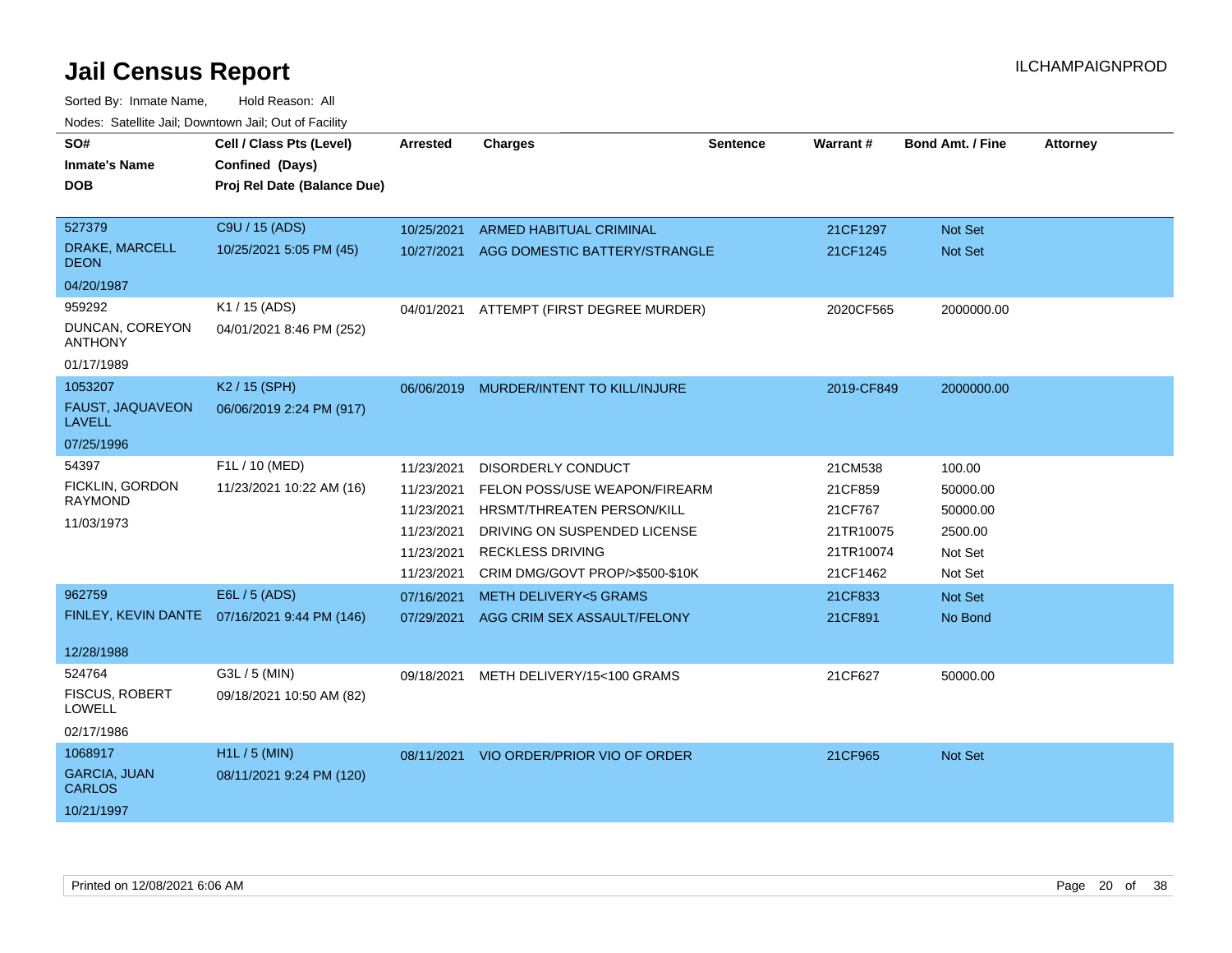# Jail Census Report

ILCHAMPAIGNPROD

Sorted By: Inmate Name, Hold Reason: All

Nodes: Satellite Jail; Downtown Jail; Out of Facility

| SO# / Inmate's Name / DOB | Cell / Class Pts (Level) / Confined (Days) / Proj Rel Date (Balance Due) | Arrested | Charges | Sentence | Warrant # | Bond Amt. / Fine | Attorney |
|---|---|---|---|---|---|---|---|
| 527379<br>DRAKE, MARCELL DEON<br>04/20/1987 | C9U / 15 (ADS)<br>10/25/2021 5:05 PM (45) | 10/25/2021 | ARMED HABITUAL CRIMINAL | | 21CF1297 | Not Set | |
| | | 10/27/2021 | AGG DOMESTIC BATTERY/STRANGLE | | 21CF1245 | Not Set | |
| 959292<br>DUNCAN, COREYON ANTHONY<br>01/17/1989 | K1 / 15 (ADS)<br>04/01/2021 8:46 PM (252) | 04/01/2021 | ATTEMPT (FIRST DEGREE MURDER) | | 2020CF565 | 2000000.00 | |
| 1053207<br>FAUST, JAQUAVEON LAVELL<br>07/25/1996 | K2 / 15 (SPH)<br>06/06/2019 2:24 PM (917) | 06/06/2019 | MURDER/INTENT TO KILL/INJURE | | 2019-CF849 | 2000000.00 | |
| 54397<br>FICKLIN, GORDON RAYMOND<br>11/03/1973 | F1L / 10 (MED)<br>11/23/2021 10:22 AM (16) | 11/23/2021 | DISORDERLY CONDUCT | | 21CM538 | 100.00 | |
| | | 11/23/2021 | FELON POSS/USE WEAPON/FIREARM | | 21CF859 | 50000.00 | |
| | | 11/23/2021 | HRSMT/THREATEN PERSON/KILL | | 21CF767 | 50000.00 | |
| | | 11/23/2021 | DRIVING ON SUSPENDED LICENSE | | 21TR10075 | 2500.00 | |
| | | 11/23/2021 | RECKLESS DRIVING | | 21TR10074 | Not Set | |
| | | 11/23/2021 | CRIM DMG/GOVT PROP/>$500-$10K | | 21CF1462 | Not Set | |
| 962759<br>FINLEY, KEVIN DANTE<br>12/28/1988 | E6L / 5 (ADS)<br>07/16/2021 9:44 PM (146) | 07/16/2021 | METH DELIVERY<5 GRAMS | | 21CF833 | Not Set | |
| | | 07/29/2021 | AGG CRIM SEX ASSAULT/FELONY | | 21CF891 | No Bond | |
| 524764<br>FISCUS, ROBERT LOWELL<br>02/17/1986 | G3L / 5 (MIN)<br>09/18/2021 10:50 AM (82) | 09/18/2021 | METH DELIVERY/15<100 GRAMS | | 21CF627 | 50000.00 | |
| 1068917<br>GARCIA, JUAN CARLOS<br>10/21/1997 | H1L / 5 (MIN)<br>08/11/2021 9:24 PM (120) | 08/11/2021 | VIO ORDER/PRIOR VIO OF ORDER | | 21CF965 | Not Set | |

Printed on 12/08/2021 6:06 AM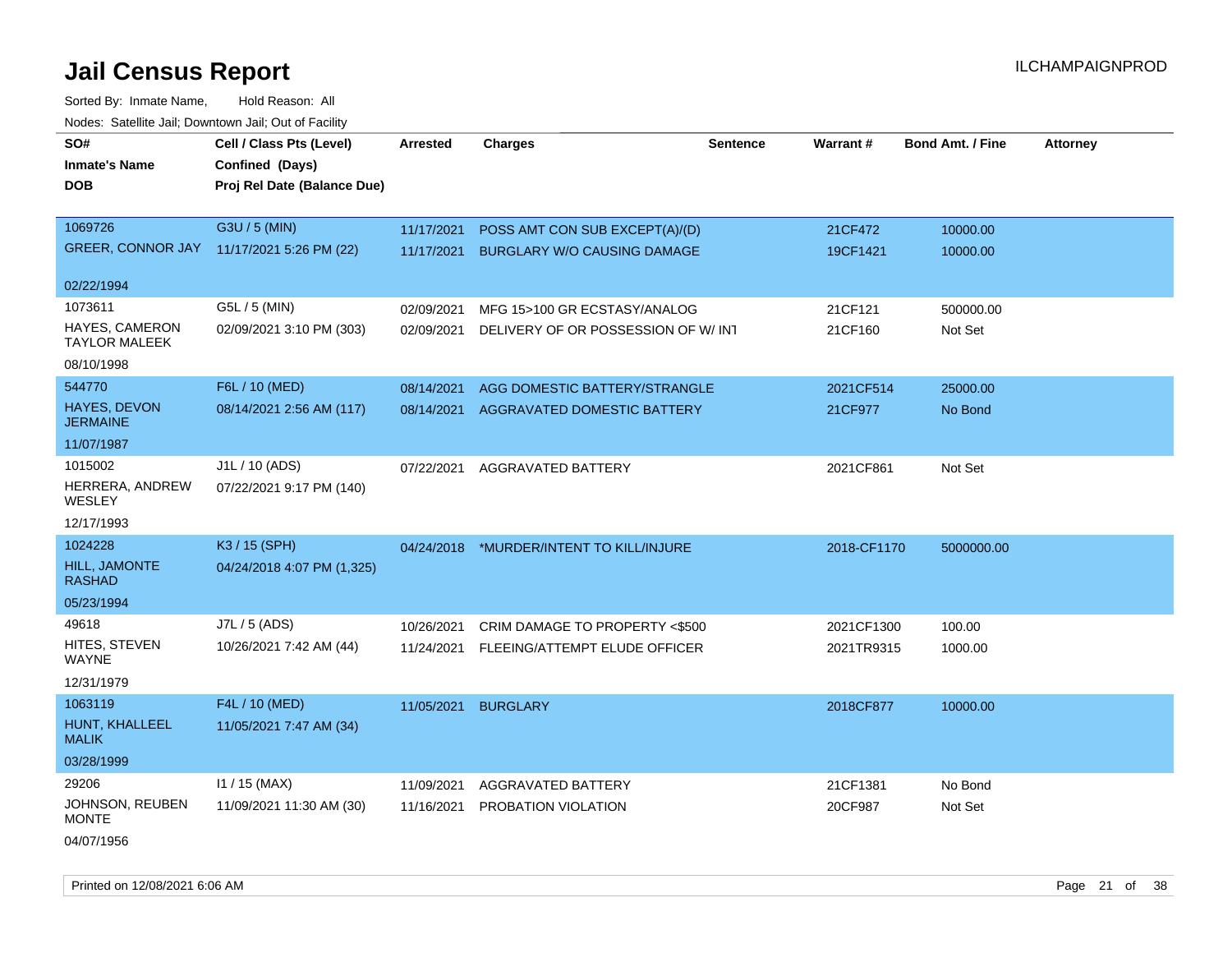# Jail Census Report

ILCHAMPAIGNPROD

Sorted By: Inmate Name, Hold Reason: All

Nodes: Satellite Jail; Downtown Jail; Out of Facility

| SO# / Inmate's Name / DOB | Cell / Class Pts (Level) / Confined (Days) / Proj Rel Date (Balance Due) | Arrested | Charges | Sentence | Warrant # | Bond Amt. / Fine | Attorney |
|---|---|---|---|---|---|---|---|
| 1069726<br>GREER, CONNOR JAY<br>02/22/1994 | G3U / 5 (MIN)<br>11/17/2021 5:26 PM (22) | 11/17/2021<br>11/17/2021 | POSS AMT CON SUB EXCEPT(A)/(D)<br>BURGLARY W/O CAUSING DAMAGE | | 21CF472<br>19CF1421 | 10000.00<br>10000.00 | |
| 1073611<br>HAYES, CAMERON TAYLOR MALEEK<br>08/10/1998 | G5L / 5 (MIN)<br>02/09/2021 3:10 PM (303) | 02/09/2021<br>02/09/2021 | MFG 15>100 GR ECSTASY/ANALOG<br>DELIVERY OF OR POSSESSION OF W/ INT | | 21CF121<br>21CF160 | 500000.00<br>Not Set | |
| 544770<br>HAYES, DEVON JERMAINE<br>11/07/1987 | F6L / 10 (MED)<br>08/14/2021 2:56 AM (117) | 08/14/2021<br>08/14/2021 | AGG DOMESTIC BATTERY/STRANGLE<br>AGGRAVATED DOMESTIC BATTERY | | 2021CF514<br>21CF977 | 25000.00<br>No Bond | |
| 1015002<br>HERRERA, ANDREW WESLEY<br>12/17/1993 | J1L / 10 (ADS)<br>07/22/2021 9:17 PM (140) | 07/22/2021 | AGGRAVATED BATTERY | | 2021CF861 | Not Set | |
| 1024228<br>HILL, JAMONTE RASHAD<br>05/23/1994 | K3 / 15 (SPH)<br>04/24/2018 4:07 PM (1,325) | 04/24/2018 | *MURDER/INTENT TO KILL/INJURE | | 2018-CF1170 | 5000000.00 | |
| 49618<br>HITES, STEVEN WAYNE<br>12/31/1979 | J7L / 5 (ADS)<br>10/26/2021 7:42 AM (44) | 10/26/2021<br>11/24/2021 | CRIM DAMAGE TO PROPERTY <$500<br>FLEEING/ATTEMPT ELUDE OFFICER | | 2021CF1300<br>2021TR9315 | 100.00<br>1000.00 | |
| 1063119<br>HUNT, KHALLEEL MALIK<br>03/28/1999 | F4L / 10 (MED)<br>11/05/2021 7:47 AM (34) | 11/05/2021 | BURGLARY | | 2018CF877 | 10000.00 | |
| 29206<br>JOHNSON, REUBEN MONTE<br>04/07/1956 | I1 / 15 (MAX)<br>11/09/2021 11:30 AM (30) | 11/09/2021<br>11/16/2021 | AGGRAVATED BATTERY<br>PROBATION VIOLATION | | 21CF1381<br>20CF987 | No Bond<br>Not Set | |

Printed on 12/08/2021 6:06 AM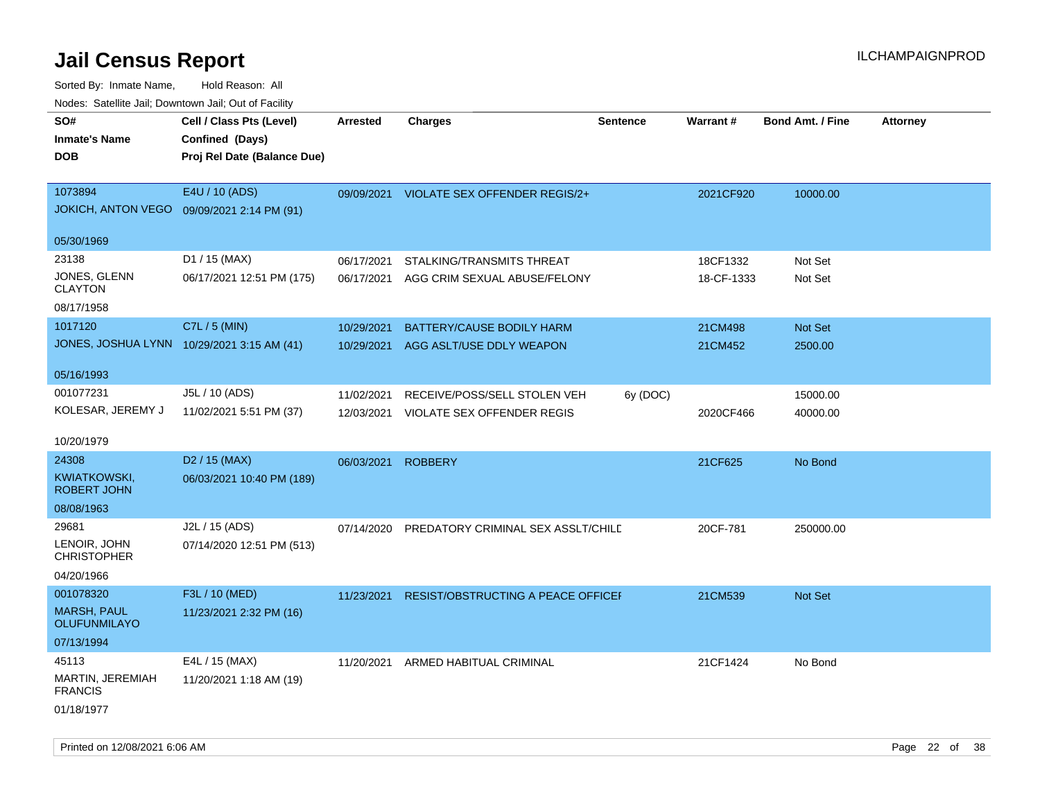# Jail Census Report

ILCHAMPAIGNPROD

Sorted By: Inmate Name, Hold Reason: All

Nodes: Satellite Jail; Downtown Jail; Out of Facility

| SO#<br>Inmate's Name<br>DOB | Cell / Class Pts (Level)<br>Confined (Days)<br>Proj Rel Date (Balance Due) | Arrested | Charges | Sentence | Warrant # | Bond Amt. / Fine | Attorney |
|---|---|---|---|---|---|---|---|
| 1073894<br>JOKICH, ANTON VEGO<br>05/30/1969 | E4U / 10 (ADS)<br>09/09/2021 2:14 PM (91) | 09/09/2021 | VIOLATE SEX OFFENDER REGIS/2+ | | 2021CF920 | 10000.00 | |
| 23138<br>JONES, GLENN CLAYTON<br>08/17/1958 | D1 / 15 (MAX)<br>06/17/2021 12:51 PM (175) | 06/17/2021 | STALKING/TRANSMITS THREAT | | 18CF1332 | Not Set | |
| | | 06/17/2021 | AGG CRIM SEXUAL ABUSE/FELONY | | 18-CF-1333 | Not Set | |
| 1017120<br>JONES, JOSHUA LYNN<br>05/16/1993 | C7L / 5 (MIN)<br>10/29/2021 3:15 AM (41) | 10/29/2021 | BATTERY/CAUSE BODILY HARM | | 21CM498 | Not Set | |
| | | 10/29/2021 | AGG ASLT/USE DDLY WEAPON | | 21CM452 | 2500.00 | |
| 001077231<br>KOLESAR, JEREMY J<br>10/20/1979 | J5L / 10 (ADS)<br>11/02/2021 5:51 PM (37) | 11/02/2021 | RECEIVE/POSS/SELL STOLEN VEH | 6y (DOC) | | 15000.00 | |
| | | 12/03/2021 | VIOLATE SEX OFFENDER REGIS | | 2020CF466 | 40000.00 | |
| 24308<br>KWIATKOWSKI, ROBERT JOHN<br>08/08/1963 | D2 / 15 (MAX)<br>06/03/2021 10:40 PM (189) | 06/03/2021 | ROBBERY | | 21CF625 | No Bond | |
| 29681<br>LENOIR, JOHN CHRISTOPHER<br>04/20/1966 | J2L / 15 (ADS)<br>07/14/2020 12:51 PM (513) | 07/14/2020 | PREDATORY CRIMINAL SEX ASSLT/CHILD | | 20CF-781 | 250000.00 | |
| 001078320<br>MARSH, PAUL OLUFUNMILAYO<br>07/13/1994 | F3L / 10 (MED)<br>11/23/2021 2:32 PM (16) | 11/23/2021 | RESIST/OBSTRUCTING A PEACE OFFICER | | 21CM539 | Not Set | |
| 45113<br>MARTIN, JEREMIAH FRANCIS<br>01/18/1977 | E4L / 15 (MAX)<br>11/20/2021 1:18 AM (19) | 11/20/2021 | ARMED HABITUAL CRIMINAL | | 21CF1424 | No Bond | |

Printed on 12/08/2021 6:06 AM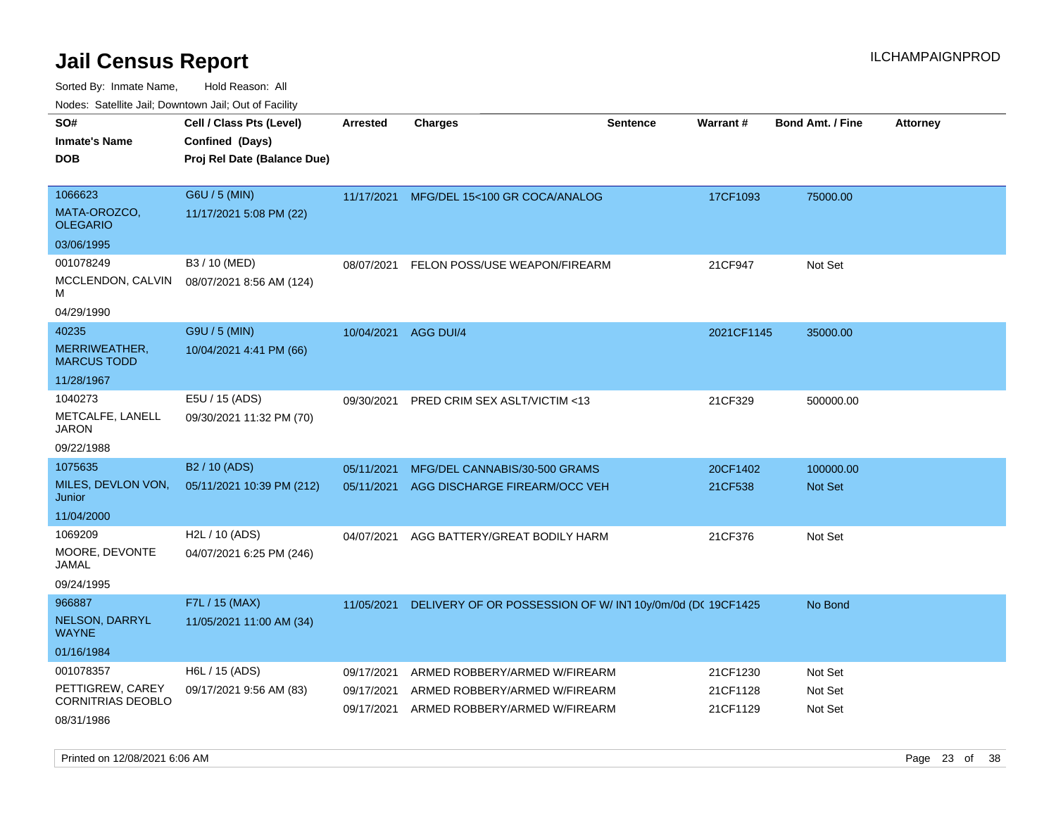# Jail Census Report

ILCHAMPAIGNPROD

Sorted By: Inmate Name, Hold Reason: All

Nodes: Satellite Jail; Downtown Jail; Out of Facility

| SO# / Inmate's Name / DOB | Cell / Class Pts (Level) / Confined (Days) / Proj Rel Date (Balance Due) | Arrested | Charges | Sentence | Warrant # | Bond Amt. / Fine | Attorney |
|---|---|---|---|---|---|---|---|
| 1066623<br>MATA-OROZCO, OLEGARIO<br>03/06/1995 | G6U / 5 (MIN)<br>11/17/2021 5:08 PM (22) | 11/17/2021 | MFG/DEL 15<100 GR COCA/ANALOG | | 17CF1093 | 75000.00 | |
| 001078249<br>MCCLENDON, CALVIN M<br>04/29/1990 | B3 / 10 (MED)<br>08/07/2021 8:56 AM (124) | 08/07/2021 | FELON POSS/USE WEAPON/FIREARM | | 21CF947 | Not Set | |
| 40235<br>MERRIWEATHER, MARCUS TODD<br>11/28/1967 | G9U / 5 (MIN)<br>10/04/2021 4:41 PM (66) | 10/04/2021 | AGG DUI/4 | | 2021CF1145 | 35000.00 | |
| 1040273<br>METCALFE, LANELL JARON<br>09/22/1988 | E5U / 15 (ADS)<br>09/30/2021 11:32 PM (70) | 09/30/2021 | PRED CRIM SEX ASLT/VICTIM <13 | | 21CF329 | 500000.00 | |
| 1075635<br>MILES, DEVLON VON, Junior<br>11/04/2000 | B2 / 10 (ADS)<br>05/11/2021 10:39 PM (212) | 05/11/2021 | MFG/DEL CANNABIS/30-500 GRAMS | | 20CF1402 | 100000.00 | |
| | | 05/11/2021 | AGG DISCHARGE FIREARM/OCC VEH | | 21CF538 | Not Set | |
| 1069209<br>MOORE, DEVONTE JAMAL<br>09/24/1995 | H2L / 10 (ADS)<br>04/07/2021 6:25 PM (246) | 04/07/2021 | AGG BATTERY/GREAT BODILY HARM | | 21CF376 | Not Set | |
| 966887<br>NELSON, DARRYL WAYNE<br>01/16/1984 | F7L / 15 (MAX)<br>11/05/2021 11:00 AM (34) | 11/05/2021 | DELIVERY OF OR POSSESSION OF W/ INT | 10y/0m/0d (DC | 19CF1425 | No Bond | |
| 001078357<br>PETTIGREW, CAREY CORNITRIAS DEOBLO<br>08/31/1986 | H6L / 15 (ADS)<br>09/17/2021 9:56 AM (83) | 09/17/2021 | ARMED ROBBERY/ARMED W/FIREARM | | 21CF1230 | Not Set | |
| | | 09/17/2021 | ARMED ROBBERY/ARMED W/FIREARM | | 21CF1128 | Not Set | |
| | | 09/17/2021 | ARMED ROBBERY/ARMED W/FIREARM | | 21CF1129 | Not Set | |

Printed on 12/08/2021 6:06 AM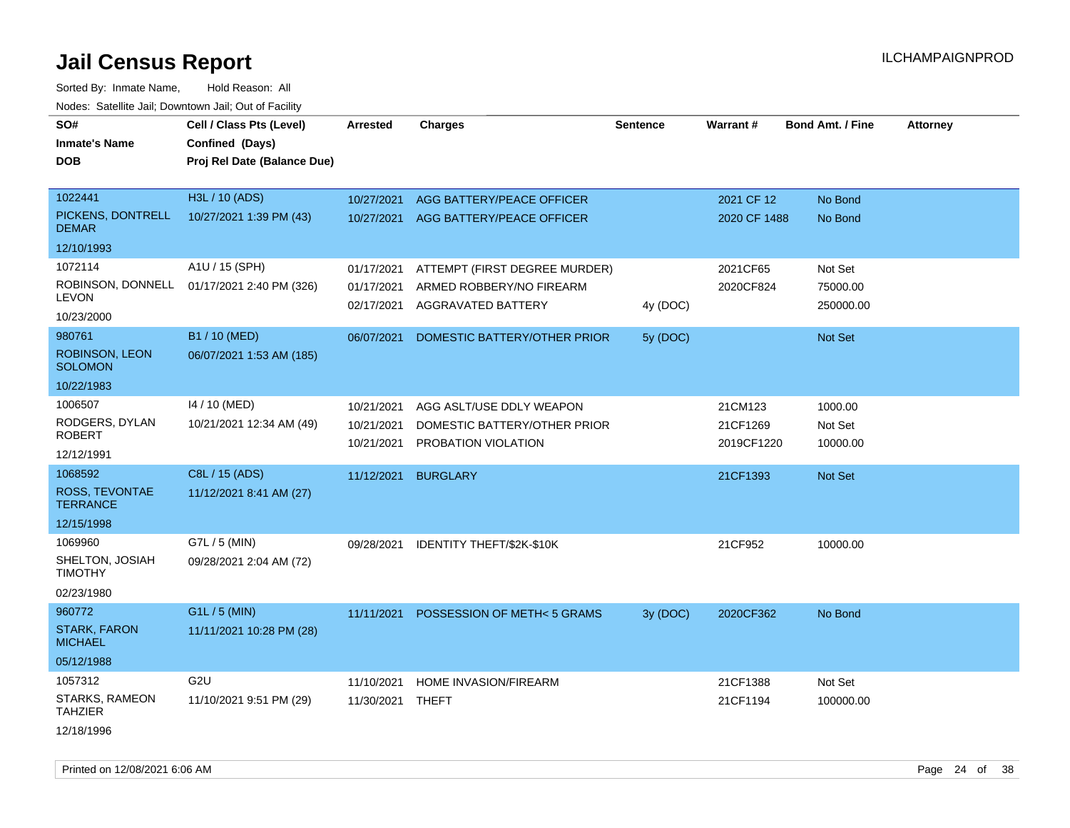# Jail Census Report

Sorted By: Inmate Name, Hold Reason: All

Nodes: Satellite Jail; Downtown Jail; Out of Facility

| SO# / Inmate's Name / DOB | Cell / Class Pts (Level) / Confined (Days) / Proj Rel Date (Balance Due) | Arrested | Charges | Sentence | Warrant # | Bond Amt. / Fine | Attorney |
|---|---|---|---|---|---|---|---|
| 1022441 PICKENS, DONTRELL DEMAR 12/10/1993 | H3L / 10 (ADS) 10/27/2021 1:39 PM (43) | 10/27/2021 | AGG BATTERY/PEACE OFFICER | | 2021 CF 12 | No Bond | |
| | | 10/27/2021 | AGG BATTERY/PEACE OFFICER | | 2020 CF 1488 | No Bond | |
| 1072114 ROBINSON, DONNELL LEVON 10/23/2000 | A1U / 15 (SPH) 01/17/2021 2:40 PM (326) | 01/17/2021 | ATTEMPT (FIRST DEGREE MURDER) | | 2021CF65 | Not Set | |
| | | 01/17/2021 | ARMED ROBBERY/NO FIREARM | | 2020CF824 | 75000.00 | |
| | | 02/17/2021 | AGGRAVATED BATTERY | 4y (DOC) | | 250000.00 | |
| 980761 ROBINSON, LEON SOLOMON 10/22/1983 | B1 / 10 (MED) 06/07/2021 1:53 AM (185) | 06/07/2021 | DOMESTIC BATTERY/OTHER PRIOR | 5y (DOC) | | Not Set | |
| 1006507 RODGERS, DYLAN ROBERT 12/12/1991 | I4 / 10 (MED) 10/21/2021 12:34 AM (49) | 10/21/2021 | AGG ASLT/USE DDLY WEAPON | | 21CM123 | 1000.00 | |
| | | 10/21/2021 | DOMESTIC BATTERY/OTHER PRIOR | | 21CF1269 | Not Set | |
| | | 10/21/2021 | PROBATION VIOLATION | | 2019CF1220 | 10000.00 | |
| 1068592 ROSS, TEVONTAE TERRANCE 12/15/1998 | C8L / 15 (ADS) 11/12/2021 8:41 AM (27) | 11/12/2021 | BURGLARY | | 21CF1393 | Not Set | |
| 1069960 SHELTON, JOSIAH TIMOTHY 02/23/1980 | G7L / 5 (MIN) 09/28/2021 2:04 AM (72) | 09/28/2021 | IDENTITY THEFT/$2K-$10K | | 21CF952 | 10000.00 | |
| 960772 STARK, FARON MICHAEL 05/12/1988 | G1L / 5 (MIN) 11/11/2021 10:28 PM (28) | 11/11/2021 | POSSESSION OF METH< 5 GRAMS | 3y (DOC) | 2020CF362 | No Bond | |
| 1057312 STARKS, RAMEON TAHZIER 12/18/1996 | G2U 11/10/2021 9:51 PM (29) | 11/10/2021 | HOME INVASION/FIREARM | | 21CF1388 | Not Set | |
| | | 11/30/2021 | THEFT | | 21CF1194 | 100000.00 | |

Printed on 12/08/2021 6:06 AM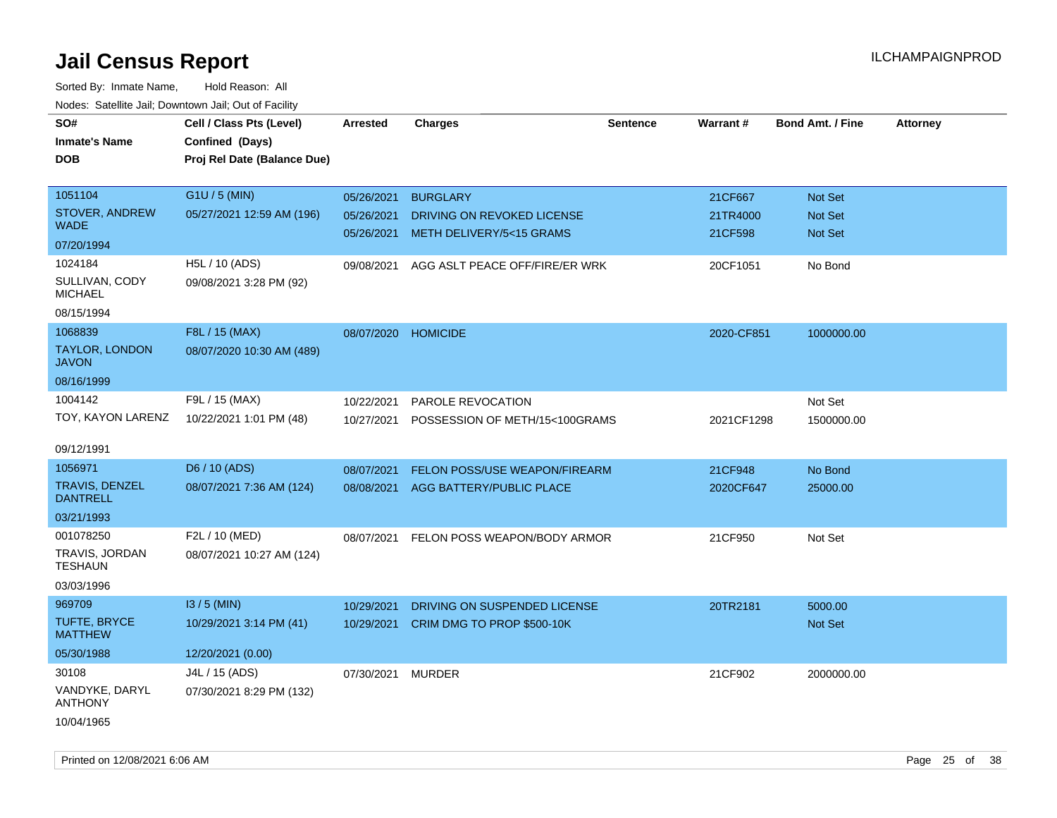# Jail Census Report

Sorted By: Inmate Name, Hold Reason: All

Nodes: Satellite Jail; Downtown Jail; Out of Facility

| SO# / Inmate's Name / DOB | Cell / Class Pts (Level) / Confined (Days) / Proj Rel Date (Balance Due) | Arrested | Charges | Sentence | Warrant # | Bond Amt. / Fine | Attorney |
|---|---|---|---|---|---|---|---|
| 1051104<br>STOVER, ANDREW WADE<br>07/20/1994 | G1U / 5 (MIN)<br>05/27/2021 12:59 AM (196) | 05/26/2021 | BURGLARY | | 21CF667 | Not Set | |
| | | 05/26/2021 | DRIVING ON REVOKED LICENSE | | 21TR4000 | Not Set | |
| | | 05/26/2021 | METH DELIVERY/5<15 GRAMS | | 21CF598 | Not Set | |
| 1024184<br>SULLIVAN, CODY MICHAEL<br>08/15/1994 | H5L / 10 (ADS)<br>09/08/2021 3:28 PM (92) | 09/08/2021 | AGG ASLT PEACE OFF/FIRE/ER WRK | | 20CF1051 | No Bond | |
| 1068839<br>TAYLOR, LONDON JAVON<br>08/16/1999 | F8L / 15 (MAX)<br>08/07/2020 10:30 AM (489) | 08/07/2020 | HOMICIDE | | 2020-CF851 | 1000000.00 | |
| 1004142<br>TOY, KAYON LARENZ<br>09/12/1991 | F9L / 15 (MAX)<br>10/22/2021 1:01 PM (48) | 10/22/2021 | PAROLE REVOCATION | | | Not Set | |
| | | 10/27/2021 | POSSESSION OF METH/15<100GRAMS | | 2021CF1298 | 1500000.00 | |
| 1056971<br>TRAVIS, DENZEL DANTRELL<br>03/21/1993 | D6 / 10 (ADS)<br>08/07/2021 7:36 AM (124) | 08/07/2021 | FELON POSS/USE WEAPON/FIREARM | | 21CF948 | No Bond | |
| | | 08/08/2021 | AGG BATTERY/PUBLIC PLACE | | 2020CF647 | 25000.00 | |
| 001078250<br>TRAVIS, JORDAN TESHAUN<br>03/03/1996 | F2L / 10 (MED)<br>08/07/2021 10:27 AM (124) | 08/07/2021 | FELON POSS WEAPON/BODY ARMOR | | 21CF950 | Not Set | |
| 969709<br>TUFTE, BRYCE MATTHEW<br>05/30/1988 | I3 / 5 (MIN)<br>10/29/2021 3:14 PM (41)<br>12/20/2021 (0.00) | 10/29/2021 | DRIVING ON SUSPENDED LICENSE | | 20TR2181 | 5000.00 | |
| | | 10/29/2021 | CRIM DMG TO PROP $500-10K | | | Not Set | |
| 30108<br>VANDYKE, DARYL ANTHONY<br>10/04/1965 | J4L / 15 (ADS)<br>07/30/2021 8:29 PM (132) | 07/30/2021 | MURDER | | 21CF902 | 2000000.00 | |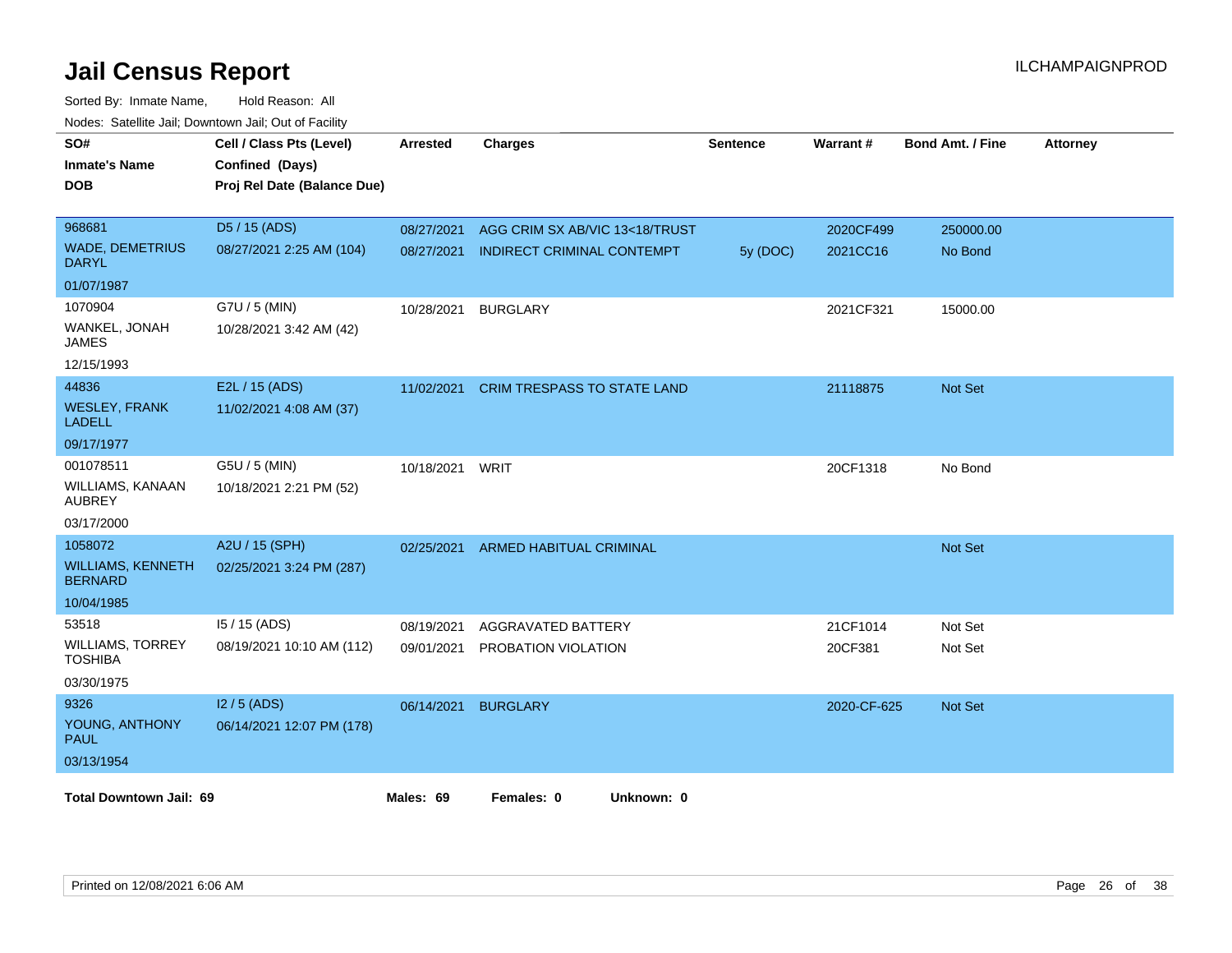# Jail Census Report

ILCHAMPAIGNPROD

Sorted By: Inmate Name, Hold Reason: All

Nodes: Satellite Jail; Downtown Jail; Out of Facility

| SO# / Inmate's Name / DOB | Cell / Class Pts (Level) / Confined (Days) / Proj Rel Date (Balance Due) | Arrested | Charges | Sentence | Warrant # | Bond Amt. / Fine | Attorney |
|---|---|---|---|---|---|---|---|
| 968681<br>WADE, DEMETRIUS DARYL<br>01/07/1987 | D5 / 15 (ADS)<br>08/27/2021 2:25 AM (104) | 08/27/2021<br>08/27/2021 | AGG CRIM SX AB/VIC 13<18/TRUST<br>INDIRECT CRIMINAL CONTEMPT | <br>5y (DOC) | 2020CF499<br>2021CC16 | 250000.00<br>No Bond | |
| 1070904<br>WANKEL, JONAH JAMES<br>12/15/1993 | G7U / 5 (MIN)<br>10/28/2021 3:42 AM (42) | 10/28/2021 | BURGLARY | | 2021CF321 | 15000.00 | |
| 44836<br>WESLEY, FRANK LADELL<br>09/17/1977 | E2L / 15 (ADS)<br>11/02/2021 4:08 AM (37) | 11/02/2021 | CRIM TRESPASS TO STATE LAND | | 21118875 | Not Set | |
| 001078511<br>WILLIAMS, KANAAN AUBREY<br>03/17/2000 | G5U / 5 (MIN)<br>10/18/2021 2:21 PM (52) | 10/18/2021 | WRIT | | 20CF1318 | No Bond | |
| 1058072<br>WILLIAMS, KENNETH BERNARD<br>10/04/1985 | A2U / 15 (SPH)<br>02/25/2021 3:24 PM (287) | 02/25/2021 | ARMED HABITUAL CRIMINAL | | | Not Set | |
| 53518<br>WILLIAMS, TORREY TOSHIBA<br>03/30/1975 | I5 / 15 (ADS)<br>08/19/2021 10:10 AM (112) | 08/19/2021<br>09/01/2021 | AGGRAVATED BATTERY<br>PROBATION VIOLATION | | 21CF1014<br>20CF381 | Not Set<br>Not Set | |
| 9326<br>YOUNG, ANTHONY PAUL<br>03/13/1954 | I2 / 5 (ADS)<br>06/14/2021 12:07 PM (178) | 06/14/2021 | BURGLARY | | 2020-CF-625 | Not Set | |

**Total Downtown Jail: 69** **Males: 69** **Females: 0** **Unknown: 0**

Printed on 12/08/2021 6:06 AM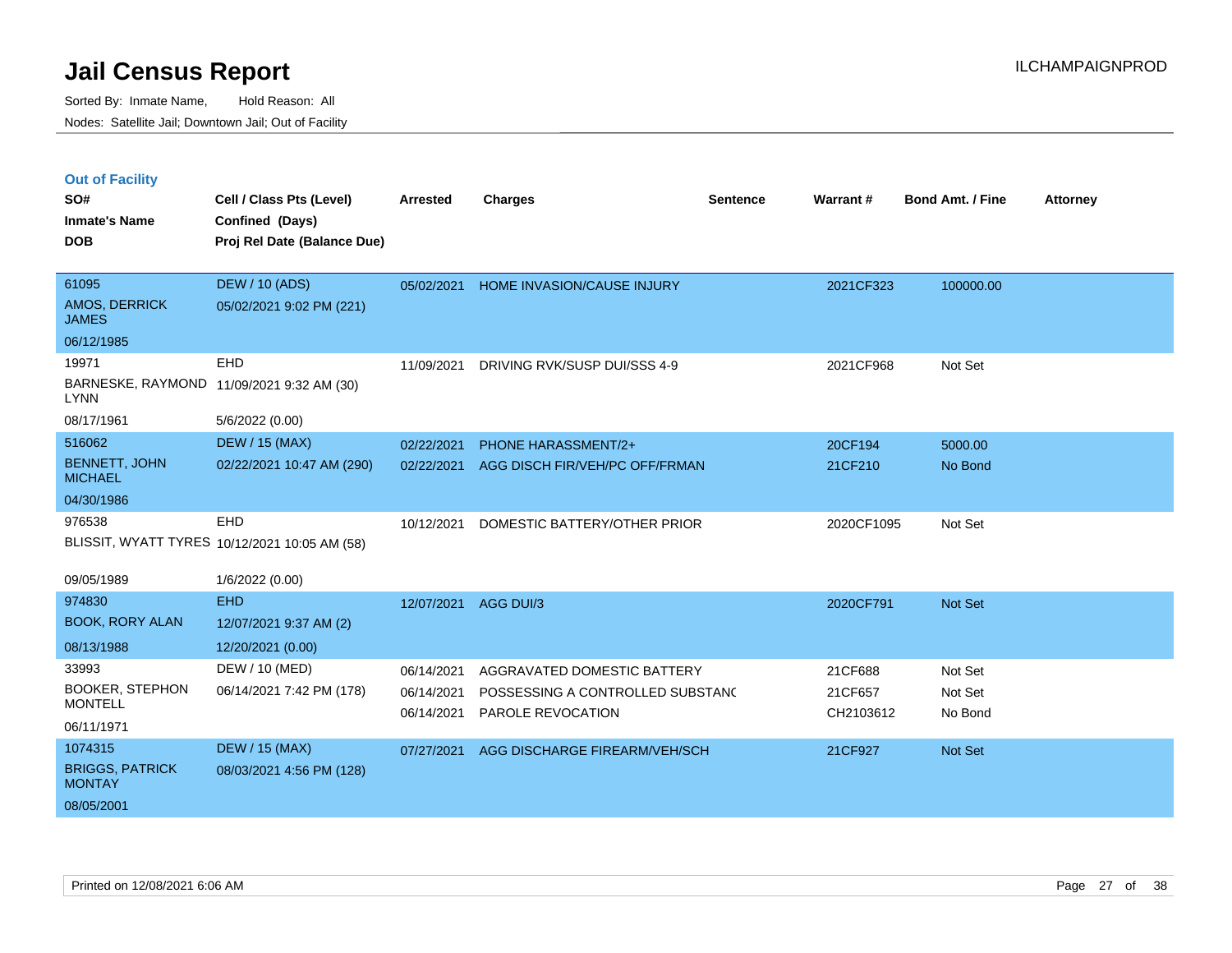# Jail Census Report

Sorted By: Inmate Name, Hold Reason: All

Nodes: Satellite Jail; Downtown Jail; Out of Facility

ILCHAMPAIGNPROD

## Out of Facility

| SO# / Inmate's Name / DOB | Cell / Class Pts (Level) / Confined (Days) / Proj Rel Date (Balance Due) | Arrested | Charges | Sentence | Warrant # | Bond Amt. / Fine | Attorney |
|---|---|---|---|---|---|---|---|
| 61095 AMOS, DERRICK JAMES 06/12/1985 | DEW / 10 (ADS) 05/02/2021 9:02 PM (221) | 05/02/2021 | HOME INVASION/CAUSE INJURY | | 2021CF323 | 100000.00 | |
| 19971 BARNESKE, RAYMOND LYNN 08/17/1961 | EHD 11/09/2021 9:32 AM (30) 5/6/2022 (0.00) | 11/09/2021 | DRIVING RVK/SUSP DUI/SSS 4-9 | | 2021CF968 | Not Set | |
| 516062 BENNETT, JOHN MICHAEL 04/30/1986 | DEW / 15 (MAX) 02/22/2021 10:47 AM (290) | 02/22/2021 | PHONE HARASSMENT/2+ | | 20CF194 | 5000.00 | |
| | | 02/22/2021 | AGG DISCH FIR/VEH/PC OFF/FRMAN | | 21CF210 | No Bond | |
| 976538 BLISSIT, WYATT TYRES 09/05/1989 | EHD 10/12/2021 10:05 AM (58) 1/6/2022 (0.00) | 10/12/2021 | DOMESTIC BATTERY/OTHER PRIOR | | 2020CF1095 | Not Set | |
| 974830 BOOK, RORY ALAN 08/13/1988 | EHD 12/07/2021 9:37 AM (2) 12/20/2021 (0.00) | 12/07/2021 | AGG DUI/3 | | 2020CF791 | Not Set | |
| 33993 BOOKER, STEPHON MONTELL 06/11/1971 | DEW / 10 (MED) 06/14/2021 7:42 PM (178) | 06/14/2021 | AGGRAVATED DOMESTIC BATTERY | | 21CF688 | Not Set | |
| | | 06/14/2021 | POSSESSING A CONTROLLED SUBSTANC | | 21CF657 | Not Set | |
| | | 06/14/2021 | PAROLE REVOCATION | | CH2103612 | No Bond | |
| 1074315 BRIGGS, PATRICK MONTAY 08/05/2001 | DEW / 15 (MAX) 08/03/2021 4:56 PM (128) | 07/27/2021 | AGG DISCHARGE FIREARM/VEH/SCH | | 21CF927 | Not Set | |

Printed on 12/08/2021 6:06 AM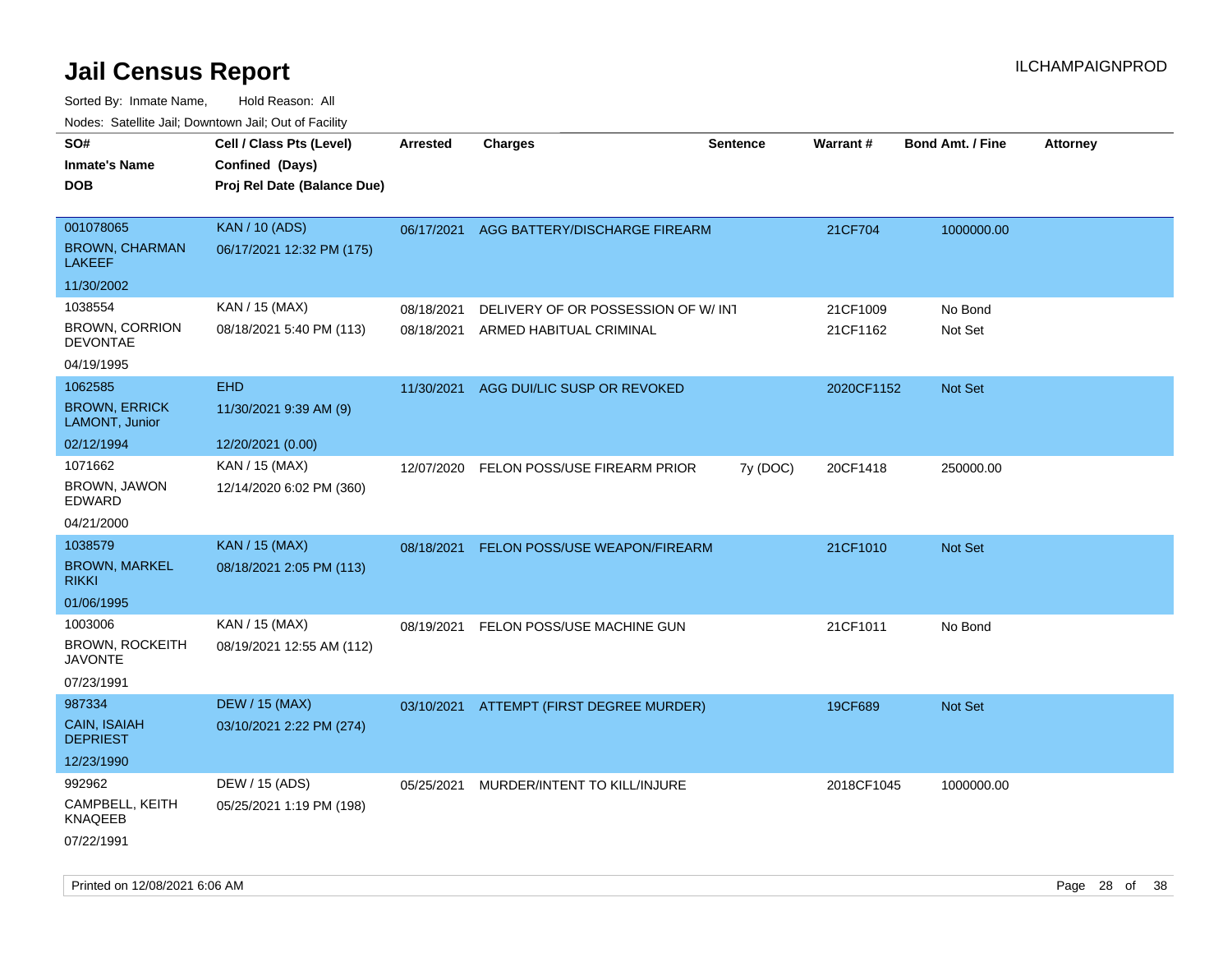# Jail Census Report

Sorted By: Inmate Name, Hold Reason: All

Nodes: Satellite Jail; Downtown Jail; Out of Facility

| SO# / Inmate's Name / DOB | Cell / Class Pts (Level) / Confined (Days) / Proj Rel Date (Balance Due) | Arrested | Charges | Sentence | Warrant # | Bond Amt. / Fine | Attorney |
|---|---|---|---|---|---|---|---|
| 001078065<br>BROWN, CHARMAN LAKEEF<br>11/30/2002 | KAN / 10 (ADS)<br>06/17/2021 12:32 PM (175) | 06/17/2021 | AGG BATTERY/DISCHARGE FIREARM | | 21CF704 | 1000000.00 | |
| 1038554<br>BROWN, CORRION DEVONTAE<br>04/19/1995 | KAN / 15 (MAX)<br>08/18/2021 5:40 PM (113) | 08/18/2021<br>08/18/2021 | DELIVERY OF OR POSSESSION OF W/ INT<br>ARMED HABITUAL CRIMINAL | | 21CF1009<br>21CF1162 | No Bond<br>Not Set | |
| 1062585<br>BROWN, ERRICK LAMONT, Junior<br>02/12/1994 | EHD<br>11/30/2021 9:39 AM (9)<br>12/20/2021 (0.00) | 11/30/2021 | AGG DUI/LIC SUSP OR REVOKED | | 2020CF1152 | Not Set | |
| 1071662<br>BROWN, JAWON EDWARD<br>04/21/2000 | KAN / 15 (MAX)<br>12/14/2020 6:02 PM (360) | 12/07/2020 | FELON POSS/USE FIREARM PRIOR | 7y (DOC) | 20CF1418 | 250000.00 | |
| 1038579<br>BROWN, MARKEL RIKKI<br>01/06/1995 | KAN / 15 (MAX)<br>08/18/2021 2:05 PM (113) | 08/18/2021 | FELON POSS/USE WEAPON/FIREARM | | 21CF1010 | Not Set | |
| 1003006<br>BROWN, ROCKEITH JAVONTE<br>07/23/1991 | KAN / 15 (MAX)<br>08/19/2021 12:55 AM (112) | 08/19/2021 | FELON POSS/USE MACHINE GUN | | 21CF1011 | No Bond | |
| 987334<br>CAIN, ISAIAH DEPRIEST<br>12/23/1990 | DEW / 15 (MAX)<br>03/10/2021 2:22 PM (274) | 03/10/2021 | ATTEMPT (FIRST DEGREE MURDER) | | 19CF689 | Not Set | |
| 992962<br>CAMPBELL, KEITH KNAQEEB<br>07/22/1991 | DEW / 15 (ADS)<br>05/25/2021 1:19 PM (198) | 05/25/2021 | MURDER/INTENT TO KILL/INJURE | | 2018CF1045 | 1000000.00 | |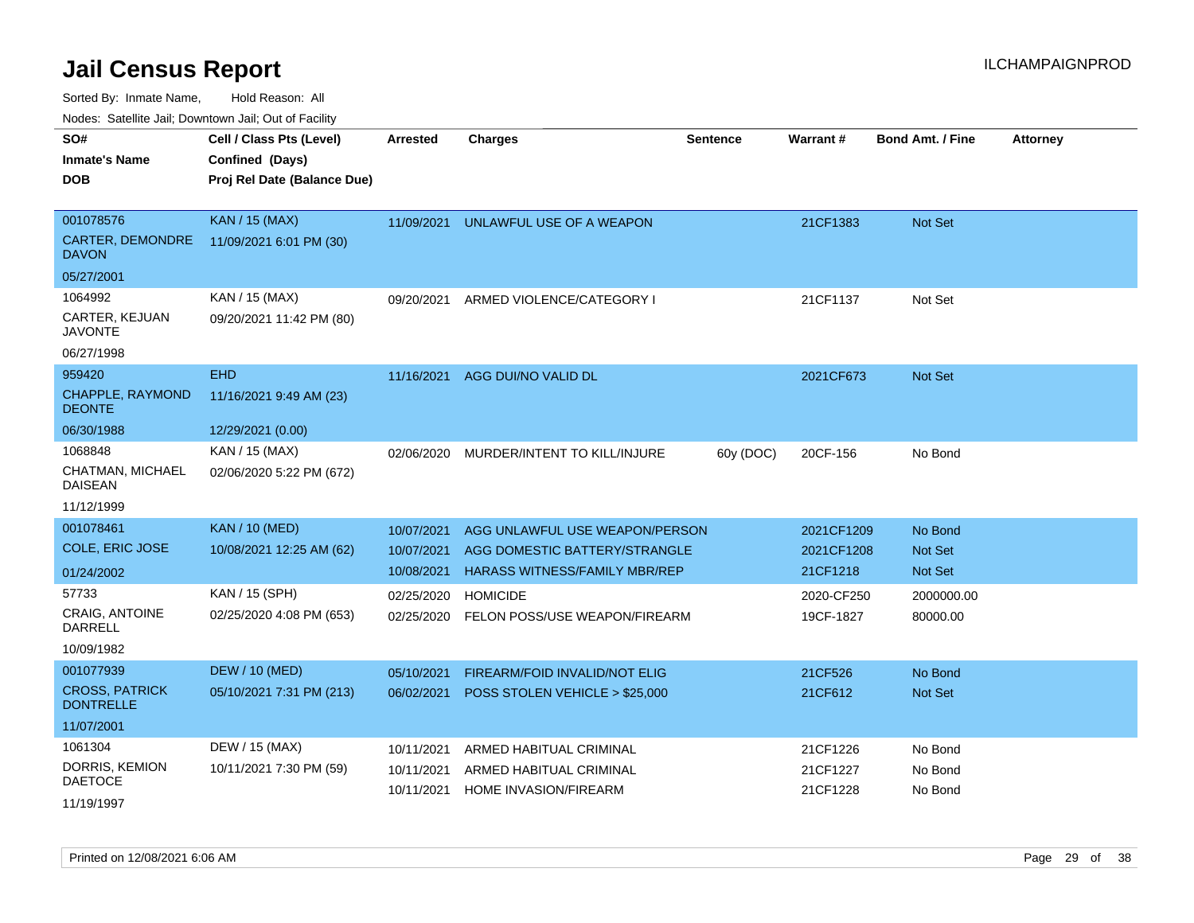# Jail Census Report

ILCHAMPAIGNPROD

Sorted By: Inmate Name, Hold Reason: All

Nodes: Satellite Jail; Downtown Jail; Out of Facility

| SO# / Inmate's Name / DOB | Cell / Class Pts (Level) / Confined (Days) / Proj Rel Date (Balance Due) | Arrested | Charges | Sentence | Warrant # | Bond Amt. / Fine | Attorney |
|---|---|---|---|---|---|---|---|
| 001078576<br>CARTER, DEMONDRE DAVON<br>05/27/2001 | KAN / 15 (MAX)<br>11/09/2021 6:01 PM (30) | 11/09/2021 | UNLAWFUL USE OF A WEAPON | | 21CF1383 | Not Set | |
| 1064992<br>CARTER, KEJUAN JAVONTE<br>06/27/1998 | KAN / 15 (MAX)<br>09/20/2021 11:42 PM (80) | 09/20/2021 | ARMED VIOLENCE/CATEGORY I | | 21CF1137 | Not Set | |
| 959420<br>CHAPPLE, RAYMOND DEONTE<br>06/30/1988 | EHD<br>11/16/2021 9:49 AM (23)<br>12/29/2021 (0.00) | 11/16/2021 | AGG DUI/NO VALID DL | | 2021CF673 | Not Set | |
| 1068848<br>CHATMAN, MICHAEL DAISEAN<br>11/12/1999 | KAN / 15 (MAX)<br>02/06/2020 5:22 PM (672) | 02/06/2020 | MURDER/INTENT TO KILL/INJURE | 60y (DOC) | 20CF-156 | No Bond | |
| 001078461<br>COLE, ERIC JOSE<br>01/24/2002 | KAN / 10 (MED)<br>10/08/2021 12:25 AM (62) | 10/07/2021<br>10/07/2021<br>10/08/2021 | AGG UNLAWFUL USE WEAPON/PERSON<br>AGG DOMESTIC BATTERY/STRANGLE<br>HARASS WITNESS/FAMILY MBR/REP | | 2021CF1209<br>2021CF1208<br>21CF1218 | No Bond<br>Not Set<br>Not Set | |
| 57733<br>CRAIG, ANTOINE DARRELL<br>10/09/1982 | KAN / 15 (SPH)<br>02/25/2020 4:08 PM (653) | 02/25/2020<br>02/25/2020 | HOMICIDE<br>FELON POSS/USE WEAPON/FIREARM | | 2020-CF250<br>19CF-1827 | 2000000.00<br>80000.00 | |
| 001077939<br>CROSS, PATRICK DONTRELLE<br>11/07/2001 | DEW / 10 (MED)<br>05/10/2021 7:31 PM (213) | 05/10/2021<br>06/02/2021 | FIREARM/FOID INVALID/NOT ELIG<br>POSS STOLEN VEHICLE > $25,000 | | 21CF526<br>21CF612 | No Bond<br>Not Set | |
| 1061304<br>DORRIS, KEMION DAETOCE<br>11/19/1997 | DEW / 15 (MAX)<br>10/11/2021 7:30 PM (59) | 10/11/2021<br>10/11/2021<br>10/11/2021 | ARMED HABITUAL CRIMINAL<br>ARMED HABITUAL CRIMINAL<br>HOME INVASION/FIREARM | | 21CF1226<br>21CF1227<br>21CF1228 | No Bond<br>No Bond<br>No Bond | |

Printed on 12/08/2021 6:06 AM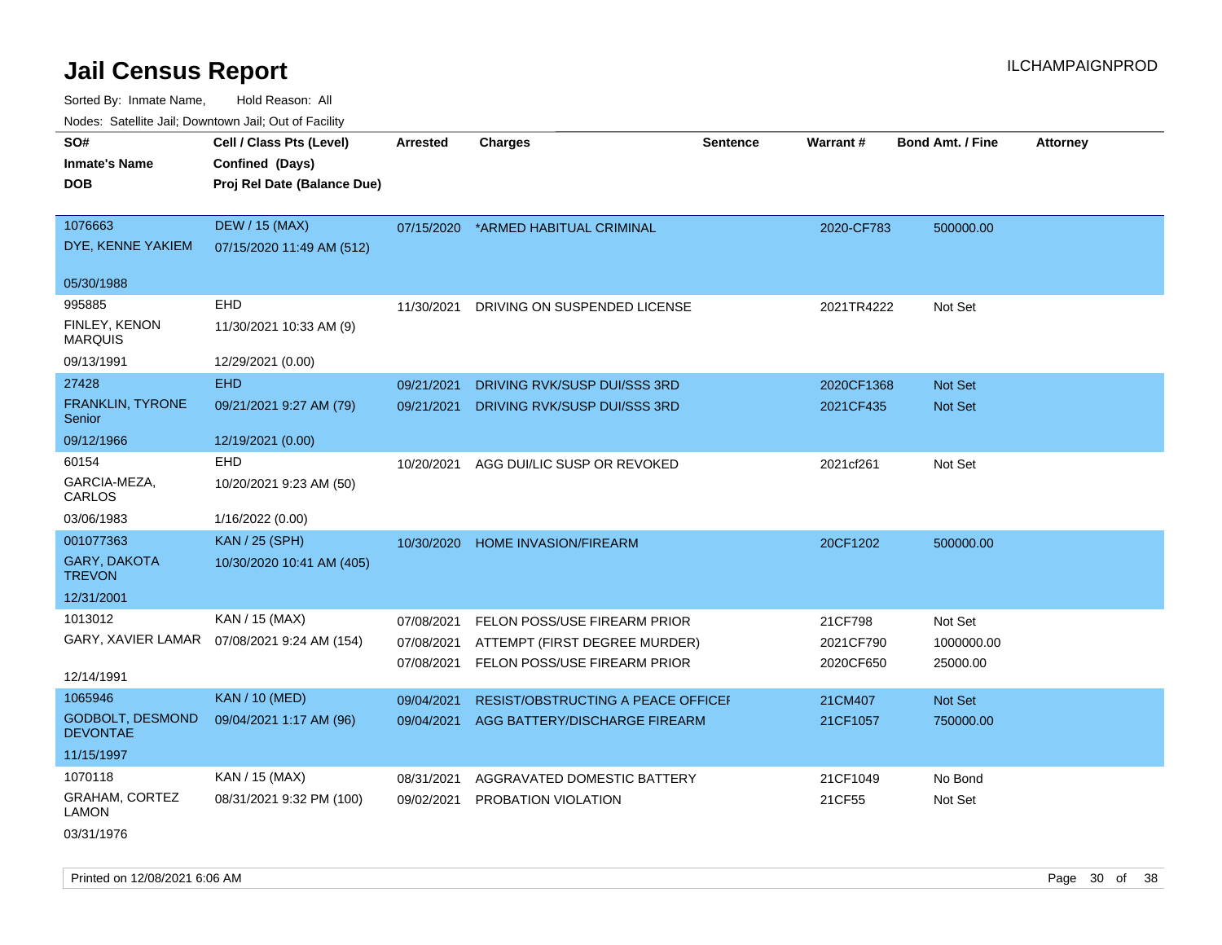# Jail Census Report

ILCHAMPAIGNPROD

Sorted By: Inmate Name, Hold Reason: All

Nodes: Satellite Jail; Downtown Jail; Out of Facility

| SO# / Inmate's Name / DOB | Cell / Class Pts (Level) / Confined (Days) / Proj Rel Date (Balance Due) | Arrested | Charges | Sentence | Warrant # | Bond Amt. / Fine | Attorney |
|---|---|---|---|---|---|---|---|
| 1076663<br>DYE, KENNE YAKIEM<br>05/30/1988 | DEW / 15 (MAX)<br>07/15/2020 11:49 AM (512) | 07/15/2020 | *ARMED HABITUAL CRIMINAL | | 2020-CF783 | 500000.00 | |
| 995885<br>FINLEY, KENON MARQUIS<br>09/13/1991 | EHD<br>11/30/2021 10:33 AM (9)<br>12/29/2021 (0.00) | 11/30/2021 | DRIVING ON SUSPENDED LICENSE | | 2021TR4222 | Not Set | |
| 27428<br>FRANKLIN, TYRONE Senior<br>09/12/1966 | EHD<br>09/21/2021 9:27 AM (79)<br>12/19/2021 (0.00) | 09/21/2021 | DRIVING RVK/SUSP DUI/SSS 3RD | | 2020CF1368 | Not Set | |
| | | 09/21/2021 | DRIVING RVK/SUSP DUI/SSS 3RD | | 2021CF435 | Not Set | |
| 60154<br>GARCIA-MEZA, CARLOS<br>03/06/1983 | EHD<br>10/20/2021 9:23 AM (50)<br>1/16/2022 (0.00) | 10/20/2021 | AGG DUI/LIC SUSP OR REVOKED | | 2021cf261 | Not Set | |
| 001077363<br>GARY, DAKOTA TREVON<br>12/31/2001 | KAN / 25 (SPH)<br>10/30/2020 10:41 AM (405) | 10/30/2020 | HOME INVASION/FIREARM | | 20CF1202 | 500000.00 | |
| 1013012<br>GARY, XAVIER LAMAR<br>12/14/1991 | KAN / 15 (MAX)<br>07/08/2021 9:24 AM (154) | 07/08/2021 | FELON POSS/USE FIREARM PRIOR | | 21CF798 | Not Set | |
| | | 07/08/2021 | ATTEMPT (FIRST DEGREE MURDER) | | 2021CF790 | 1000000.00 | |
| | | 07/08/2021 | FELON POSS/USE FIREARM PRIOR | | 2020CF650 | 25000.00 | |
| 1065946<br>GODBOLT, DESMOND DEVONTAE<br>11/15/1997 | KAN / 10 (MED)<br>09/04/2021 1:17 AM (96) | 09/04/2021 | RESIST/OBSTRUCTING A PEACE OFFICEI | | 21CM407 | Not Set | |
| | | 09/04/2021 | AGG BATTERY/DISCHARGE FIREARM | | 21CF1057 | 750000.00 | |
| 1070118<br>GRAHAM, CORTEZ LAMON<br>03/31/1976 | KAN / 15 (MAX)<br>08/31/2021 9:32 PM (100) | 08/31/2021 | AGGRAVATED DOMESTIC BATTERY | | 21CF1049 | No Bond | |
| | | 09/02/2021 | PROBATION VIOLATION | | 21CF55 | Not Set | |

Printed on 12/08/2021 6:06 AM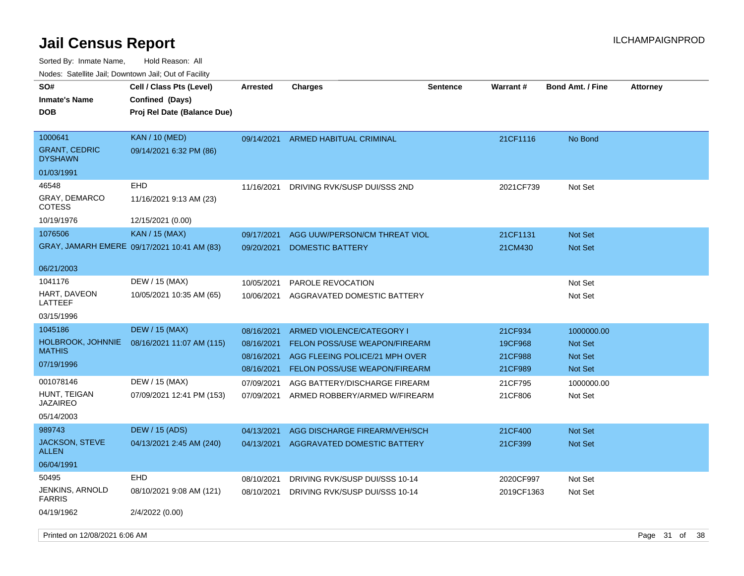# Jail Census Report

ILCHAMPAIGNPROD

Sorted By: Inmate Name, Hold Reason: All

Nodes: Satellite Jail; Downtown Jail; Out of Facility

| SO# / Inmate's Name / DOB | Cell / Class Pts (Level) / Confined (Days) / Proj Rel Date (Balance Due) | Arrested | Charges | Sentence | Warrant # | Bond Amt. / Fine | Attorney |
|---|---|---|---|---|---|---|---|
| 1000641<br>GRANT, CEDRIC DYSHAWN<br>01/03/1991 | KAN / 10 (MED)<br>09/14/2021 6:32 PM (86) | 09/14/2021 | ARMED HABITUAL CRIMINAL | | 21CF1116 | No Bond | |
| 46548<br>GRAY, DEMARCO COTESS<br>10/19/1976 | EHD<br>11/16/2021 9:13 AM (23)<br>12/15/2021 (0.00) | 11/16/2021 | DRIVING RVK/SUSP DUI/SSS 2ND | | 2021CF739 | Not Set | |
| 1076506<br>GRAY, JAMARH EMERE<br>06/21/2003 | KAN / 15 (MAX)<br>09/17/2021 10:41 AM (83) | 09/17/2021 | AGG UUW/PERSON/CM THREAT VIOL | | 21CF1131 | Not Set | |
| | | 09/20/2021 | DOMESTIC BATTERY | | 21CM430 | Not Set | |
| 1041176<br>HART, DAVEON LATTEEF<br>03/15/1996 | DEW / 15 (MAX)<br>10/05/2021 10:35 AM (65) | 10/05/2021 | PAROLE REVOCATION | | | Not Set | |
| | | 10/06/2021 | AGGRAVATED DOMESTIC BATTERY | | | Not Set | |
| 1045186<br>HOLBROOK, JOHNNIE MATHIS<br>07/19/1996 | DEW / 15 (MAX)<br>08/16/2021 11:07 AM (115) | 08/16/2021 | ARMED VIOLENCE/CATEGORY I | | 21CF934 | 1000000.00 | |
| | | 08/16/2021 | FELON POSS/USE WEAPON/FIREARM | | 19CF968 | Not Set | |
| | | 08/16/2021 | AGG FLEEING POLICE/21 MPH OVER | | 21CF988 | Not Set | |
| | | 08/16/2021 | FELON POSS/USE WEAPON/FIREARM | | 21CF989 | Not Set | |
| 001078146<br>HUNT, TEIGAN JAZAIREO<br>05/14/2003 | DEW / 15 (MAX)<br>07/09/2021 12:41 PM (153) | 07/09/2021 | AGG BATTERY/DISCHARGE FIREARM | | 21CF795 | 1000000.00 | |
| | | 07/09/2021 | ARMED ROBBERY/ARMED W/FIREARM | | 21CF806 | Not Set | |
| 989743<br>JACKSON, STEVE ALLEN<br>06/04/1991 | DEW / 15 (ADS)<br>04/13/2021 2:45 AM (240) | 04/13/2021 | AGG DISCHARGE FIREARM/VEH/SCH | | 21CF400 | Not Set | |
| | | 04/13/2021 | AGGRAVATED DOMESTIC BATTERY | | 21CF399 | Not Set | |
| 50495<br>JENKINS, ARNOLD FARRIS<br>04/19/1962 | EHD<br>08/10/2021 9:08 AM (121)<br>2/4/2022 (0.00) | 08/10/2021 | DRIVING RVK/SUSP DUI/SSS 10-14 | | 2020CF997 | Not Set | |
| | | 08/10/2021 | DRIVING RVK/SUSP DUI/SSS 10-14 | | 2019CF1363 | Not Set | |

Printed on 12/08/2021 6:06 AM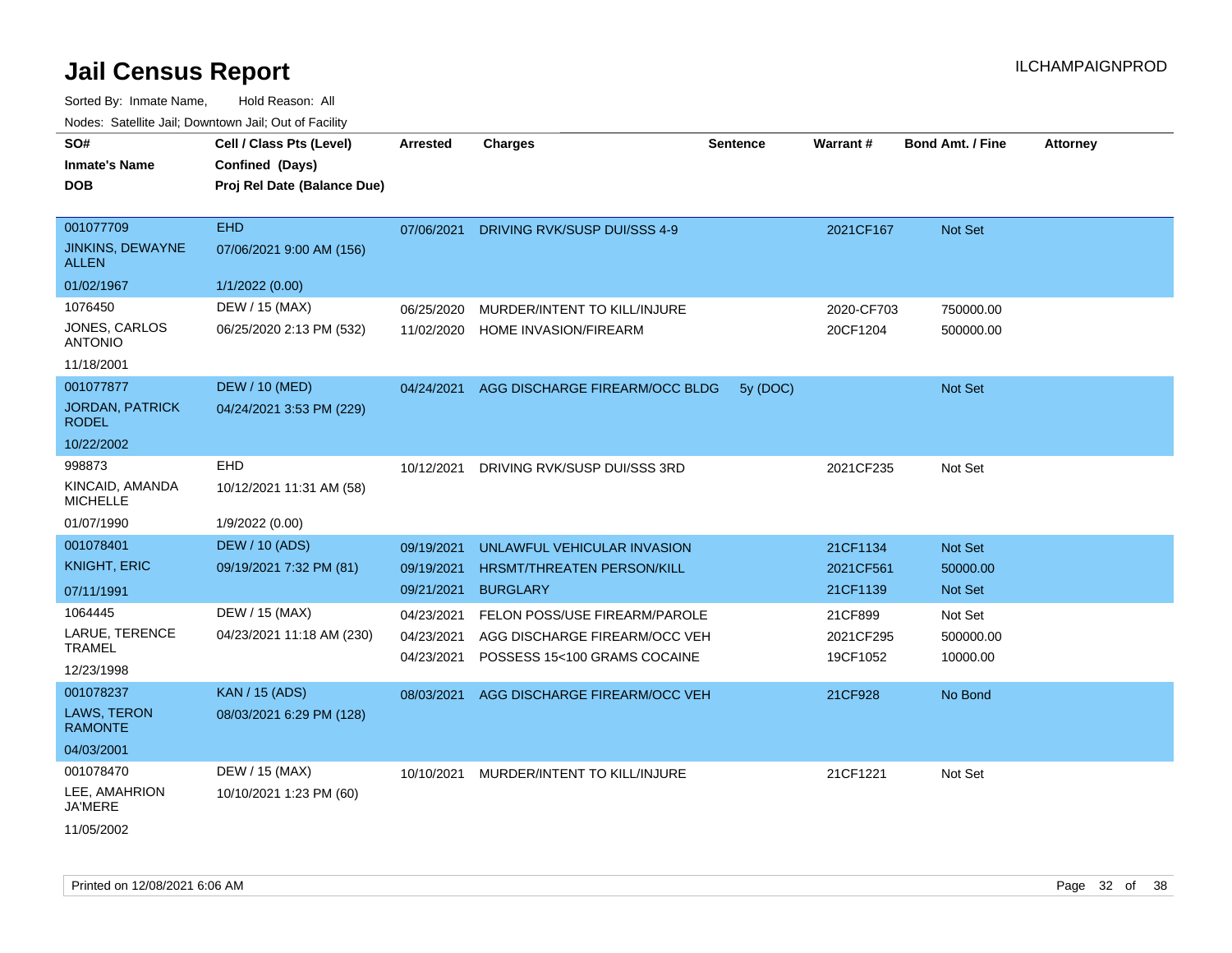# Jail Census Report

Sorted By: Inmate Name, Hold Reason: All

Nodes: Satellite Jail; Downtown Jail; Out of Facility

| SO# / Inmate's Name / DOB | Cell / Class Pts (Level) / Confined (Days) / Proj Rel Date (Balance Due) | Arrested | Charges | Sentence | Warrant # | Bond Amt. / Fine | Attorney |
|---|---|---|---|---|---|---|---|
| 001077709<br>JINKINS, DEWAYNE ALLEN<br>01/02/1967 | EHD<br>07/06/2021 9:00 AM (156)<br>1/1/2022 (0.00) | 07/06/2021 | DRIVING RVK/SUSP DUI/SSS 4-9 | | 2021CF167 | Not Set | |
| 1076450<br>JONES, CARLOS ANTONIO<br>11/18/2001 | DEW / 15 (MAX)<br>06/25/2020 2:13 PM (532) | 06/25/2020<br>11/02/2020 | MURDER/INTENT TO KILL/INJURE<br>HOME INVASION/FIREARM | | 2020-CF703<br>20CF1204 | 750000.00<br>500000.00 | |
| 001077877<br>JORDAN, PATRICK RODEL<br>10/22/2002 | DEW / 10 (MED)<br>04/24/2021 3:53 PM (229) | 04/24/2021 | AGG DISCHARGE FIREARM/OCC BLDG | 5y (DOC) | | Not Set | |
| 998873<br>KINCAID, AMANDA MICHELLE<br>01/07/1990 | EHD<br>10/12/2021 11:31 AM (58)<br>1/9/2022 (0.00) | 10/12/2021 | DRIVING RVK/SUSP DUI/SSS 3RD | | 2021CF235 | Not Set | |
| 001078401<br>KNIGHT, ERIC<br>07/11/1991 | DEW / 10 (ADS)<br>09/19/2021 7:32 PM (81) | 09/19/2021<br>09/19/2021<br>09/21/2021 | UNLAWFUL VEHICULAR INVASION<br>HRSMT/THREATEN PERSON/KILL<br>BURGLARY | | 21CF1134<br>2021CF561<br>21CF1139 | Not Set<br>50000.00<br>Not Set | |
| 1064445<br>LARUE, TERENCE TRAMEL<br>12/23/1998 | DEW / 15 (MAX)<br>04/23/2021 11:18 AM (230) | 04/23/2021<br>04/23/2021<br>04/23/2021 | FELON POSS/USE FIREARM/PAROLE<br>AGG DISCHARGE FIREARM/OCC VEH<br>POSSESS 15<100 GRAMS COCAINE | | 21CF899<br>2021CF295<br>19CF1052 | Not Set<br>500000.00<br>10000.00 | |
| 001078237<br>LAWS, TERON RAMONTE<br>04/03/2001 | KAN / 15 (ADS)<br>08/03/2021 6:29 PM (128) | 08/03/2021 | AGG DISCHARGE FIREARM/OCC VEH | | 21CF928 | No Bond | |
| 001078470<br>LEE, AMAHRION JA'MERE<br>11/05/2002 | DEW / 15 (MAX)<br>10/10/2021 1:23 PM (60) | 10/10/2021 | MURDER/INTENT TO KILL/INJURE | | 21CF1221 | Not Set | |

Printed on 12/08/2021 6:06 AM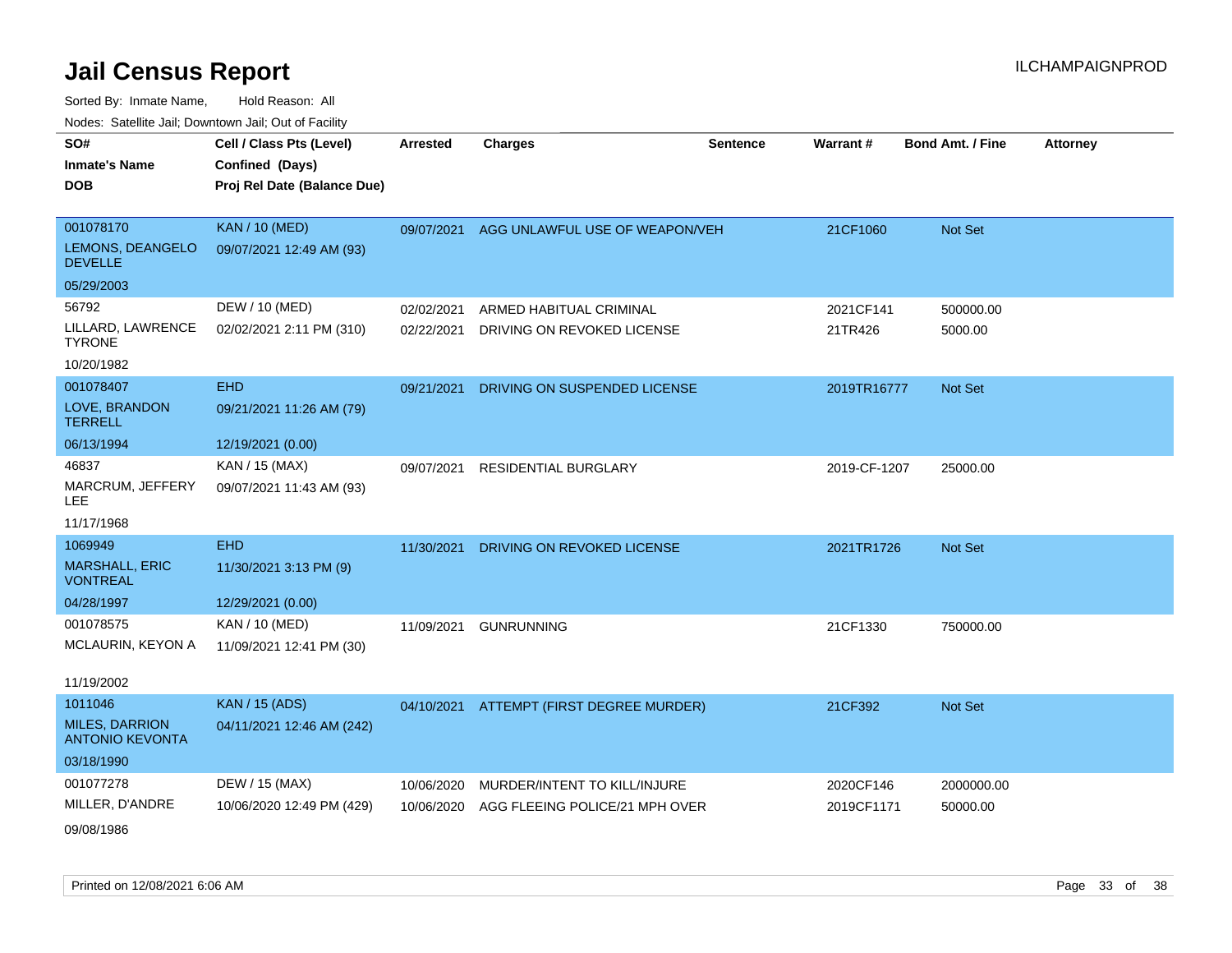# Jail Census Report

Sorted By: Inmate Name, Hold Reason: All

Nodes: Satellite Jail; Downtown Jail; Out of Facility

| SO# / Inmate's Name / DOB | Cell / Class Pts (Level) / Confined (Days) / Proj Rel Date (Balance Due) | Arrested | Charges | Sentence | Warrant # | Bond Amt. / Fine | Attorney |
|---|---|---|---|---|---|---|---|
| 001078170<br>LEMONS, DEANGELO DEVELLE<br>05/29/2003 | KAN / 10 (MED)<br>09/07/2021 12:49 AM (93) | 09/07/2021 | AGG UNLAWFUL USE OF WEAPON/VEH | | 21CF1060 | Not Set | |
| 56792<br>LILLARD, LAWRENCE TYRONE<br>10/20/1982 | DEW / 10 (MED)<br>02/02/2021 2:11 PM (310) | 02/02/2021<br>02/22/2021 | ARMED HABITUAL CRIMINAL<br>DRIVING ON REVOKED LICENSE | | 2021CF141<br>21TR426 | 500000.00<br>5000.00 | |
| 001078407<br>LOVE, BRANDON TERRELL<br>06/13/1994 | EHD<br>09/21/2021 11:26 AM (79)<br>12/19/2021 (0.00) | 09/21/2021 | DRIVING ON SUSPENDED LICENSE | | 2019TR16777 | Not Set | |
| 46837<br>MARCRUM, JEFFERY LEE<br>11/17/1968 | KAN / 15 (MAX)<br>09/07/2021 11:43 AM (93) | 09/07/2021 | RESIDENTIAL BURGLARY | | 2019-CF-1207 | 25000.00 | |
| 1069949<br>MARSHALL, ERIC VONTREAL<br>04/28/1997 | EHD<br>11/30/2021 3:13 PM (9)<br>12/29/2021 (0.00) | 11/30/2021 | DRIVING ON REVOKED LICENSE | | 2021TR1726 | Not Set | |
| 001078575<br>MCLAURIN, KEYON A<br>11/19/2002 | KAN / 10 (MED)<br>11/09/2021 12:41 PM (30) | 11/09/2021 | GUNRUNNING | | 21CF1330 | 750000.00 | |
| 1011046<br>MILES, DARRION ANTONIO KEVONTA<br>03/18/1990 | KAN / 15 (ADS)<br>04/11/2021 12:46 AM (242) | 04/10/2021 | ATTEMPT (FIRST DEGREE MURDER) | | 21CF392 | Not Set | |
| 001077278<br>MILLER, D'ANDRE<br>09/08/1986 | DEW / 15 (MAX)<br>10/06/2020 12:49 PM (429) | 10/06/2020<br>10/06/2020 | MURDER/INTENT TO KILL/INJURE<br>AGG FLEEING POLICE/21 MPH OVER | | 2020CF146<br>2019CF1171 | 2000000.00<br>50000.00 | |

Printed on 12/08/2021 6:06 AM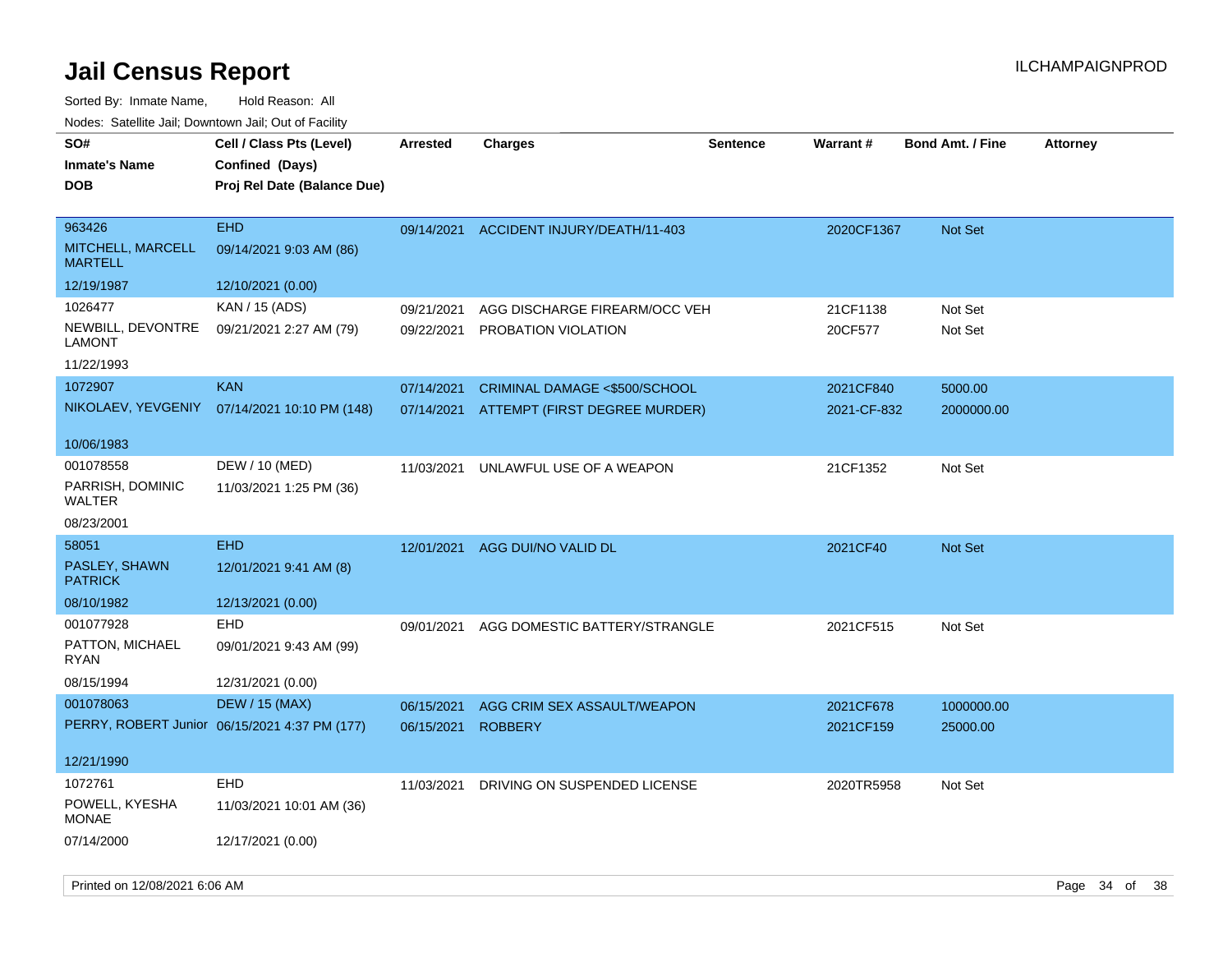# Jail Census Report

ILCHAMPAIGNPROD

Sorted By: Inmate Name, Hold Reason: All

Nodes: Satellite Jail; Downtown Jail; Out of Facility

| SO# / Inmate's Name / DOB | Cell / Class Pts (Level) / Confined (Days) / Proj Rel Date (Balance Due) | Arrested | Charges | Sentence | Warrant # | Bond Amt. / Fine | Attorney |
|---|---|---|---|---|---|---|---|
| 963426 MITCHELL, MARCELL MARTELL 12/19/1987 | EHD 09/14/2021 9:03 AM (86) 12/10/2021 (0.00) | 09/14/2021 | ACCIDENT INJURY/DEATH/11-403 | | 2020CF1367 | Not Set | |
| 1026477 NEWBILL, DEVONTRE LAMONT 11/22/1993 | KAN / 15 (ADS) 09/21/2021 2:27 AM (79) | 09/21/2021 | AGG DISCHARGE FIREARM/OCC VEH | | 21CF1138 | Not Set | |
| | | 09/22/2021 | PROBATION VIOLATION | | 20CF577 | Not Set | |
| 1072907 NIKOLAEV, YEVGENIY 10/06/1983 | KAN 07/14/2021 10:10 PM (148) | 07/14/2021 | CRIMINAL DAMAGE <$500/SCHOOL | | 2021CF840 | 5000.00 | |
| | | 07/14/2021 | ATTEMPT (FIRST DEGREE MURDER) | | 2021-CF-832 | 2000000.00 | |
| 001078558 PARRISH, DOMINIC WALTER 08/23/2001 | DEW / 10 (MED) 11/03/2021 1:25 PM (36) | 11/03/2021 | UNLAWFUL USE OF A WEAPON | | 21CF1352 | Not Set | |
| 58051 PASLEY, SHAWN PATRICK 08/10/1982 | EHD 12/01/2021 9:41 AM (8) 12/13/2021 (0.00) | 12/01/2021 | AGG DUI/NO VALID DL | | 2021CF40 | Not Set | |
| 001077928 PATTON, MICHAEL RYAN 08/15/1994 | EHD 09/01/2021 9:43 AM (99) 12/31/2021 (0.00) | 09/01/2021 | AGG DOMESTIC BATTERY/STRANGLE | | 2021CF515 | Not Set | |
| 001078063 PERRY, ROBERT Junior 12/21/1990 | DEW / 15 (MAX) 06/15/2021 4:37 PM (177) | 06/15/2021 | AGG CRIM SEX ASSAULT/WEAPON | | 2021CF678 | 1000000.00 | |
| | | 06/15/2021 | ROBBERY | | 2021CF159 | 25000.00 | |
| 1072761 POWELL, KYESHA MONAE 07/14/2000 | EHD 11/03/2021 10:01 AM (36) 12/17/2021 (0.00) | 11/03/2021 | DRIVING ON SUSPENDED LICENSE | | 2020TR5958 | Not Set | |

Printed on 12/08/2021 6:06 AM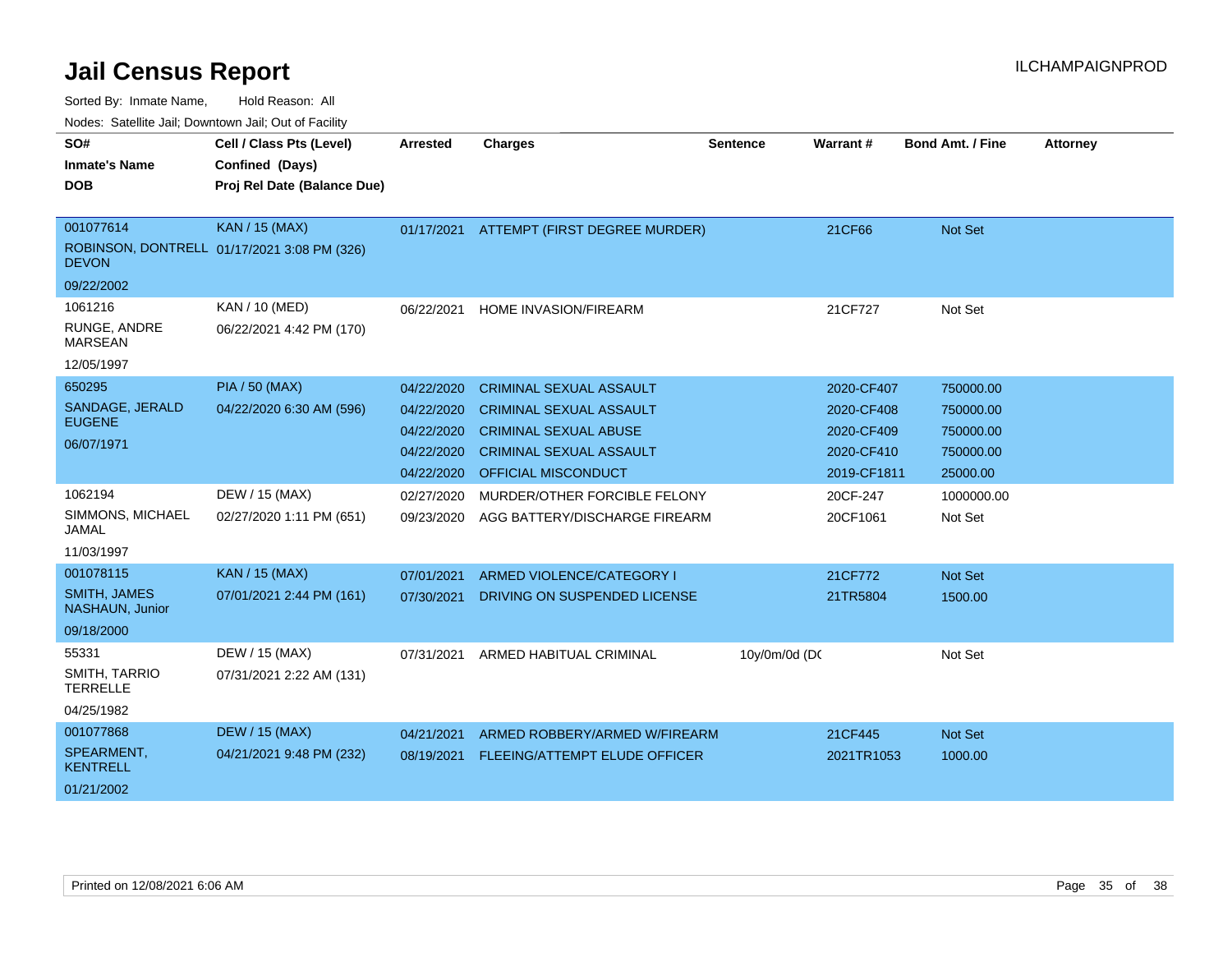# Jail Census Report

ILCHAMPAIGNPROD

Sorted By: Inmate Name, Hold Reason: All

Nodes: Satellite Jail; Downtown Jail; Out of Facility

| SO# / Inmate's Name / DOB | Cell / Class Pts (Level) / Confined (Days) / Proj Rel Date (Balance Due) | Arrested | Charges | Sentence | Warrant # | Bond Amt. / Fine | Attorney |
|---|---|---|---|---|---|---|---|
| 001077614<br>ROBINSON, DONTRELL DEVON<br>09/22/2002 | KAN / 15 (MAX)<br>01/17/2021 3:08 PM (326) | 01/17/2021 | ATTEMPT (FIRST DEGREE MURDER) | | 21CF66 | Not Set | |
| 1061216<br>RUNGE, ANDRE MARSEAN<br>12/05/1997 | KAN / 10 (MED)<br>06/22/2021 4:42 PM (170) | 06/22/2021 | HOME INVASION/FIREARM | | 21CF727 | Not Set | |
| 650295<br>SANDAGE, JERALD EUGENE<br>06/07/1971 | PIA / 50 (MAX)<br>04/22/2020 6:30 AM (596) | 04/22/2020 | CRIMINAL SEXUAL ASSAULT | | 2020-CF407 | 750000.00 | |
| | | 04/22/2020 | CRIMINAL SEXUAL ASSAULT | | 2020-CF408 | 750000.00 | |
| | | 04/22/2020 | CRIMINAL SEXUAL ABUSE | | 2020-CF409 | 750000.00 | |
| | | 04/22/2020 | CRIMINAL SEXUAL ASSAULT | | 2020-CF410 | 750000.00 | |
| | | 04/22/2020 | OFFICIAL MISCONDUCT | | 2019-CF1811 | 25000.00 | |
| 1062194<br>SIMMONS, MICHAEL JAMAL<br>11/03/1997 | DEW / 15 (MAX)<br>02/27/2020 1:11 PM (651) | 02/27/2020 | MURDER/OTHER FORCIBLE FELONY | | 20CF-247 | 1000000.00 | |
| | | 09/23/2020 | AGG BATTERY/DISCHARGE FIREARM | | 20CF1061 | Not Set | |
| 001078115<br>SMITH, JAMES NASHAUN, Junior<br>09/18/2000 | KAN / 15 (MAX)<br>07/01/2021 2:44 PM (161) | 07/01/2021 | ARMED VIOLENCE/CATEGORY I | | 21CF772 | Not Set | |
| | | 07/30/2021 | DRIVING ON SUSPENDED LICENSE | | 21TR5804 | 1500.00 | |
| 55331<br>SMITH, TARRIO TERRELLE<br>04/25/1982 | DEW / 15 (MAX)<br>07/31/2021 2:22 AM (131) | 07/31/2021 | ARMED HABITUAL CRIMINAL | 10y/0m/0d (DC | | Not Set | |
| 001077868<br>SPEARMENT, KENTRELL<br>01/21/2002 | DEW / 15 (MAX)<br>04/21/2021 9:48 PM (232) | 04/21/2021 | ARMED ROBBERY/ARMED W/FIREARM | | 21CF445 | Not Set | |
| | | 08/19/2021 | FLEEING/ATTEMPT ELUDE OFFICER | | 2021TR1053 | 1000.00 | |

Printed on 12/08/2021 6:06 AM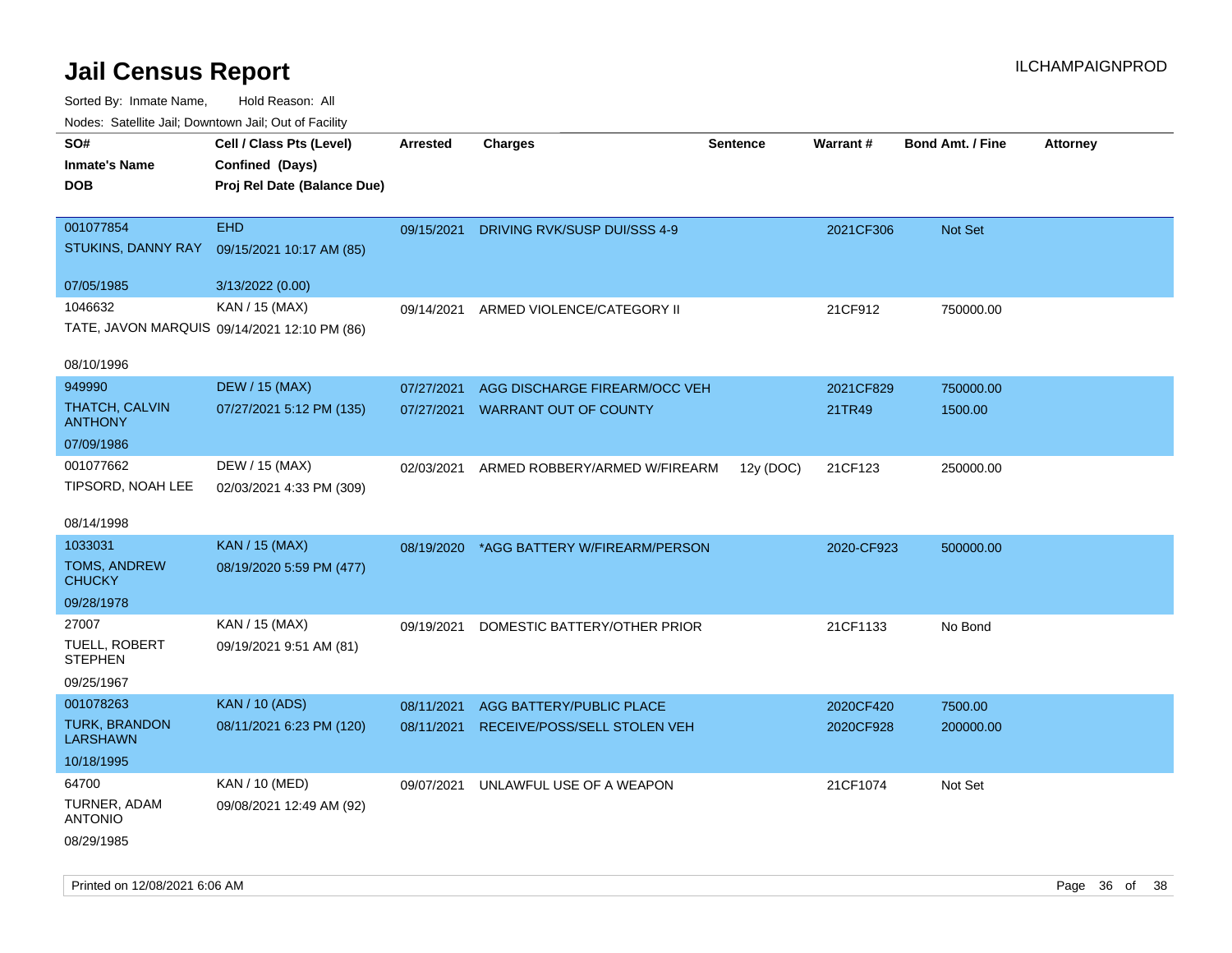# Jail Census Report

Sorted By: Inmate Name, Hold Reason: All

Nodes: Satellite Jail; Downtown Jail; Out of Facility

| SO# / Inmate's Name / DOB | Cell / Class Pts (Level) / Confined (Days) / Proj Rel Date (Balance Due) | Arrested | Charges | Sentence | Warrant # | Bond Amt. / Fine | Attorney |
|---|---|---|---|---|---|---|---|
| 001077854<br>STUKINS, DANNY RAY<br>07/05/1985 | EHD<br>09/15/2021 10:17 AM (85)<br>3/13/2022 (0.00) | 09/15/2021 | DRIVING RVK/SUSP DUI/SSS 4-9 | | 2021CF306 | Not Set | |
| 1046632<br>TATE, JAVON MARQUIS<br>08/10/1996 | KAN / 15 (MAX)<br>09/14/2021 12:10 PM (86) | 09/14/2021 | ARMED VIOLENCE/CATEGORY II | | 21CF912 | 750000.00 | |
| 949990<br>THATCH, CALVIN ANTHONY<br>07/09/1986 | DEW / 15 (MAX)<br>07/27/2021 5:12 PM (135) | 07/27/2021<br>07/27/2021 | AGG DISCHARGE FIREARM/OCC VEH<br>WARRANT OUT OF COUNTY | | 2021CF829<br>21TR49 | 750000.00<br>1500.00 | |
| 001077662<br>TIPSORD, NOAH LEE<br>08/14/1998 | DEW / 15 (MAX)<br>02/03/2021 4:33 PM (309) | 02/03/2021 | ARMED ROBBERY/ARMED W/FIREARM | 12y (DOC) | 21CF123 | 250000.00 | |
| 1033031<br>TOMS, ANDREW CHUCKY<br>09/28/1978 | KAN / 15 (MAX)<br>08/19/2020 5:59 PM (477) | 08/19/2020 | *AGG BATTERY W/FIREARM/PERSON | | 2020-CF923 | 500000.00 | |
| 27007<br>TUELL, ROBERT STEPHEN<br>09/25/1967 | KAN / 15 (MAX)<br>09/19/2021 9:51 AM (81) | 09/19/2021 | DOMESTIC BATTERY/OTHER PRIOR | | 21CF1133 | No Bond | |
| 001078263<br>TURK, BRANDON LARSHAWN<br>10/18/1995 | KAN / 10 (ADS)<br>08/11/2021 6:23 PM (120) | 08/11/2021<br>08/11/2021 | AGG BATTERY/PUBLIC PLACE<br>RECEIVE/POSS/SELL STOLEN VEH | | 2020CF420<br>2020CF928 | 7500.00<br>200000.00 | |
| 64700<br>TURNER, ADAM ANTONIO<br>08/29/1985 | KAN / 10 (MED)<br>09/08/2021 12:49 AM (92) | 09/07/2021 | UNLAWFUL USE OF A WEAPON | | 21CF1074 | Not Set | |

Printed on 12/08/2021 6:06 AM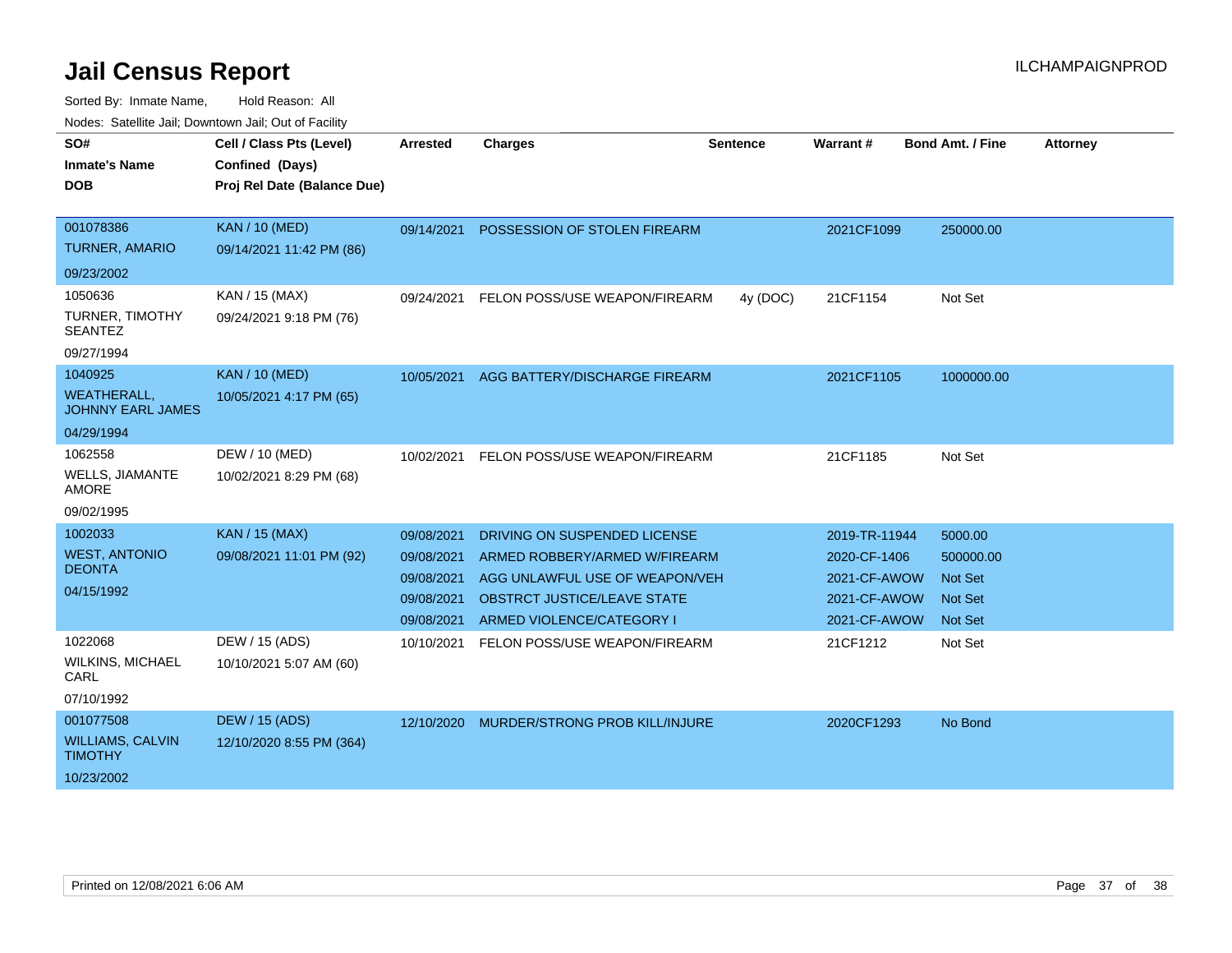# Jail Census Report

ILCHAMPAIGNPROD

Sorted By: Inmate Name, Hold Reason: All

Nodes: Satellite Jail; Downtown Jail; Out of Facility

| SO# / Inmate's Name / DOB | Cell / Class Pts (Level) / Confined (Days) / Proj Rel Date (Balance Due) | Arrested | Charges | Sentence | Warrant # | Bond Amt. / Fine | Attorney |
|---|---|---|---|---|---|---|---|
| 001078386<br>TURNER, AMARIO<br>09/23/2002 | KAN / 10 (MED)<br>09/14/2021 11:42 PM (86) | 09/14/2021 | POSSESSION OF STOLEN FIREARM | | 2021CF1099 | 250000.00 | |
| 1050636<br>TURNER, TIMOTHY SEANTEZ<br>09/27/1994 | KAN / 15 (MAX)<br>09/24/2021 9:18 PM (76) | 09/24/2021 | FELON POSS/USE WEAPON/FIREARM | 4y (DOC) | 21CF1154 | Not Set | |
| 1040925<br>WEATHERALL, JOHNNY EARL JAMES<br>04/29/1994 | KAN / 10 (MED)<br>10/05/2021 4:17 PM (65) | 10/05/2021 | AGG BATTERY/DISCHARGE FIREARM | | 2021CF1105 | 1000000.00 | |
| 1062558<br>WELLS, JIAMANTE AMORE<br>09/02/1995 | DEW / 10 (MED)<br>10/02/2021 8:29 PM (68) | 10/02/2021 | FELON POSS/USE WEAPON/FIREARM | | 21CF1185 | Not Set | |
| 1002033<br>WEST, ANTONIO DEONTA<br>04/15/1992 | KAN / 15 (MAX)<br>09/08/2021 11:01 PM (92) | 09/08/2021 | DRIVING ON SUSPENDED LICENSE | | 2019-TR-11944 | 5000.00 | |
| | | 09/08/2021 | ARMED ROBBERY/ARMED W/FIREARM | | 2020-CF-1406 | 500000.00 | |
| | | 09/08/2021 | AGG UNLAWFUL USE OF WEAPON/VEH | | 2021-CF-AWOW | Not Set | |
| | | 09/08/2021 | OBSTRCT JUSTICE/LEAVE STATE | | 2021-CF-AWOW | Not Set | |
| | | 09/08/2021 | ARMED VIOLENCE/CATEGORY I | | 2021-CF-AWOW | Not Set | |
| 1022068<br>WILKINS, MICHAEL CARL<br>07/10/1992 | DEW / 15 (ADS)<br>10/10/2021 5:07 AM (60) | 10/10/2021 | FELON POSS/USE WEAPON/FIREARM | | 21CF1212 | Not Set | |
| 001077508<br>WILLIAMS, CALVIN TIMOTHY<br>10/23/2002 | DEW / 15 (ADS)<br>12/10/2020 8:55 PM (364) | 12/10/2020 | MURDER/STRONG PROB KILL/INJURE | | 2020CF1293 | No Bond | |

Printed on 12/08/2021 6:06 AM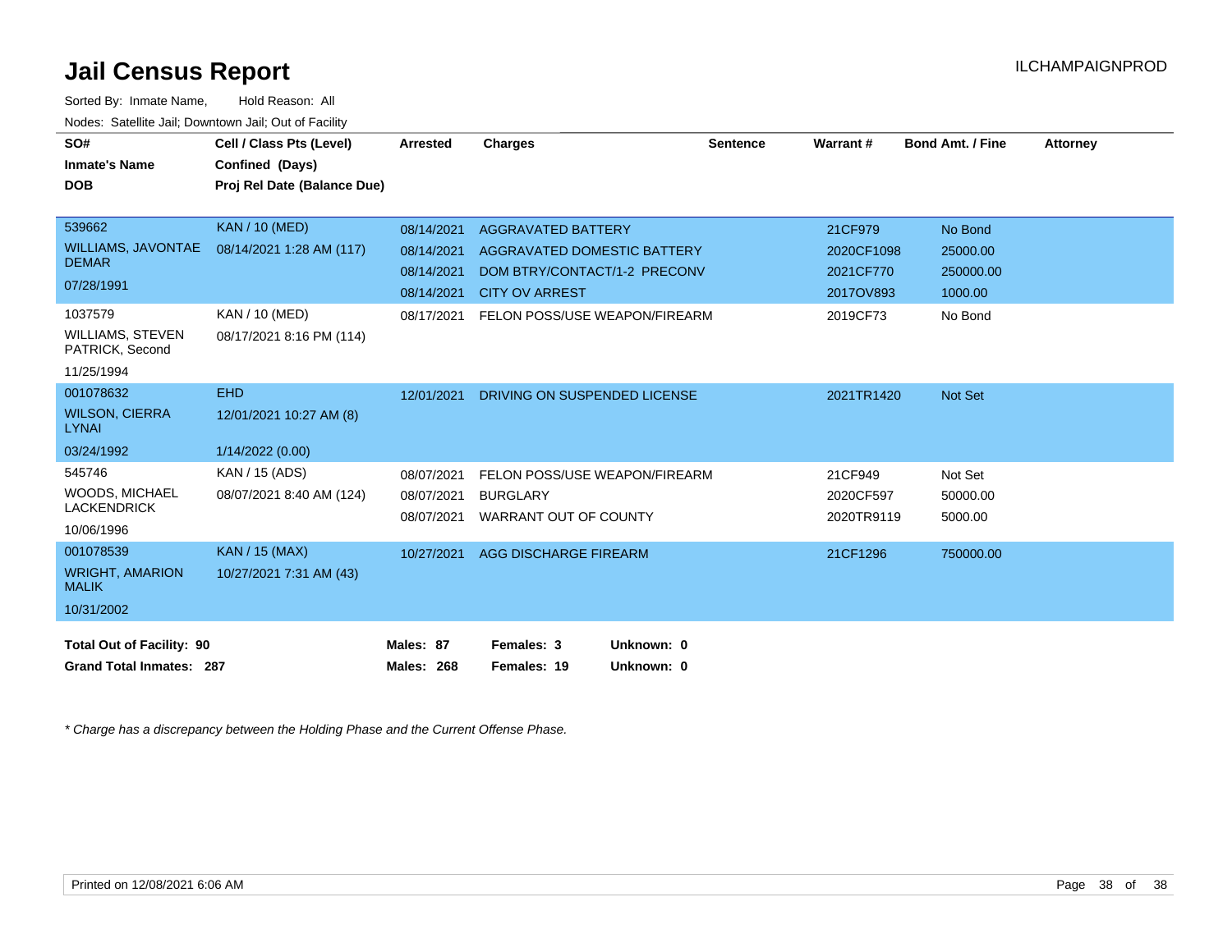# Jail Census Report

ILCHAMPAIGNPROD

Sorted By: Inmate Name, Hold Reason: All

Nodes: Satellite Jail; Downtown Jail; Out of Facility

| SO# / Inmate's Name / DOB | Cell / Class Pts (Level) / Confined (Days) / Proj Rel Date (Balance Due) | Arrested | Charges | Sentence | Warrant # | Bond Amt. / Fine | Attorney |
|---|---|---|---|---|---|---|---|
| 539662<br>WILLIAMS, JAVONTAE DEMAR<br>07/28/1991 | KAN / 10 (MED)<br>08/14/2021 1:28 AM (117) | 08/14/2021<br>08/14/2021<br>08/14/2021<br>08/14/2021 | AGGRAVATED BATTERY<br>AGGRAVATED DOMESTIC BATTERY<br>DOM BTRY/CONTACT/1-2 PRECONV<br>CITY OV ARREST | | 21CF979<br>2020CF1098<br>2021CF770<br>2017OV893 | No Bond<br>25000.00<br>250000.00<br>1000.00 | |
| 1037579<br>WILLIAMS, STEVEN PATRICK, Second<br>11/25/1994 | KAN / 10 (MED)<br>08/17/2021 8:16 PM (114) | 08/17/2021 | FELON POSS/USE WEAPON/FIREARM | | 2019CF73 | No Bond | |
| 001078632<br>WILSON, CIERRA LYNAI<br>03/24/1992 | EHD<br>12/01/2021 10:27 AM (8)<br>1/14/2022 (0.00) | 12/01/2021 | DRIVING ON SUSPENDED LICENSE | | 2021TR1420 | Not Set | |
| 545746<br>WOODS, MICHAEL LACKENDRICK<br>10/06/1996 | KAN / 15 (ADS)<br>08/07/2021 8:40 AM (124) | 08/07/2021<br>08/07/2021<br>08/07/2021 | FELON POSS/USE WEAPON/FIREARM<br>BURGLARY<br>WARRANT OUT OF COUNTY | | 21CF949<br>2020CF597<br>2020TR9119 | Not Set<br>50000.00<br>5000.00 | |
| 001078539<br>WRIGHT, AMARION MALIK<br>10/31/2002 | KAN / 15 (MAX)<br>10/27/2021 7:31 AM (43) | 10/27/2021 | AGG DISCHARGE FIREARM | | 21CF1296 | 750000.00 | |

| | | | |
|---|---|---|---|
| **Total Out of Facility: 90** | **Males: 87** | **Females: 3** | **Unknown: 0** |
| **Grand Total Inmates: 287** | **Males: 268** | **Females: 19** | **Unknown: 0** |

*\* Charge has a discrepancy between the Holding Phase and the Current Offense Phase.*

Printed on 12/08/2021 6:06 AM